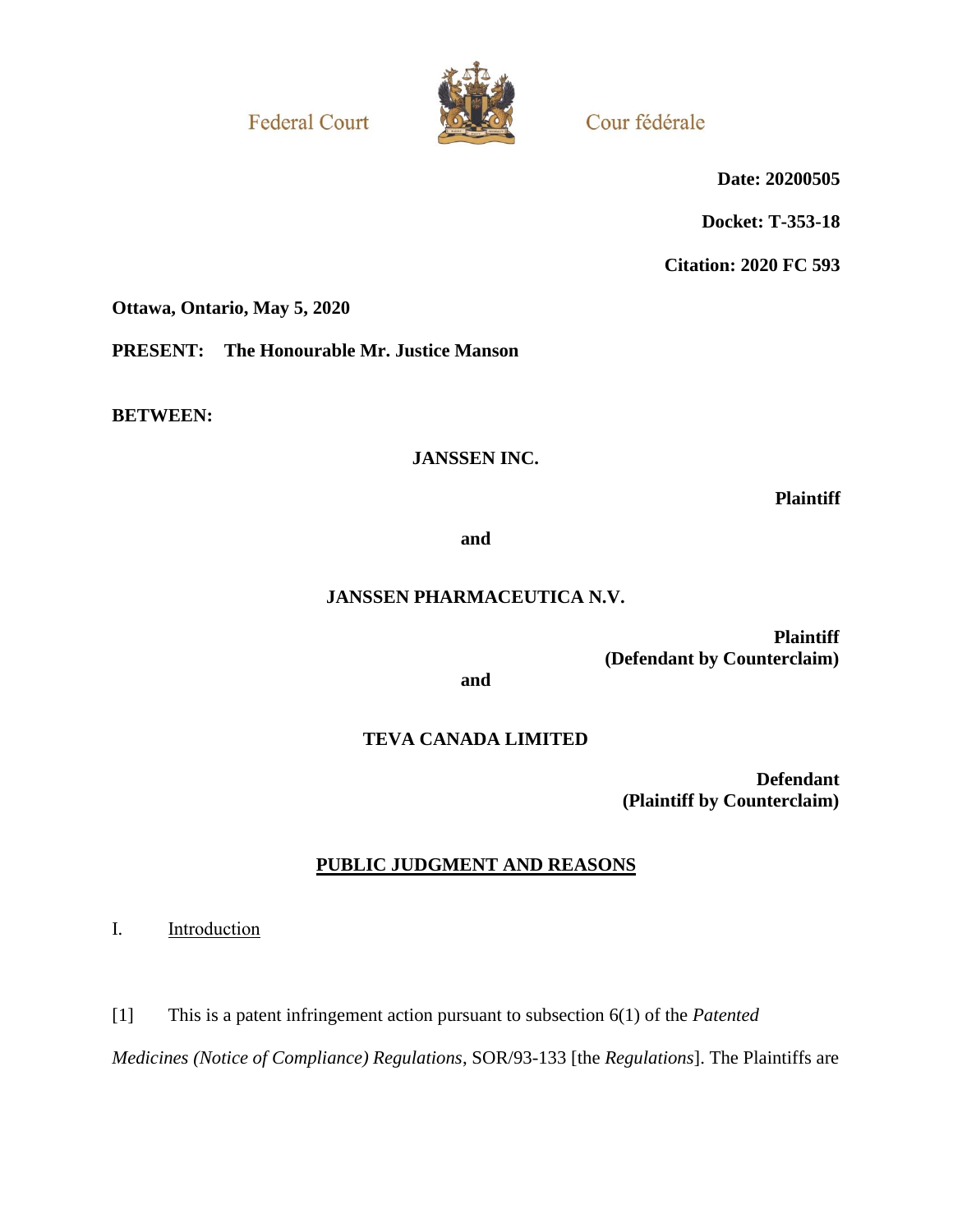Federal Court

Cour fédérale

**Date: 20200505**

**Docket: T-353-18**

**Citation: 2020 FC 593**

**Ottawa, Ontario, May 5, 2020**

**PRESENT: The Honourable Mr. Justice Manson**

**BETWEEN:**

**JANSSEN INC.**

**Plaintiff**

**and**

**JANSSEN PHARMACEUTICA N.V.**

**Plaintiff**
**(Defendant by Counterclaim)**

**and**

**TEVA CANADA LIMITED**

**Defendant**
**(Plaintiff by Counterclaim)**

**PUBLIC JUDGMENT AND REASONS**

## I. Introduction

[1] This is a patent infringement action pursuant to subsection 6(1) of the *Patented Medicines (Notice of Compliance) Regulations*, SOR/93-133 [the *Regulations*]. The Plaintiffs are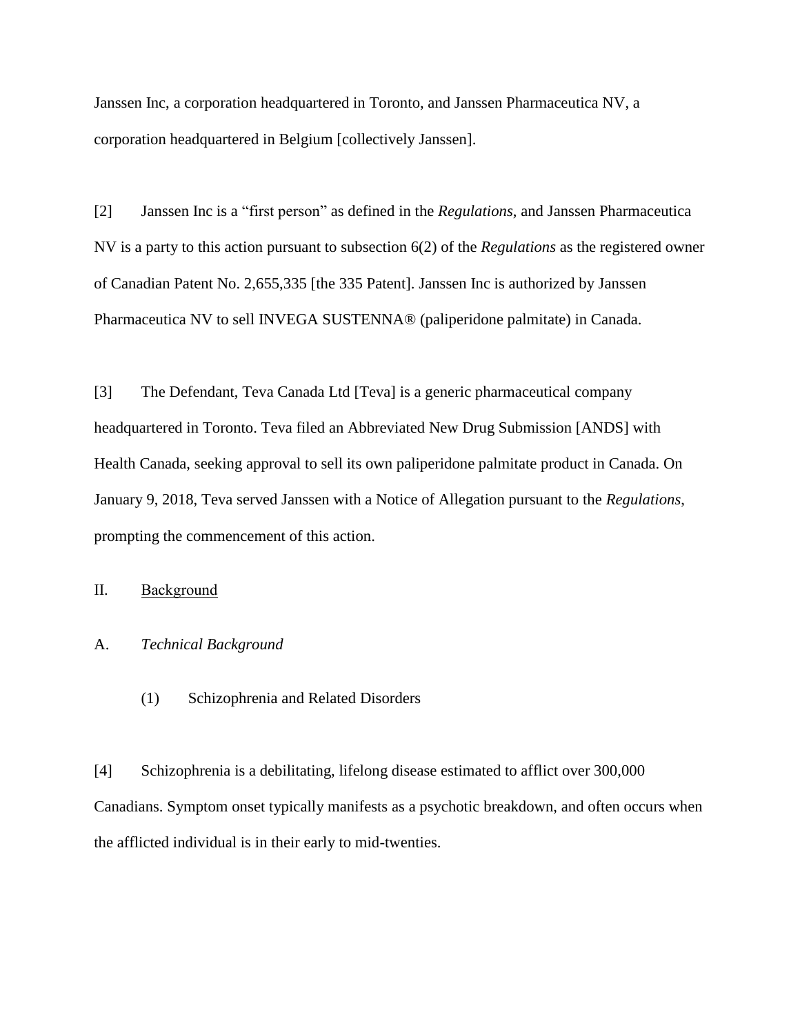Janssen Inc, a corporation headquartered in Toronto, and Janssen Pharmaceutica NV, a corporation headquartered in Belgium [collectively Janssen].

[2] Janssen Inc is a "first person" as defined in the *Regulations*, and Janssen Pharmaceutica NV is a party to this action pursuant to subsection 6(2) of the *Regulations* as the registered owner of Canadian Patent No. 2,655,335 [the 335 Patent]. Janssen Inc is authorized by Janssen Pharmaceutica NV to sell INVEGA SUSTENNA® (paliperidone palmitate) in Canada.

[3] The Defendant, Teva Canada Ltd [Teva] is a generic pharmaceutical company headquartered in Toronto. Teva filed an Abbreviated New Drug Submission [ANDS] with Health Canada, seeking approval to sell its own paliperidone palmitate product in Canada. On January 9, 2018, Teva served Janssen with a Notice of Allegation pursuant to the *Regulations*, prompting the commencement of this action.

## II. Background

### A. *Technical Background*

#### (1) Schizophrenia and Related Disorders

[4] Schizophrenia is a debilitating, lifelong disease estimated to afflict over 300,000 Canadians. Symptom onset typically manifests as a psychotic breakdown, and often occurs when the afflicted individual is in their early to mid-twenties.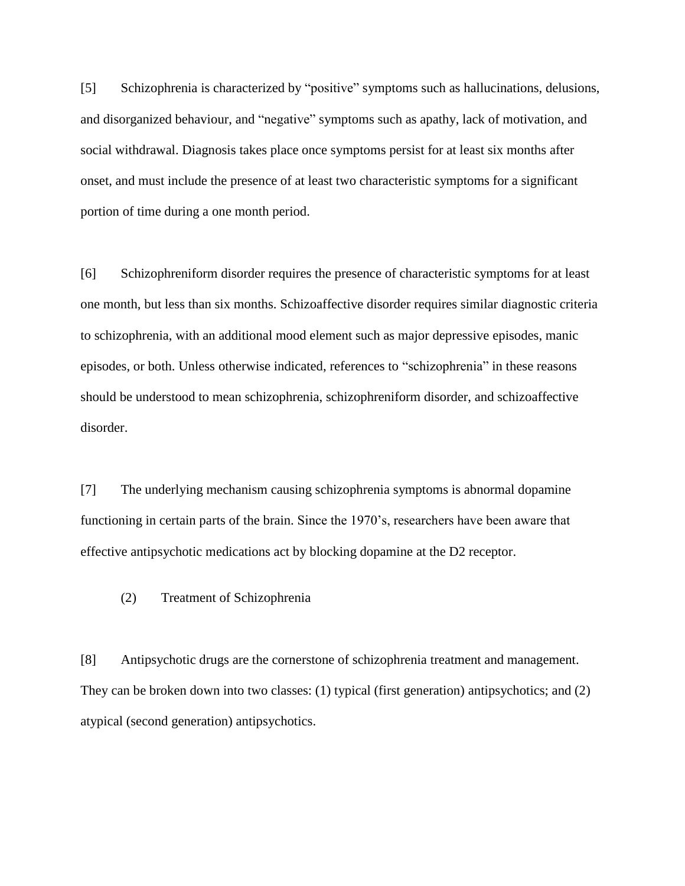[5] Schizophrenia is characterized by "positive" symptoms such as hallucinations, delusions, and disorganized behaviour, and "negative" symptoms such as apathy, lack of motivation, and social withdrawal. Diagnosis takes place once symptoms persist for at least six months after onset, and must include the presence of at least two characteristic symptoms for a significant portion of time during a one month period.

[6] Schizophreniform disorder requires the presence of characteristic symptoms for at least one month, but less than six months. Schizoaffective disorder requires similar diagnostic criteria to schizophrenia, with an additional mood element such as major depressive episodes, manic episodes, or both. Unless otherwise indicated, references to "schizophrenia" in these reasons should be understood to mean schizophrenia, schizophreniform disorder, and schizoaffective disorder.

[7] The underlying mechanism causing schizophrenia symptoms is abnormal dopamine functioning in certain parts of the brain. Since the 1970's, researchers have been aware that effective antipsychotic medications act by blocking dopamine at the D2 receptor.

### (2) Treatment of Schizophrenia

[8] Antipsychotic drugs are the cornerstone of schizophrenia treatment and management. They can be broken down into two classes: (1) typical (first generation) antipsychotics; and (2) atypical (second generation) antipsychotics.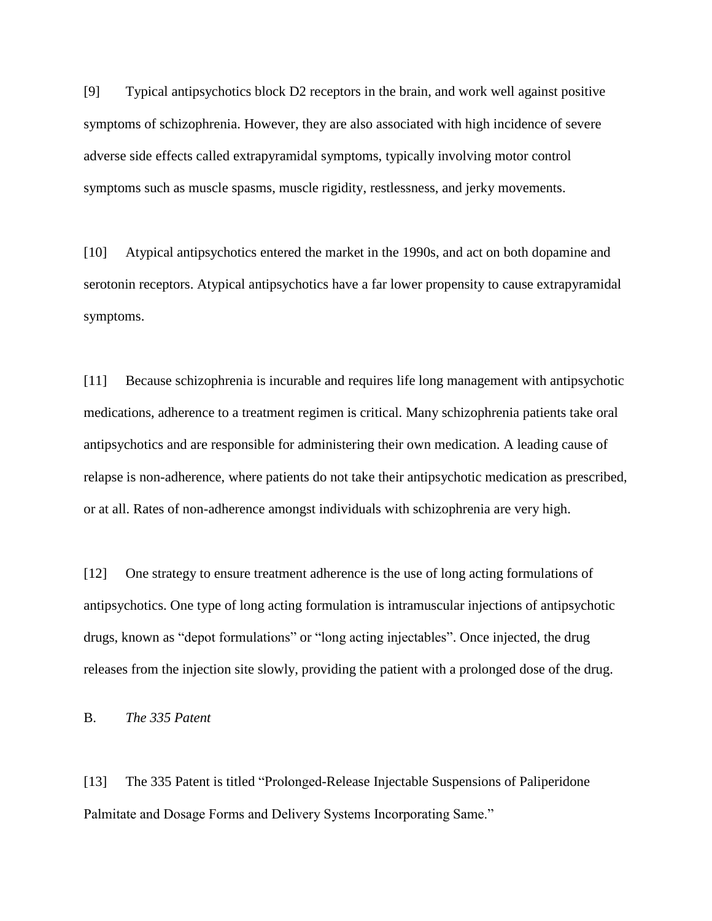[9] Typical antipsychotics block D2 receptors in the brain, and work well against positive symptoms of schizophrenia. However, they are also associated with high incidence of severe adverse side effects called extrapyramidal symptoms, typically involving motor control symptoms such as muscle spasms, muscle rigidity, restlessness, and jerky movements.

[10] Atypical antipsychotics entered the market in the 1990s, and act on both dopamine and serotonin receptors. Atypical antipsychotics have a far lower propensity to cause extrapyramidal symptoms.

[11] Because schizophrenia is incurable and requires life long management with antipsychotic medications, adherence to a treatment regimen is critical. Many schizophrenia patients take oral antipsychotics and are responsible for administering their own medication. A leading cause of relapse is non-adherence, where patients do not take their antipsychotic medication as prescribed, or at all. Rates of non-adherence amongst individuals with schizophrenia are very high.

[12] One strategy to ensure treatment adherence is the use of long acting formulations of antipsychotics. One type of long acting formulation is intramuscular injections of antipsychotic drugs, known as "depot formulations" or "long acting injectables". Once injected, the drug releases from the injection site slowly, providing the patient with a prolonged dose of the drug.

B. *The 335 Patent*

[13] The 335 Patent is titled "Prolonged-Release Injectable Suspensions of Paliperidone Palmitate and Dosage Forms and Delivery Systems Incorporating Same."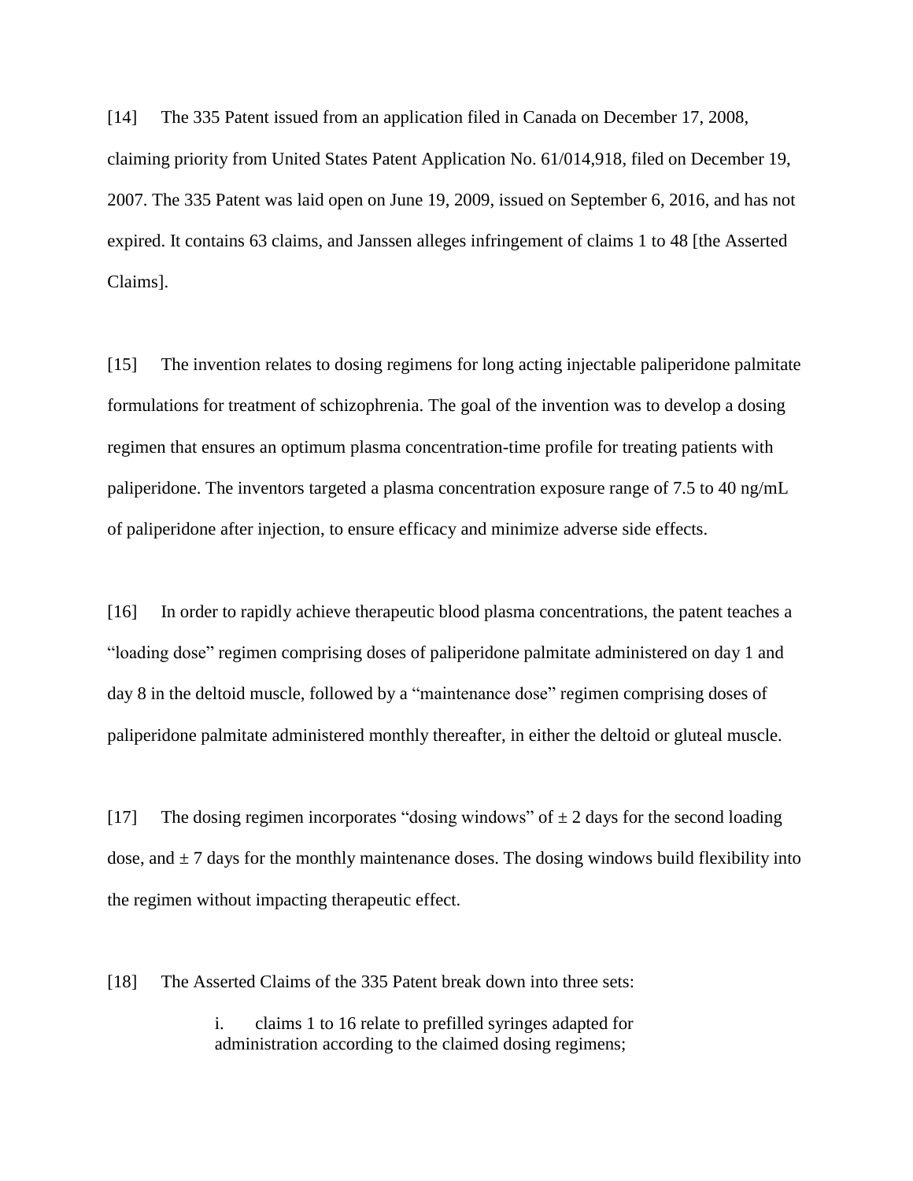[14] The 335 Patent issued from an application filed in Canada on December 17, 2008, claiming priority from United States Patent Application No. 61/014,918, filed on December 19, 2007. The 335 Patent was laid open on June 19, 2009, issued on September 6, 2016, and has not expired. It contains 63 claims, and Janssen alleges infringement of claims 1 to 48 [the Asserted Claims].

[15] The invention relates to dosing regimens for long acting injectable paliperidone palmitate formulations for treatment of schizophrenia. The goal of the invention was to develop a dosing regimen that ensures an optimum plasma concentration-time profile for treating patients with paliperidone. The inventors targeted a plasma concentration exposure range of 7.5 to 40 ng/mL of paliperidone after injection, to ensure efficacy and minimize adverse side effects.

[16] In order to rapidly achieve therapeutic blood plasma concentrations, the patent teaches a "loading dose" regimen comprising doses of paliperidone palmitate administered on day 1 and day 8 in the deltoid muscle, followed by a "maintenance dose" regimen comprising doses of paliperidone palmitate administered monthly thereafter, in either the deltoid or gluteal muscle.

[17] The dosing regimen incorporates "dosing windows" of ± 2 days for the second loading dose, and ± 7 days for the monthly maintenance doses. The dosing windows build flexibility into the regimen without impacting therapeutic effect.

[18] The Asserted Claims of the 335 Patent break down into three sets:

> i. claims 1 to 16 relate to prefilled syringes adapted for administration according to the claimed dosing regimens;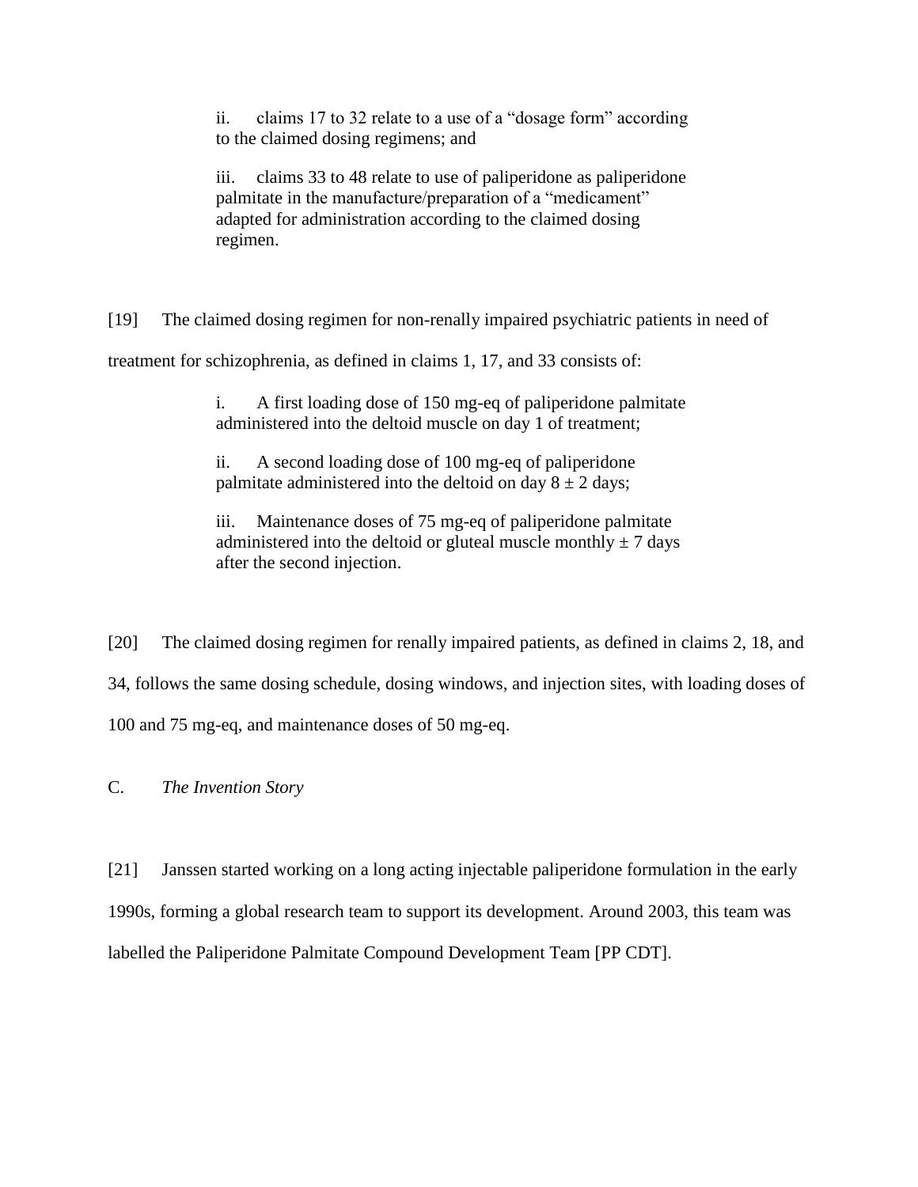ii. claims 17 to 32 relate to a use of a "dosage form" according to the claimed dosing regimens; and

iii. claims 33 to 48 relate to use of paliperidone as paliperidone palmitate in the manufacture/preparation of a "medicament" adapted for administration according to the claimed dosing regimen.

[19] The claimed dosing regimen for non-renally impaired psychiatric patients in need of treatment for schizophrenia, as defined in claims 1, 17, and 33 consists of:

i. A first loading dose of 150 mg-eq of paliperidone palmitate administered into the deltoid muscle on day 1 of treatment;

ii. A second loading dose of 100 mg-eq of paliperidone palmitate administered into the deltoid on day $8 \pm 2$ days;

iii. Maintenance doses of 75 mg-eq of paliperidone palmitate administered into the deltoid or gluteal muscle monthly $\pm$ 7 days after the second injection.

[20] The claimed dosing regimen for renally impaired patients, as defined in claims 2, 18, and 34, follows the same dosing schedule, dosing windows, and injection sites, with loading doses of 100 and 75 mg-eq, and maintenance doses of 50 mg-eq.

### C. *The Invention Story*

[21] Janssen started working on a long acting injectable paliperidone formulation in the early 1990s, forming a global research team to support its development. Around 2003, this team was labelled the Paliperidone Palmitate Compound Development Team [PP CDT].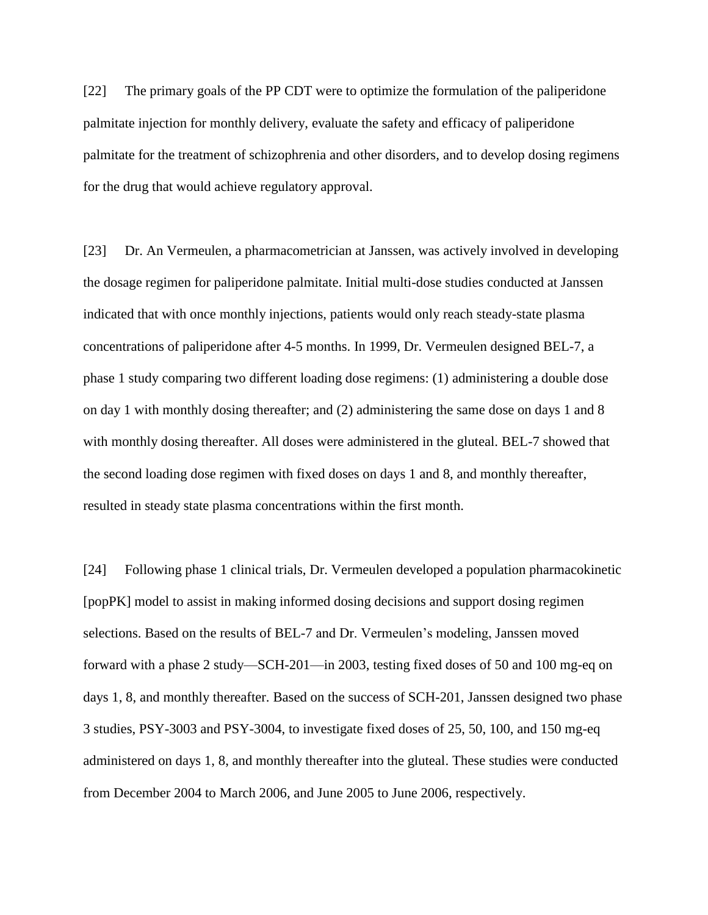[22] The primary goals of the PP CDT were to optimize the formulation of the paliperidone palmitate injection for monthly delivery, evaluate the safety and efficacy of paliperidone palmitate for the treatment of schizophrenia and other disorders, and to develop dosing regimens for the drug that would achieve regulatory approval.

[23] Dr. An Vermeulen, a pharmacometrician at Janssen, was actively involved in developing the dosage regimen for paliperidone palmitate. Initial multi-dose studies conducted at Janssen indicated that with once monthly injections, patients would only reach steady-state plasma concentrations of paliperidone after 4-5 months. In 1999, Dr. Vermeulen designed BEL-7, a phase 1 study comparing two different loading dose regimens: (1) administering a double dose on day 1 with monthly dosing thereafter; and (2) administering the same dose on days 1 and 8 with monthly dosing thereafter. All doses were administered in the gluteal. BEL-7 showed that the second loading dose regimen with fixed doses on days 1 and 8, and monthly thereafter, resulted in steady state plasma concentrations within the first month.

[24] Following phase 1 clinical trials, Dr. Vermeulen developed a population pharmacokinetic [popPK] model to assist in making informed dosing decisions and support dosing regimen selections. Based on the results of BEL-7 and Dr. Vermeulen's modeling, Janssen moved forward with a phase 2 study—SCH-201—in 2003, testing fixed doses of 50 and 100 mg-eq on days 1, 8, and monthly thereafter. Based on the success of SCH-201, Janssen designed two phase 3 studies, PSY-3003 and PSY-3004, to investigate fixed doses of 25, 50, 100, and 150 mg-eq administered on days 1, 8, and monthly thereafter into the gluteal. These studies were conducted from December 2004 to March 2006, and June 2005 to June 2006, respectively.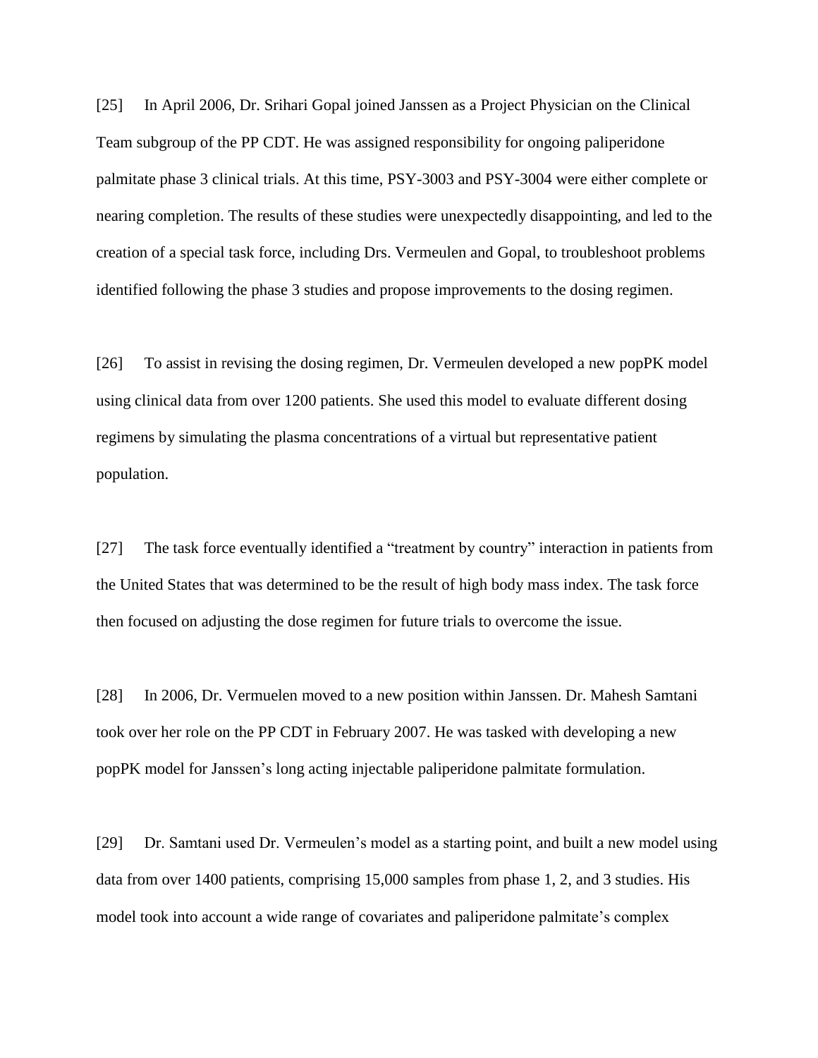[25] In April 2006, Dr. Srihari Gopal joined Janssen as a Project Physician on the Clinical Team subgroup of the PP CDT. He was assigned responsibility for ongoing paliperidone palmitate phase 3 clinical trials. At this time, PSY-3003 and PSY-3004 were either complete or nearing completion. The results of these studies were unexpectedly disappointing, and led to the creation of a special task force, including Drs. Vermeulen and Gopal, to troubleshoot problems identified following the phase 3 studies and propose improvements to the dosing regimen.

[26] To assist in revising the dosing regimen, Dr. Vermeulen developed a new popPK model using clinical data from over 1200 patients. She used this model to evaluate different dosing regimens by simulating the plasma concentrations of a virtual but representative patient population.

[27] The task force eventually identified a "treatment by country" interaction in patients from the United States that was determined to be the result of high body mass index. The task force then focused on adjusting the dose regimen for future trials to overcome the issue.

[28] In 2006, Dr. Vermuelen moved to a new position within Janssen. Dr. Mahesh Samtani took over her role on the PP CDT in February 2007. He was tasked with developing a new popPK model for Janssen's long acting injectable paliperidone palmitate formulation.

[29] Dr. Samtani used Dr. Vermeulen's model as a starting point, and built a new model using data from over 1400 patients, comprising 15,000 samples from phase 1, 2, and 3 studies. His model took into account a wide range of covariates and paliperidone palmitate's complex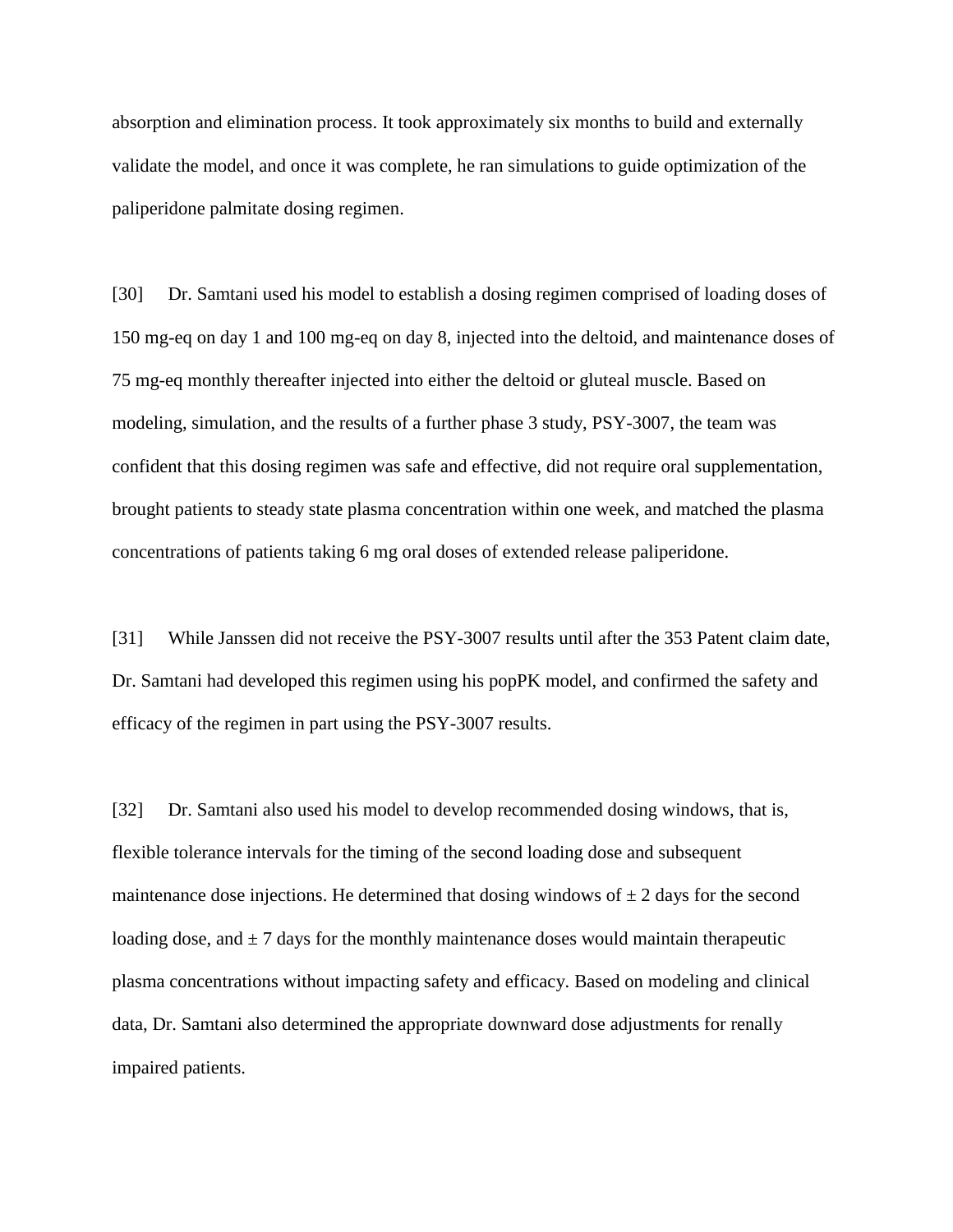absorption and elimination process. It took approximately six months to build and externally validate the model, and once it was complete, he ran simulations to guide optimization of the paliperidone palmitate dosing regimen.

[30] Dr. Samtani used his model to establish a dosing regimen comprised of loading doses of 150 mg-eq on day 1 and 100 mg-eq on day 8, injected into the deltoid, and maintenance doses of 75 mg-eq monthly thereafter injected into either the deltoid or gluteal muscle. Based on modeling, simulation, and the results of a further phase 3 study, PSY-3007, the team was confident that this dosing regimen was safe and effective, did not require oral supplementation, brought patients to steady state plasma concentration within one week, and matched the plasma concentrations of patients taking 6 mg oral doses of extended release paliperidone.

[31] While Janssen did not receive the PSY-3007 results until after the 353 Patent claim date, Dr. Samtani had developed this regimen using his popPK model, and confirmed the safety and efficacy of the regimen in part using the PSY-3007 results.

[32] Dr. Samtani also used his model to develop recommended dosing windows, that is, flexible tolerance intervals for the timing of the second loading dose and subsequent maintenance dose injections. He determined that dosing windows of ± 2 days for the second loading dose, and ± 7 days for the monthly maintenance doses would maintain therapeutic plasma concentrations without impacting safety and efficacy. Based on modeling and clinical data, Dr. Samtani also determined the appropriate downward dose adjustments for renally impaired patients.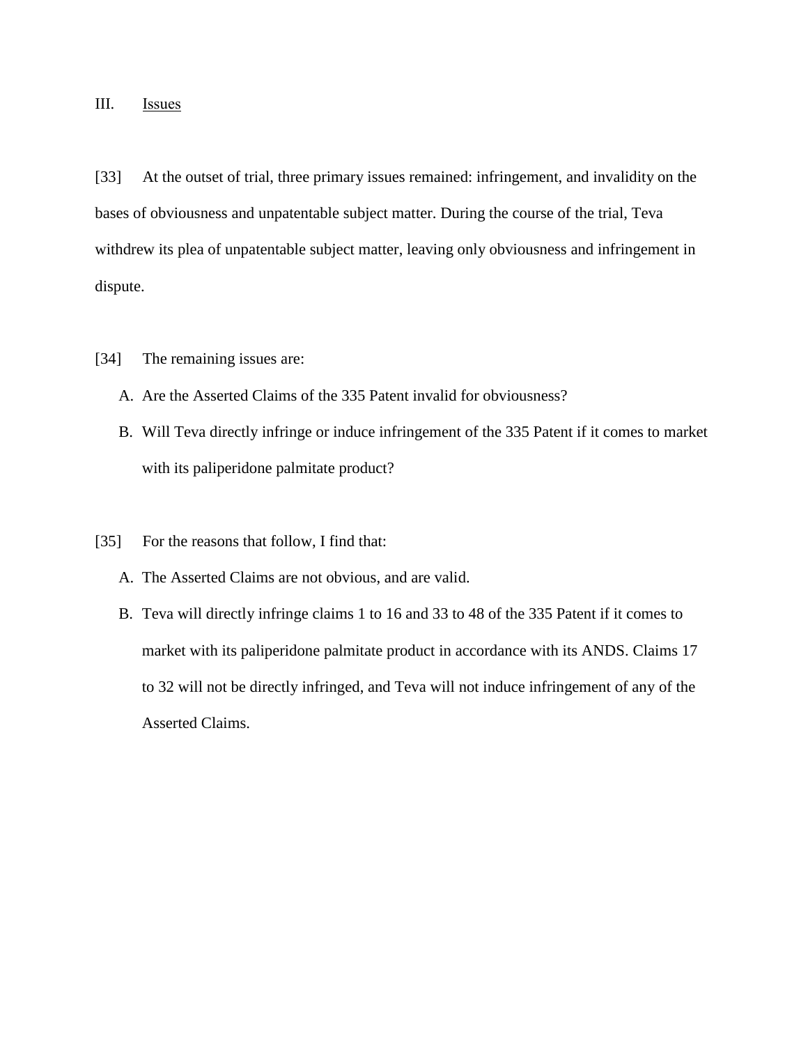## III. Issues

[33] At the outset of trial, three primary issues remained: infringement, and invalidity on the bases of obviousness and unpatentable subject matter. During the course of the trial, Teva withdrew its plea of unpatentable subject matter, leaving only obviousness and infringement in dispute.

[34] The remaining issues are:

A. Are the Asserted Claims of the 335 Patent invalid for obviousness?
B. Will Teva directly infringe or induce infringement of the 335 Patent if it comes to market with its paliperidone palmitate product?

[35] For the reasons that follow, I find that:

A. The Asserted Claims are not obvious, and are valid.
B. Teva will directly infringe claims 1 to 16 and 33 to 48 of the 335 Patent if it comes to market with its paliperidone palmitate product in accordance with its ANDS. Claims 17 to 32 will not be directly infringed, and Teva will not induce infringement of any of the Asserted Claims.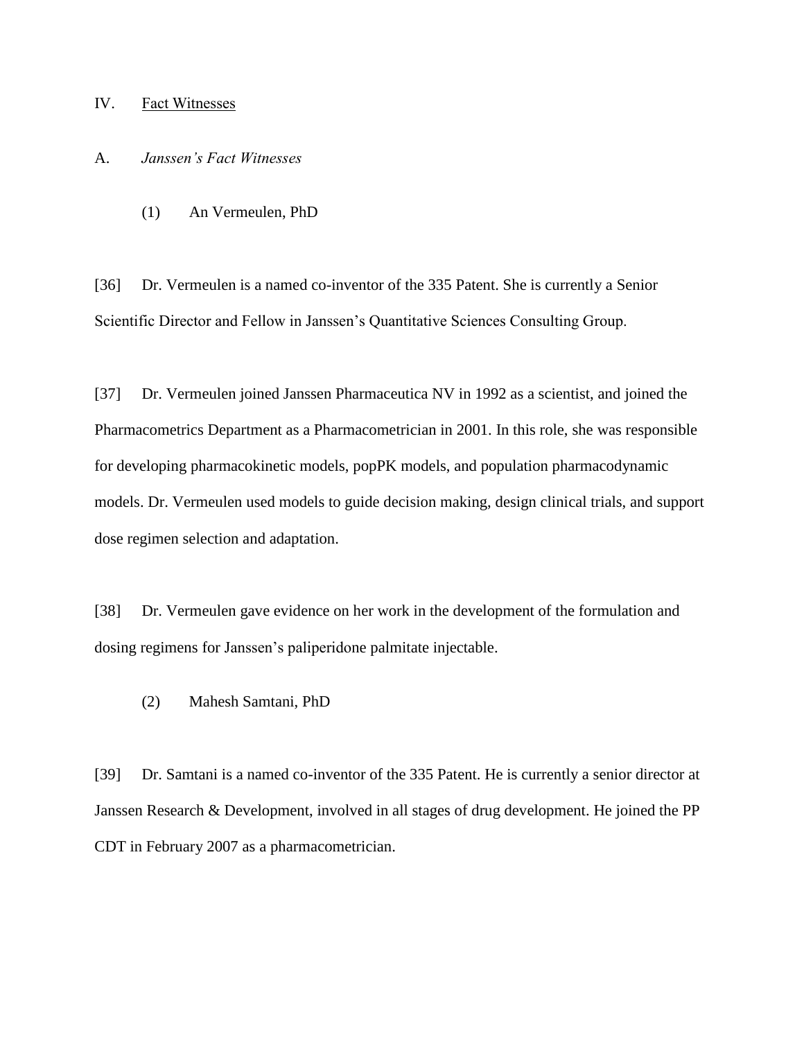## IV. Fact Witnesses

### A. *Janssen's Fact Witnesses*

#### (1) An Vermeulen, PhD

[36] Dr. Vermeulen is a named co-inventor of the 335 Patent. She is currently a Senior Scientific Director and Fellow in Janssen's Quantitative Sciences Consulting Group.

[37] Dr. Vermeulen joined Janssen Pharmaceutica NV in 1992 as a scientist, and joined the Pharmacometrics Department as a Pharmacometrician in 2001. In this role, she was responsible for developing pharmacokinetic models, popPK models, and population pharmacodynamic models. Dr. Vermeulen used models to guide decision making, design clinical trials, and support dose regimen selection and adaptation.

[38] Dr. Vermeulen gave evidence on her work in the development of the formulation and dosing regimens for Janssen's paliperidone palmitate injectable.

#### (2) Mahesh Samtani, PhD

[39] Dr. Samtani is a named co-inventor of the 335 Patent. He is currently a senior director at Janssen Research & Development, involved in all stages of drug development. He joined the PP CDT in February 2007 as a pharmacometrician.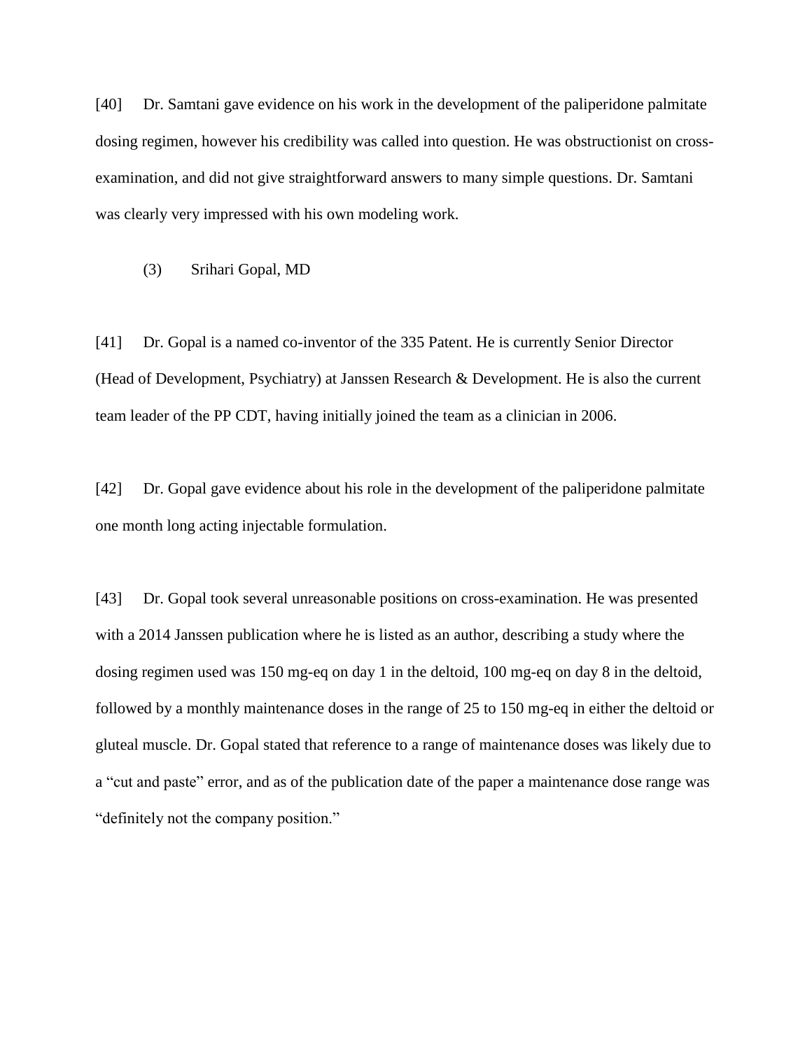[40] Dr. Samtani gave evidence on his work in the development of the paliperidone palmitate dosing regimen, however his credibility was called into question. He was obstructionist on cross-examination, and did not give straightforward answers to many simple questions. Dr. Samtani was clearly very impressed with his own modeling work.

(3) Srihari Gopal, MD

[41] Dr. Gopal is a named co-inventor of the 335 Patent. He is currently Senior Director (Head of Development, Psychiatry) at Janssen Research & Development. He is also the current team leader of the PP CDT, having initially joined the team as a clinician in 2006.

[42] Dr. Gopal gave evidence about his role in the development of the paliperidone palmitate one month long acting injectable formulation.

[43] Dr. Gopal took several unreasonable positions on cross-examination. He was presented with a 2014 Janssen publication where he is listed as an author, describing a study where the dosing regimen used was 150 mg-eq on day 1 in the deltoid, 100 mg-eq on day 8 in the deltoid, followed by a monthly maintenance doses in the range of 25 to 150 mg-eq in either the deltoid or gluteal muscle. Dr. Gopal stated that reference to a range of maintenance doses was likely due to a "cut and paste" error, and as of the publication date of the paper a maintenance dose range was "definitely not the company position."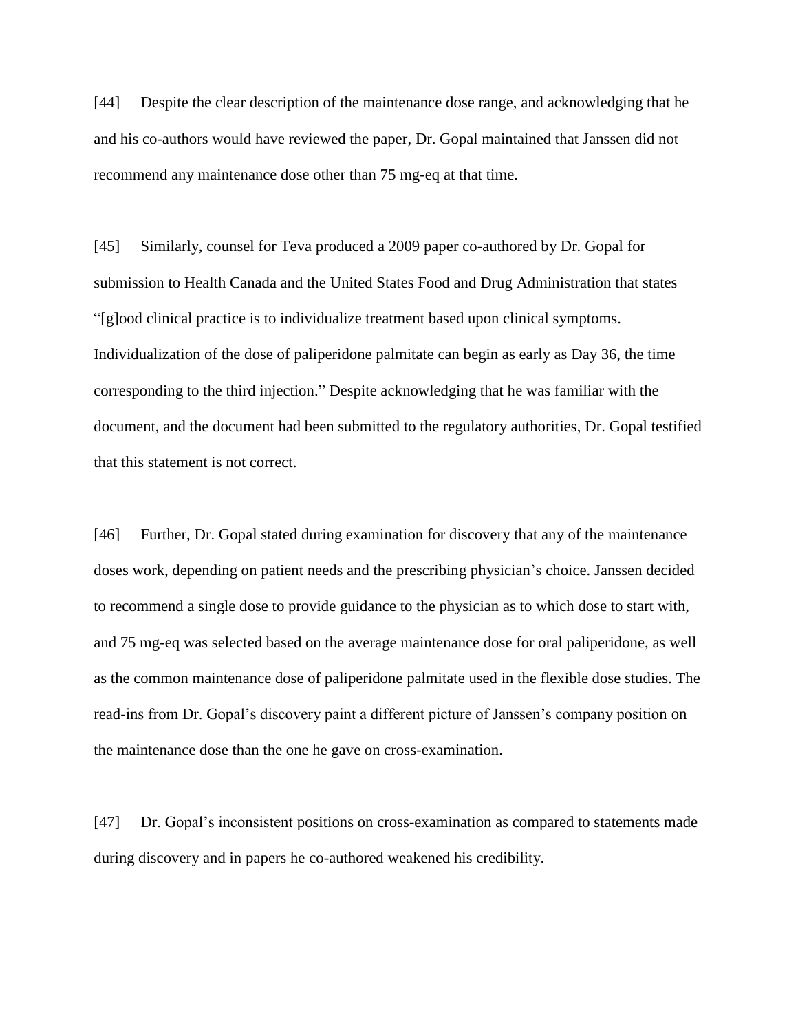[44] Despite the clear description of the maintenance dose range, and acknowledging that he and his co-authors would have reviewed the paper, Dr. Gopal maintained that Janssen did not recommend any maintenance dose other than 75 mg-eq at that time.

[45] Similarly, counsel for Teva produced a 2009 paper co-authored by Dr. Gopal for submission to Health Canada and the United States Food and Drug Administration that states "[g]ood clinical practice is to individualize treatment based upon clinical symptoms. Individualization of the dose of paliperidone palmitate can begin as early as Day 36, the time corresponding to the third injection." Despite acknowledging that he was familiar with the document, and the document had been submitted to the regulatory authorities, Dr. Gopal testified that this statement is not correct.

[46] Further, Dr. Gopal stated during examination for discovery that any of the maintenance doses work, depending on patient needs and the prescribing physician's choice. Janssen decided to recommend a single dose to provide guidance to the physician as to which dose to start with, and 75 mg-eq was selected based on the average maintenance dose for oral paliperidone, as well as the common maintenance dose of paliperidone palmitate used in the flexible dose studies. The read-ins from Dr. Gopal's discovery paint a different picture of Janssen's company position on the maintenance dose than the one he gave on cross-examination.

[47] Dr. Gopal's inconsistent positions on cross-examination as compared to statements made during discovery and in papers he co-authored weakened his credibility.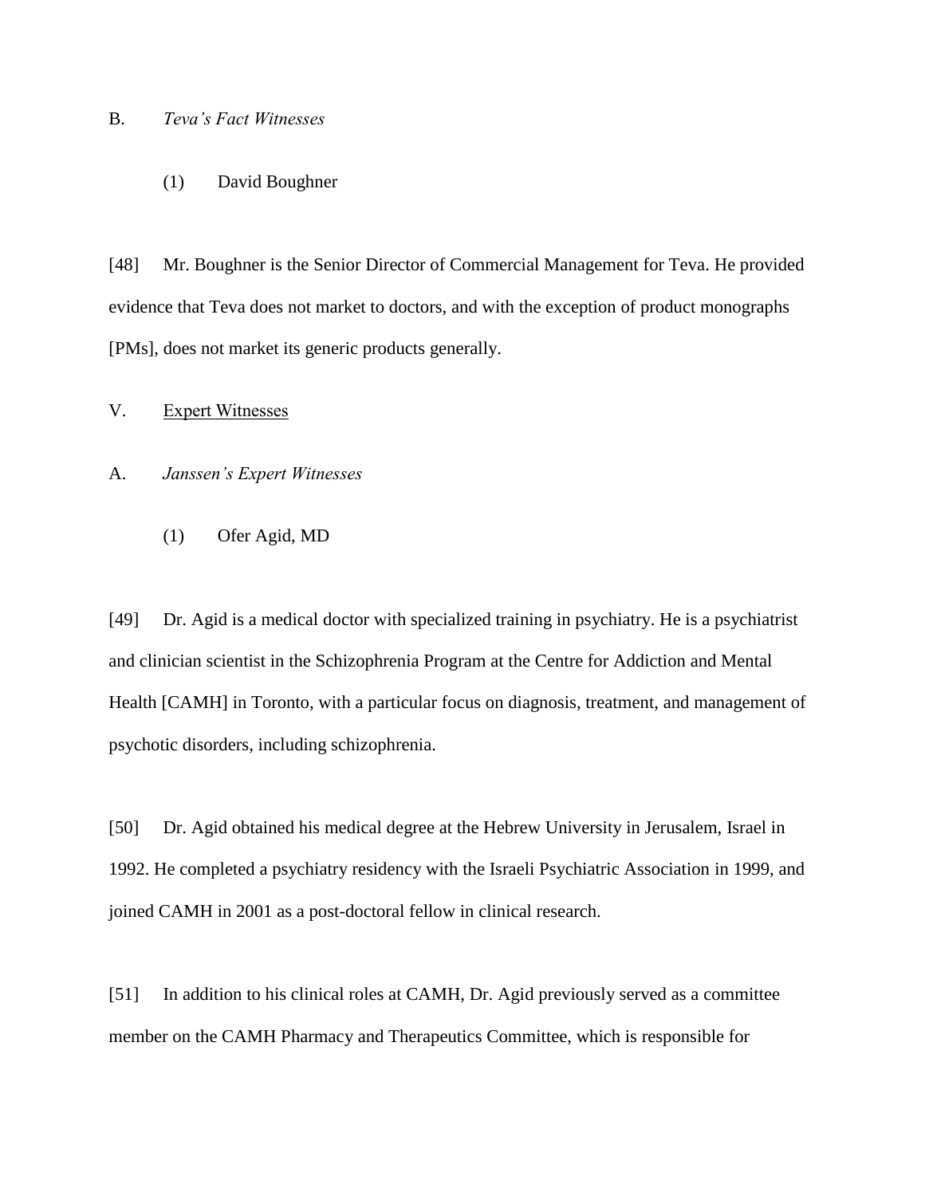### B. *Teva's Fact Witnesses*

#### (1) David Boughner

[48] Mr. Boughner is the Senior Director of Commercial Management for Teva. He provided evidence that Teva does not market to doctors, and with the exception of product monographs [PMs], does not market its generic products generally.

## V. Expert Witnesses

### A. *Janssen's Expert Witnesses*

#### (1) Ofer Agid, MD

[49] Dr. Agid is a medical doctor with specialized training in psychiatry. He is a psychiatrist and clinician scientist in the Schizophrenia Program at the Centre for Addiction and Mental Health [CAMH] in Toronto, with a particular focus on diagnosis, treatment, and management of psychotic disorders, including schizophrenia.

[50] Dr. Agid obtained his medical degree at the Hebrew University in Jerusalem, Israel in 1992. He completed a psychiatry residency with the Israeli Psychiatric Association in 1999, and joined CAMH in 2001 as a post-doctoral fellow in clinical research.

[51] In addition to his clinical roles at CAMH, Dr. Agid previously served as a committee member on the CAMH Pharmacy and Therapeutics Committee, which is responsible for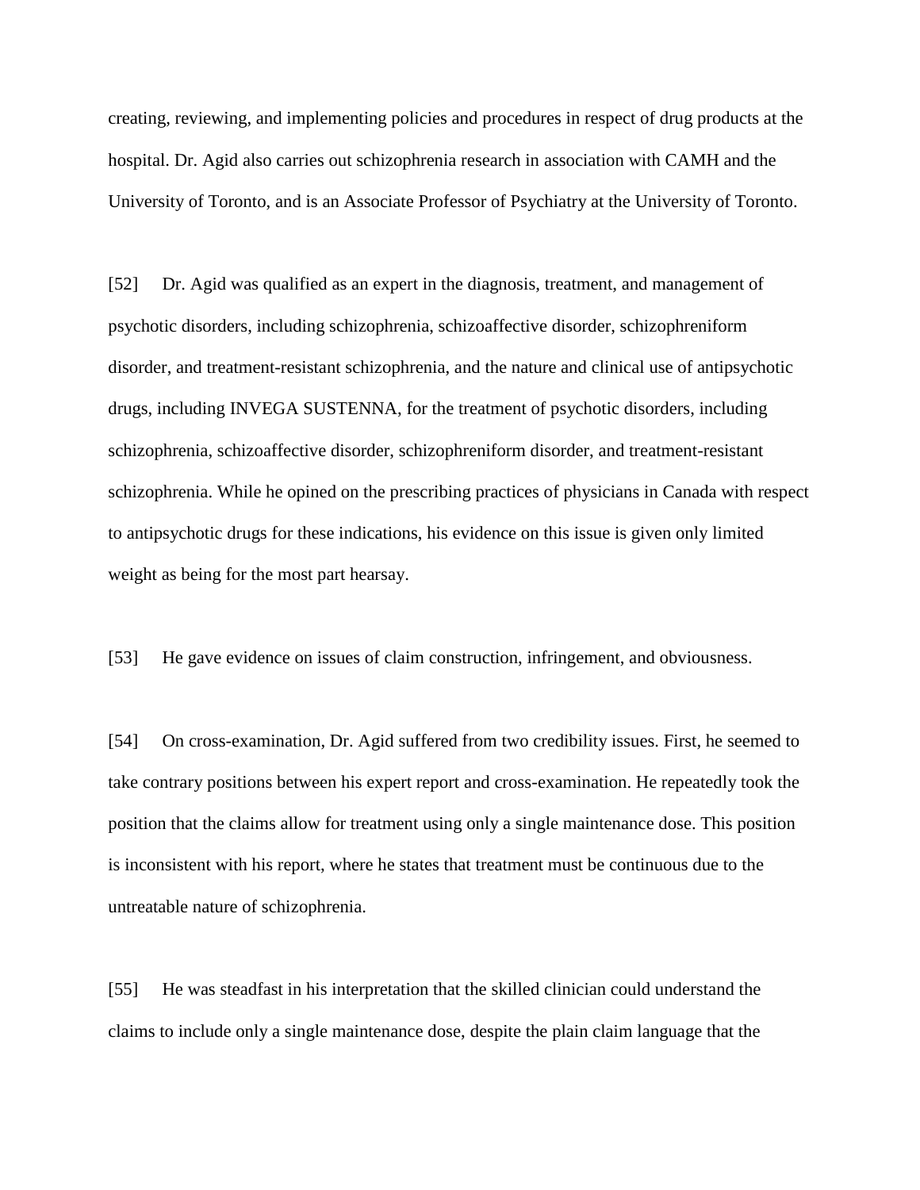creating, reviewing, and implementing policies and procedures in respect of drug products at the hospital. Dr. Agid also carries out schizophrenia research in association with CAMH and the University of Toronto, and is an Associate Professor of Psychiatry at the University of Toronto.

[52] Dr. Agid was qualified as an expert in the diagnosis, treatment, and management of psychotic disorders, including schizophrenia, schizoaffective disorder, schizophreniform disorder, and treatment-resistant schizophrenia, and the nature and clinical use of antipsychotic drugs, including INVEGA SUSTENNA, for the treatment of psychotic disorders, including schizophrenia, schizoaffective disorder, schizophreniform disorder, and treatment-resistant schizophrenia. While he opined on the prescribing practices of physicians in Canada with respect to antipsychotic drugs for these indications, his evidence on this issue is given only limited weight as being for the most part hearsay.

[53] He gave evidence on issues of claim construction, infringement, and obviousness.

[54] On cross-examination, Dr. Agid suffered from two credibility issues. First, he seemed to take contrary positions between his expert report and cross-examination. He repeatedly took the position that the claims allow for treatment using only a single maintenance dose. This position is inconsistent with his report, where he states that treatment must be continuous due to the untreatable nature of schizophrenia.

[55] He was steadfast in his interpretation that the skilled clinician could understand the claims to include only a single maintenance dose, despite the plain claim language that the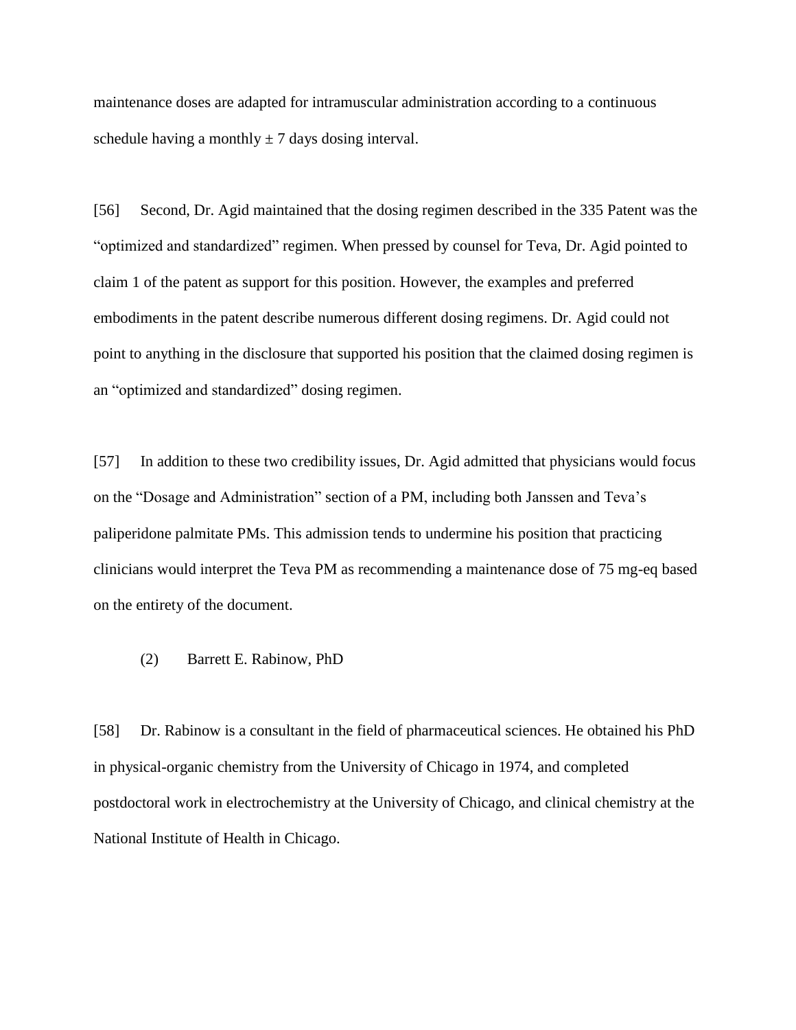maintenance doses are adapted for intramuscular administration according to a continuous schedule having a monthly ± 7 days dosing interval.

[56] Second, Dr. Agid maintained that the dosing regimen described in the 335 Patent was the "optimized and standardized" regimen. When pressed by counsel for Teva, Dr. Agid pointed to claim 1 of the patent as support for this position. However, the examples and preferred embodiments in the patent describe numerous different dosing regimens. Dr. Agid could not point to anything in the disclosure that supported his position that the claimed dosing regimen is an "optimized and standardized" dosing regimen.

[57] In addition to these two credibility issues, Dr. Agid admitted that physicians would focus on the "Dosage and Administration" section of a PM, including both Janssen and Teva's paliperidone palmitate PMs. This admission tends to undermine his position that practicing clinicians would interpret the Teva PM as recommending a maintenance dose of 75 mg-eq based on the entirety of the document.

(2) Barrett E. Rabinow, PhD

[58] Dr. Rabinow is a consultant in the field of pharmaceutical sciences. He obtained his PhD in physical-organic chemistry from the University of Chicago in 1974, and completed postdoctoral work in electrochemistry at the University of Chicago, and clinical chemistry at the National Institute of Health in Chicago.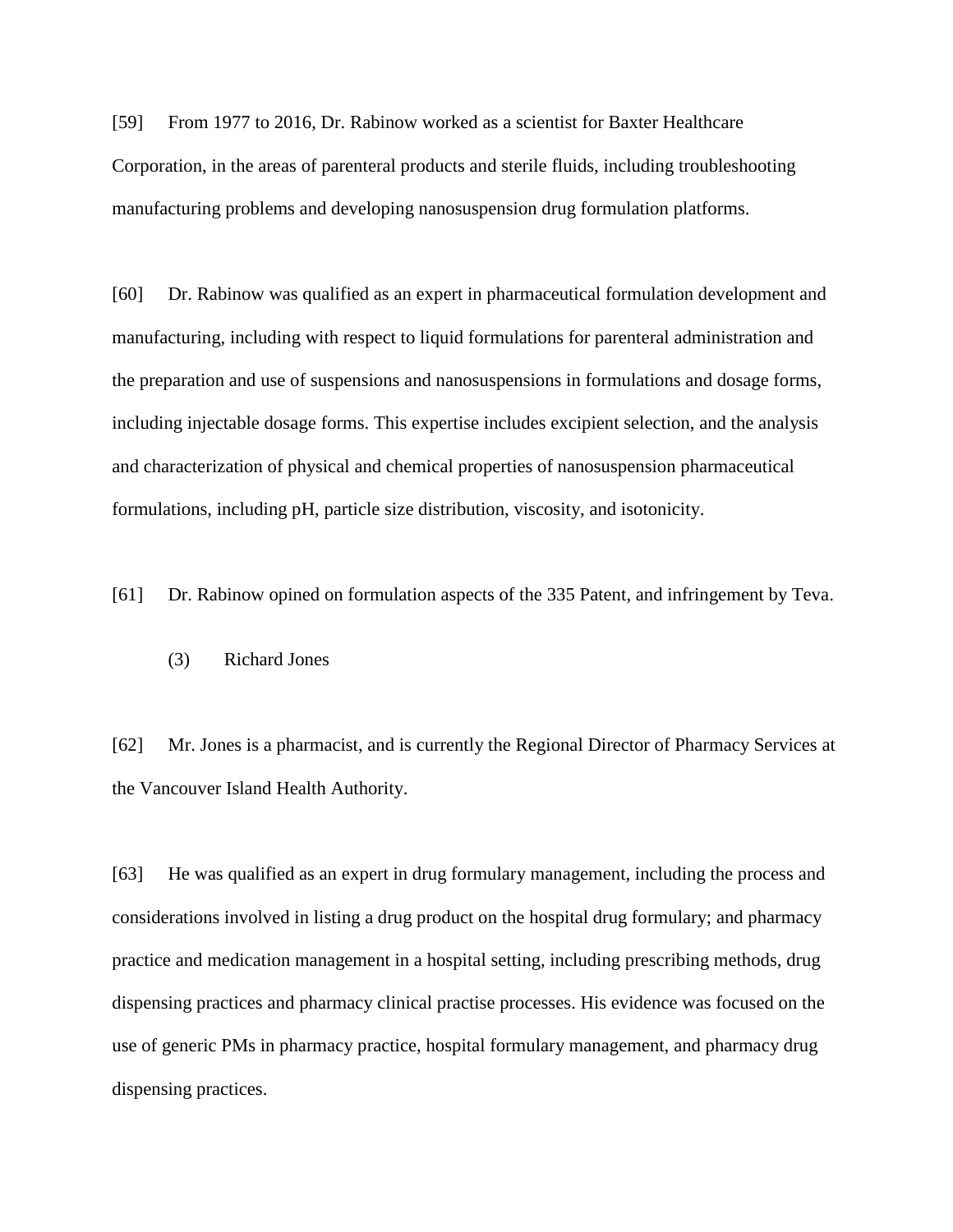[59] From 1977 to 2016, Dr. Rabinow worked as a scientist for Baxter Healthcare Corporation, in the areas of parenteral products and sterile fluids, including troubleshooting manufacturing problems and developing nanosuspension drug formulation platforms.

[60] Dr. Rabinow was qualified as an expert in pharmaceutical formulation development and manufacturing, including with respect to liquid formulations for parenteral administration and the preparation and use of suspensions and nanosuspensions in formulations and dosage forms, including injectable dosage forms. This expertise includes excipient selection, and the analysis and characterization of physical and chemical properties of nanosuspension pharmaceutical formulations, including pH, particle size distribution, viscosity, and isotonicity.

[61] Dr. Rabinow opined on formulation aspects of the 335 Patent, and infringement by Teva.

### (3) Richard Jones

[62] Mr. Jones is a pharmacist, and is currently the Regional Director of Pharmacy Services at the Vancouver Island Health Authority.

[63] He was qualified as an expert in drug formulary management, including the process and considerations involved in listing a drug product on the hospital drug formulary; and pharmacy practice and medication management in a hospital setting, including prescribing methods, drug dispensing practices and pharmacy clinical practise processes. His evidence was focused on the use of generic PMs in pharmacy practice, hospital formulary management, and pharmacy drug dispensing practices.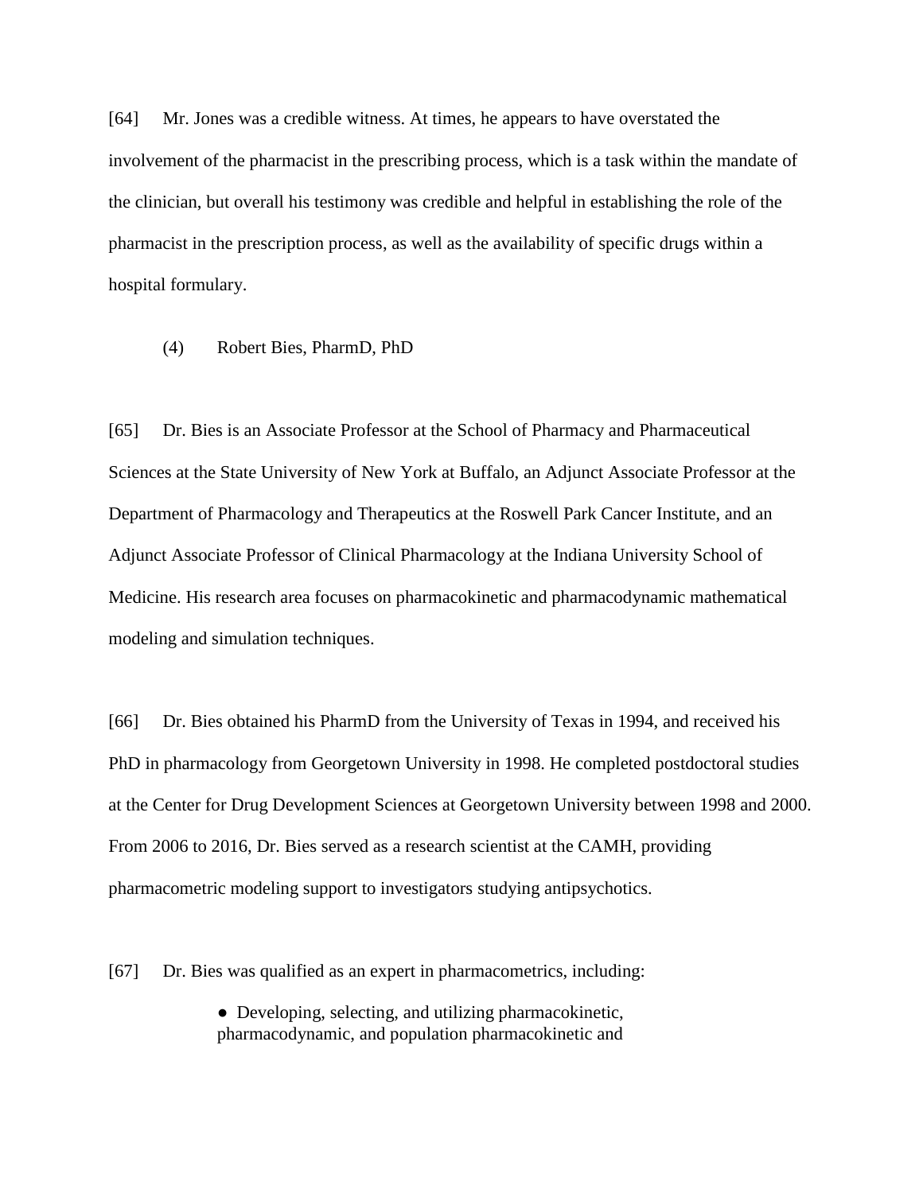[64] Mr. Jones was a credible witness. At times, he appears to have overstated the involvement of the pharmacist in the prescribing process, which is a task within the mandate of the clinician, but overall his testimony was credible and helpful in establishing the role of the pharmacist in the prescription process, as well as the availability of specific drugs within a hospital formulary.

(4) Robert Bies, PharmD, PhD

[65] Dr. Bies is an Associate Professor at the School of Pharmacy and Pharmaceutical Sciences at the State University of New York at Buffalo, an Adjunct Associate Professor at the Department of Pharmacology and Therapeutics at the Roswell Park Cancer Institute, and an Adjunct Associate Professor of Clinical Pharmacology at the Indiana University School of Medicine. His research area focuses on pharmacokinetic and pharmacodynamic mathematical modeling and simulation techniques.

[66] Dr. Bies obtained his PharmD from the University of Texas in 1994, and received his PhD in pharmacology from Georgetown University in 1998. He completed postdoctoral studies at the Center for Drug Development Sciences at Georgetown University between 1998 and 2000. From 2006 to 2016, Dr. Bies served as a research scientist at the CAMH, providing pharmacometric modeling support to investigators studying antipsychotics.

[67] Dr. Bies was qualified as an expert in pharmacometrics, including:

- Developing, selecting, and utilizing pharmacokinetic, pharmacodynamic, and population pharmacokinetic and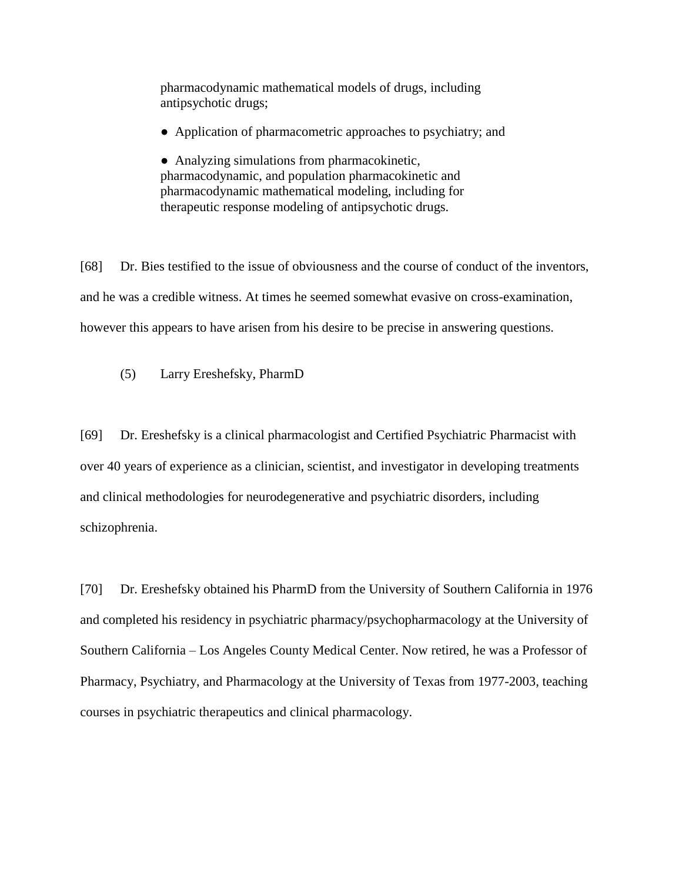pharmacodynamic mathematical models of drugs, including antipsychotic drugs;

- Application of pharmacometric approaches to psychiatry; and

- Analyzing simulations from pharmacokinetic, pharmacodynamic, and population pharmacokinetic and pharmacodynamic mathematical modeling, including for therapeutic response modeling of antipsychotic drugs.

[68] Dr. Bies testified to the issue of obviousness and the course of conduct of the inventors, and he was a credible witness. At times he seemed somewhat evasive on cross-examination, however this appears to have arisen from his desire to be precise in answering questions.

(5) Larry Ereshefsky, PharmD

[69] Dr. Ereshefsky is a clinical pharmacologist and Certified Psychiatric Pharmacist with over 40 years of experience as a clinician, scientist, and investigator in developing treatments and clinical methodologies for neurodegenerative and psychiatric disorders, including schizophrenia.

[70] Dr. Ereshefsky obtained his PharmD from the University of Southern California in 1976 and completed his residency in psychiatric pharmacy/psychopharmacology at the University of Southern California – Los Angeles County Medical Center. Now retired, he was a Professor of Pharmacy, Psychiatry, and Pharmacology at the University of Texas from 1977-2003, teaching courses in psychiatric therapeutics and clinical pharmacology.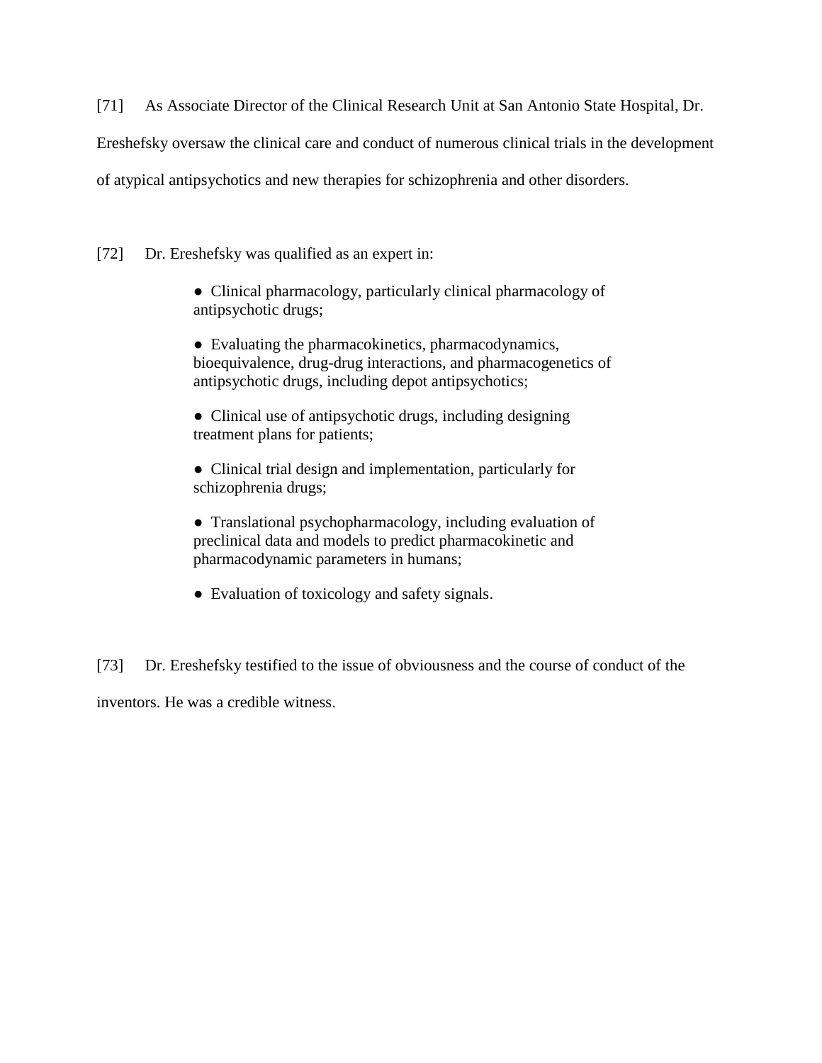[71] As Associate Director of the Clinical Research Unit at San Antonio State Hospital, Dr. Ereshefsky oversaw the clinical care and conduct of numerous clinical trials in the development of atypical antipsychotics and new therapies for schizophrenia and other disorders.

[72] Dr. Ereshefsky was qualified as an expert in:

- Clinical pharmacology, particularly clinical pharmacology of antipsychotic drugs;
- Evaluating the pharmacokinetics, pharmacodynamics, bioequivalence, drug-drug interactions, and pharmacogenetics of antipsychotic drugs, including depot antipsychotics;
- Clinical use of antipsychotic drugs, including designing treatment plans for patients;
- Clinical trial design and implementation, particularly for schizophrenia drugs;
- Translational psychopharmacology, including evaluation of preclinical data and models to predict pharmacokinetic and pharmacodynamic parameters in humans;
- Evaluation of toxicology and safety signals.

[73] Dr. Ereshefsky testified to the issue of obviousness and the course of conduct of the inventors. He was a credible witness.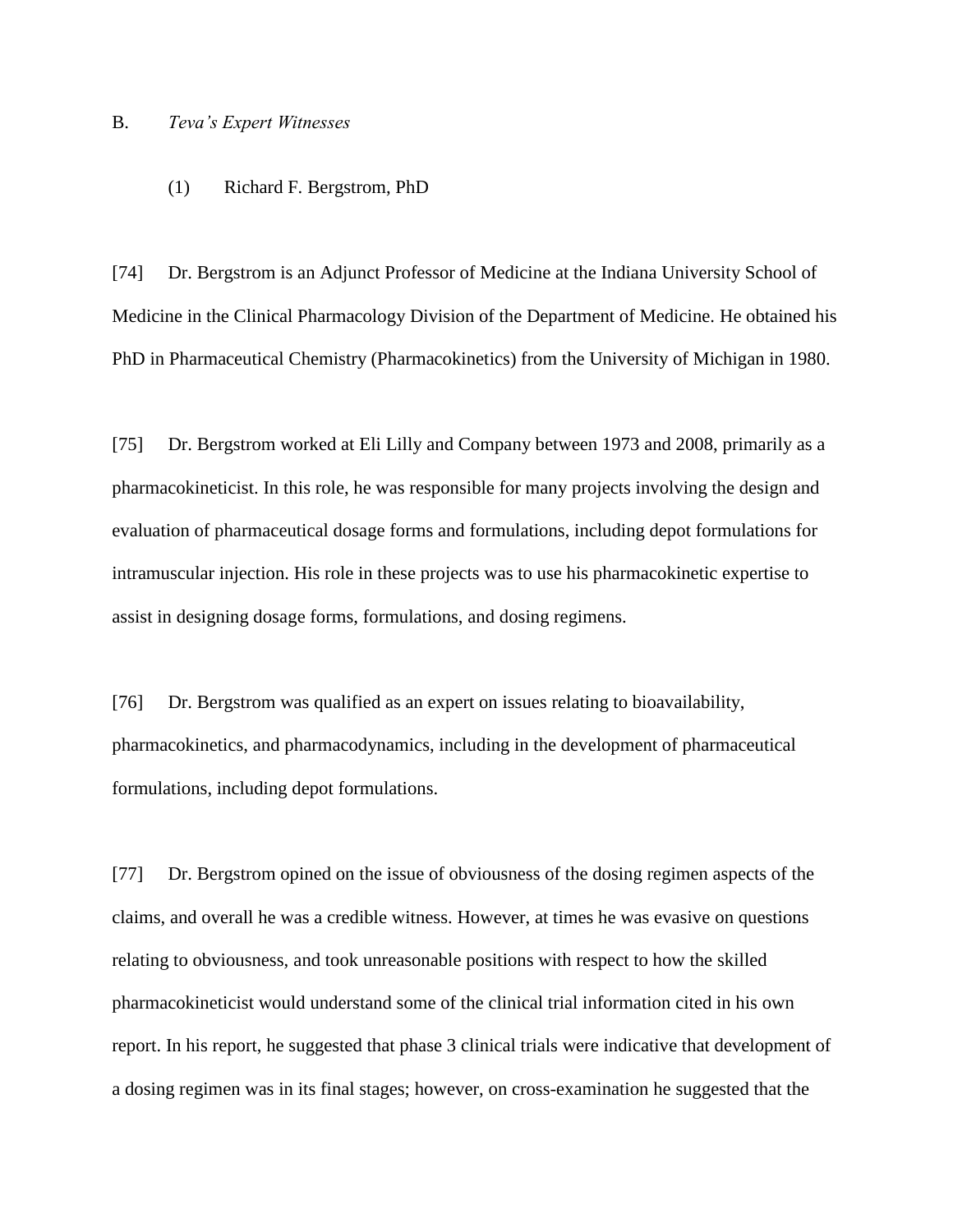## B. *Teva's Expert Witnesses*

### (1) Richard F. Bergstrom, PhD

[74] Dr. Bergstrom is an Adjunct Professor of Medicine at the Indiana University School of Medicine in the Clinical Pharmacology Division of the Department of Medicine. He obtained his PhD in Pharmaceutical Chemistry (Pharmacokinetics) from the University of Michigan in 1980.

[75] Dr. Bergstrom worked at Eli Lilly and Company between 1973 and 2008, primarily as a pharmacokineticist. In this role, he was responsible for many projects involving the design and evaluation of pharmaceutical dosage forms and formulations, including depot formulations for intramuscular injection. His role in these projects was to use his pharmacokinetic expertise to assist in designing dosage forms, formulations, and dosing regimens.

[76] Dr. Bergstrom was qualified as an expert on issues relating to bioavailability, pharmacokinetics, and pharmacodynamics, including in the development of pharmaceutical formulations, including depot formulations.

[77] Dr. Bergstrom opined on the issue of obviousness of the dosing regimen aspects of the claims, and overall he was a credible witness. However, at times he was evasive on questions relating to obviousness, and took unreasonable positions with respect to how the skilled pharmacokineticist would understand some of the clinical trial information cited in his own report. In his report, he suggested that phase 3 clinical trials were indicative that development of a dosing regimen was in its final stages; however, on cross-examination he suggested that the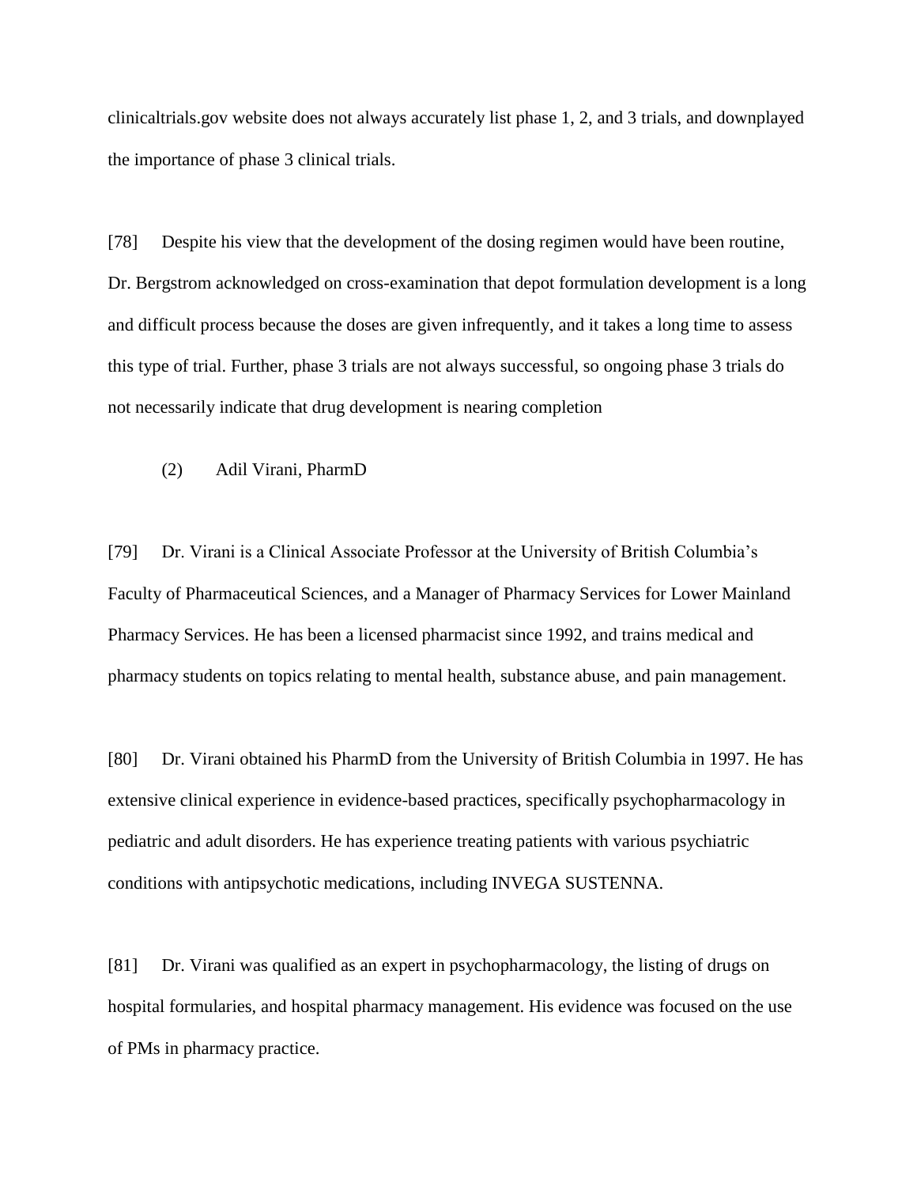clinicaltrials.gov website does not always accurately list phase 1, 2, and 3 trials, and downplayed the importance of phase 3 clinical trials.

[78] Despite his view that the development of the dosing regimen would have been routine, Dr. Bergstrom acknowledged on cross-examination that depot formulation development is a long and difficult process because the doses are given infrequently, and it takes a long time to assess this type of trial. Further, phase 3 trials are not always successful, so ongoing phase 3 trials do not necessarily indicate that drug development is nearing completion

(2) Adil Virani, PharmD

[79] Dr. Virani is a Clinical Associate Professor at the University of British Columbia's Faculty of Pharmaceutical Sciences, and a Manager of Pharmacy Services for Lower Mainland Pharmacy Services. He has been a licensed pharmacist since 1992, and trains medical and pharmacy students on topics relating to mental health, substance abuse, and pain management.

[80] Dr. Virani obtained his PharmD from the University of British Columbia in 1997. He has extensive clinical experience in evidence-based practices, specifically psychopharmacology in pediatric and adult disorders. He has experience treating patients with various psychiatric conditions with antipsychotic medications, including INVEGA SUSTENNA.

[81] Dr. Virani was qualified as an expert in psychopharmacology, the listing of drugs on hospital formularies, and hospital pharmacy management. His evidence was focused on the use of PMs in pharmacy practice.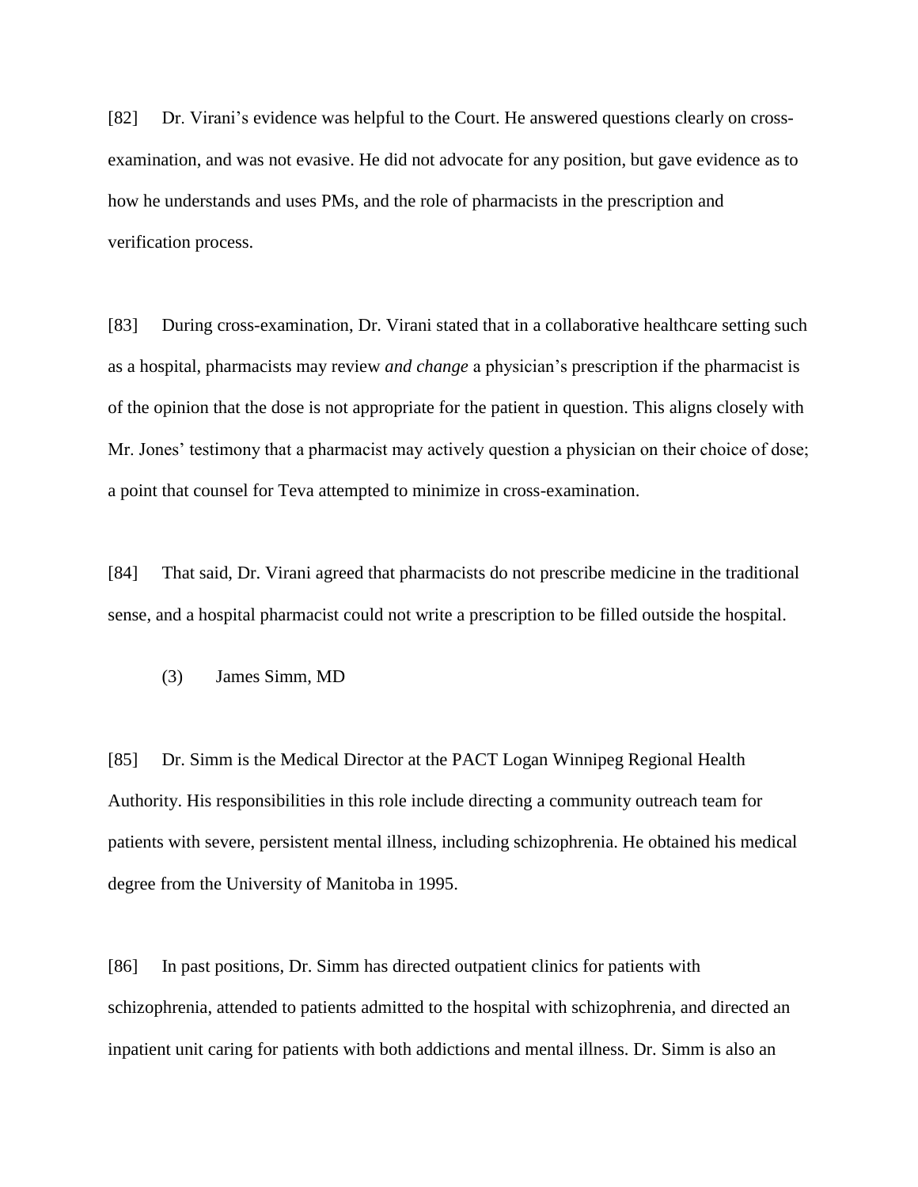[82] Dr. Virani's evidence was helpful to the Court. He answered questions clearly on cross-examination, and was not evasive. He did not advocate for any position, but gave evidence as to how he understands and uses PMs, and the role of pharmacists in the prescription and verification process.

[83] During cross-examination, Dr. Virani stated that in a collaborative healthcare setting such as a hospital, pharmacists may review *and change* a physician's prescription if the pharmacist is of the opinion that the dose is not appropriate for the patient in question. This aligns closely with Mr. Jones' testimony that a pharmacist may actively question a physician on their choice of dose; a point that counsel for Teva attempted to minimize in cross-examination.

[84] That said, Dr. Virani agreed that pharmacists do not prescribe medicine in the traditional sense, and a hospital pharmacist could not write a prescription to be filled outside the hospital.

(3) James Simm, MD

[85] Dr. Simm is the Medical Director at the PACT Logan Winnipeg Regional Health Authority. His responsibilities in this role include directing a community outreach team for patients with severe, persistent mental illness, including schizophrenia. He obtained his medical degree from the University of Manitoba in 1995.

[86] In past positions, Dr. Simm has directed outpatient clinics for patients with schizophrenia, attended to patients admitted to the hospital with schizophrenia, and directed an inpatient unit caring for patients with both addictions and mental illness. Dr. Simm is also an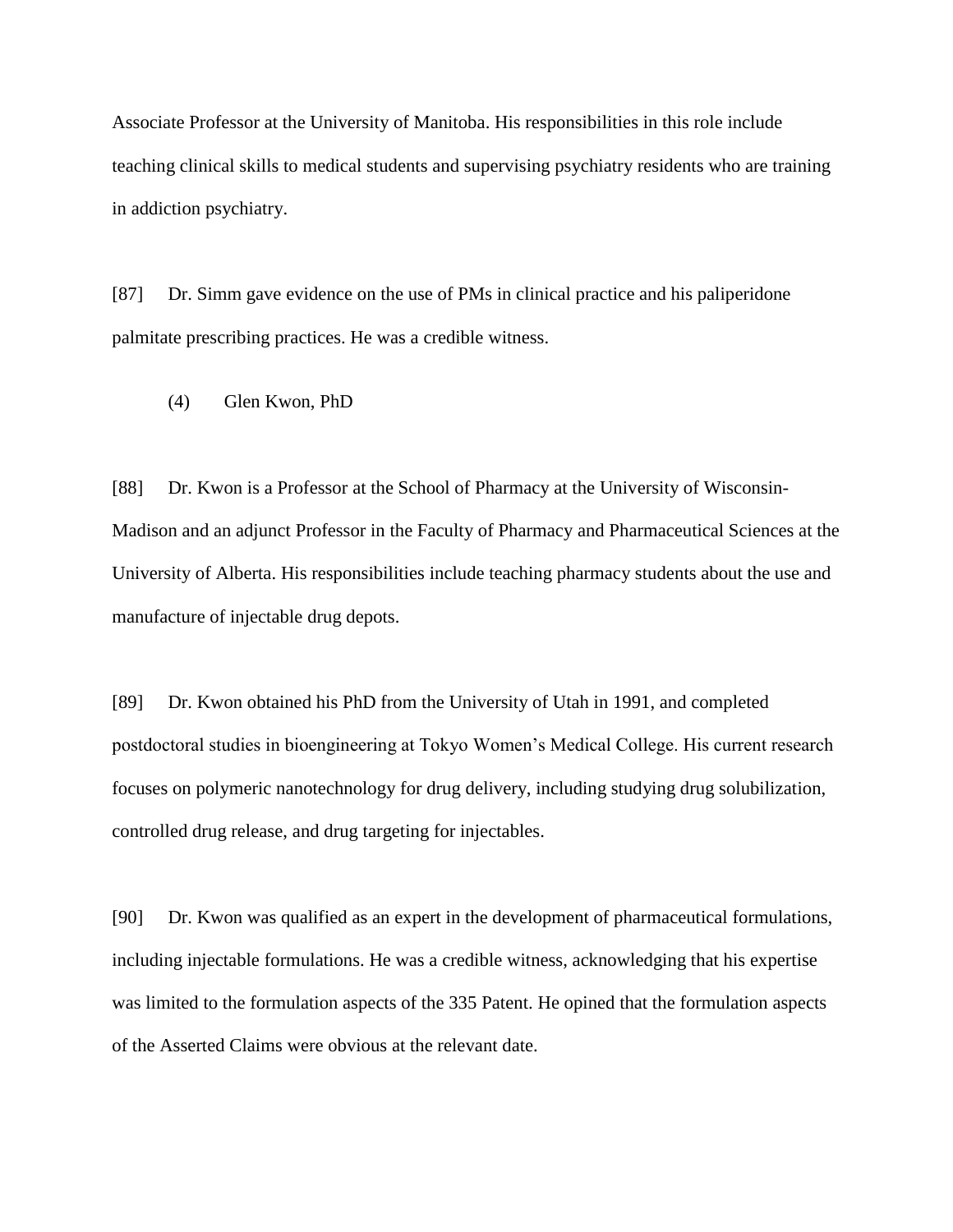Associate Professor at the University of Manitoba. His responsibilities in this role include teaching clinical skills to medical students and supervising psychiatry residents who are training in addiction psychiatry.

[87] Dr. Simm gave evidence on the use of PMs in clinical practice and his paliperidone palmitate prescribing practices. He was a credible witness.

(4) Glen Kwon, PhD

[88] Dr. Kwon is a Professor at the School of Pharmacy at the University of Wisconsin-Madison and an adjunct Professor in the Faculty of Pharmacy and Pharmaceutical Sciences at the University of Alberta. His responsibilities include teaching pharmacy students about the use and manufacture of injectable drug depots.

[89] Dr. Kwon obtained his PhD from the University of Utah in 1991, and completed postdoctoral studies in bioengineering at Tokyo Women's Medical College. His current research focuses on polymeric nanotechnology for drug delivery, including studying drug solubilization, controlled drug release, and drug targeting for injectables.

[90] Dr. Kwon was qualified as an expert in the development of pharmaceutical formulations, including injectable formulations. He was a credible witness, acknowledging that his expertise was limited to the formulation aspects of the 335 Patent. He opined that the formulation aspects of the Asserted Claims were obvious at the relevant date.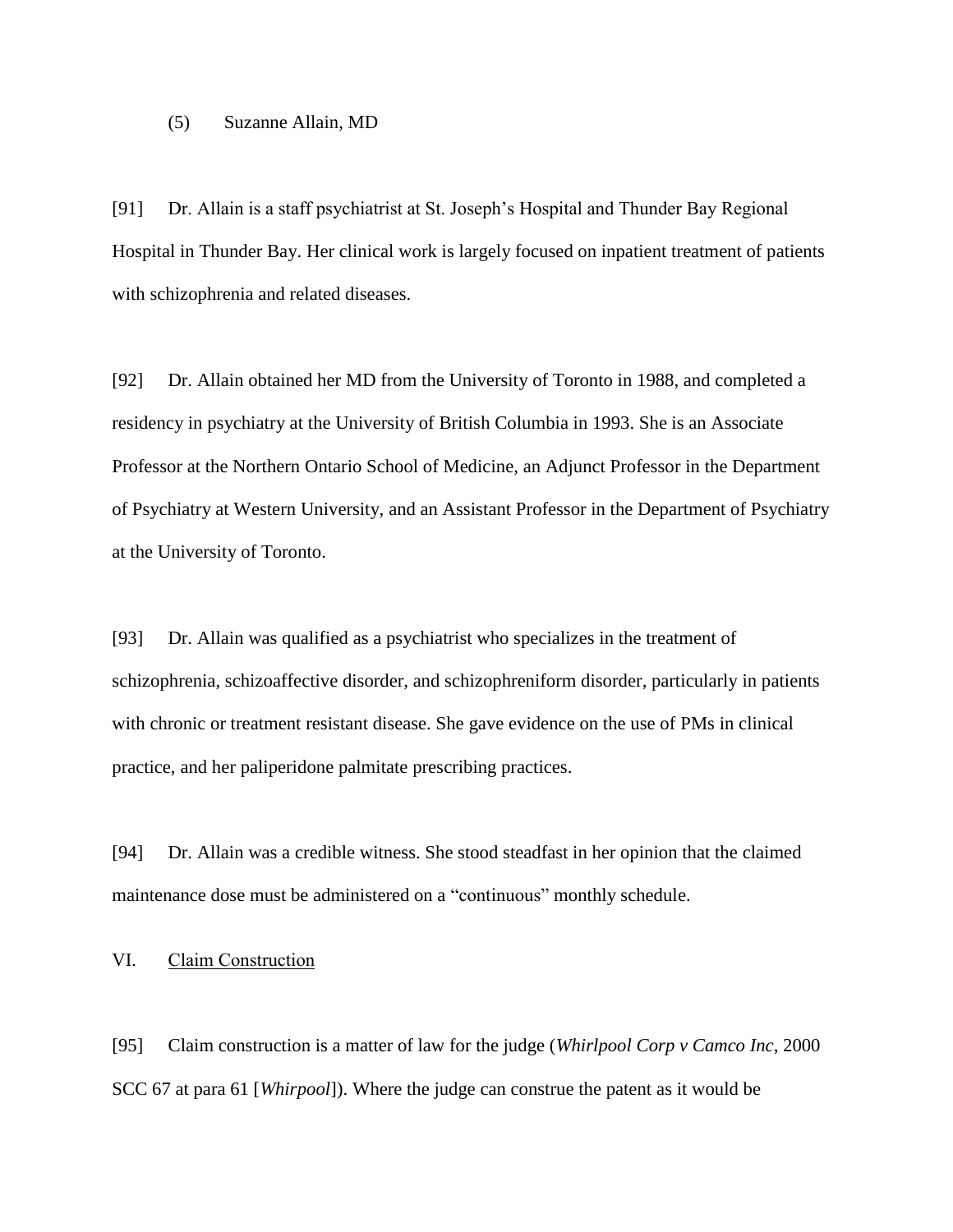(5) Suzanne Allain, MD

[91] Dr. Allain is a staff psychiatrist at St. Joseph's Hospital and Thunder Bay Regional Hospital in Thunder Bay. Her clinical work is largely focused on inpatient treatment of patients with schizophrenia and related diseases.

[92] Dr. Allain obtained her MD from the University of Toronto in 1988, and completed a residency in psychiatry at the University of British Columbia in 1993. She is an Associate Professor at the Northern Ontario School of Medicine, an Adjunct Professor in the Department of Psychiatry at Western University, and an Assistant Professor in the Department of Psychiatry at the University of Toronto.

[93] Dr. Allain was qualified as a psychiatrist who specializes in the treatment of schizophrenia, schizoaffective disorder, and schizophreniform disorder, particularly in patients with chronic or treatment resistant disease. She gave evidence on the use of PMs in clinical practice, and her paliperidone palmitate prescribing practices.

[94] Dr. Allain was a credible witness. She stood steadfast in her opinion that the claimed maintenance dose must be administered on a "continuous" monthly schedule.

## VI. Claim Construction

[95] Claim construction is a matter of law for the judge (*Whirlpool Corp v Camco Inc*, 2000 SCC 67 at para 61 [*Whirpool*]). Where the judge can construe the patent as it would be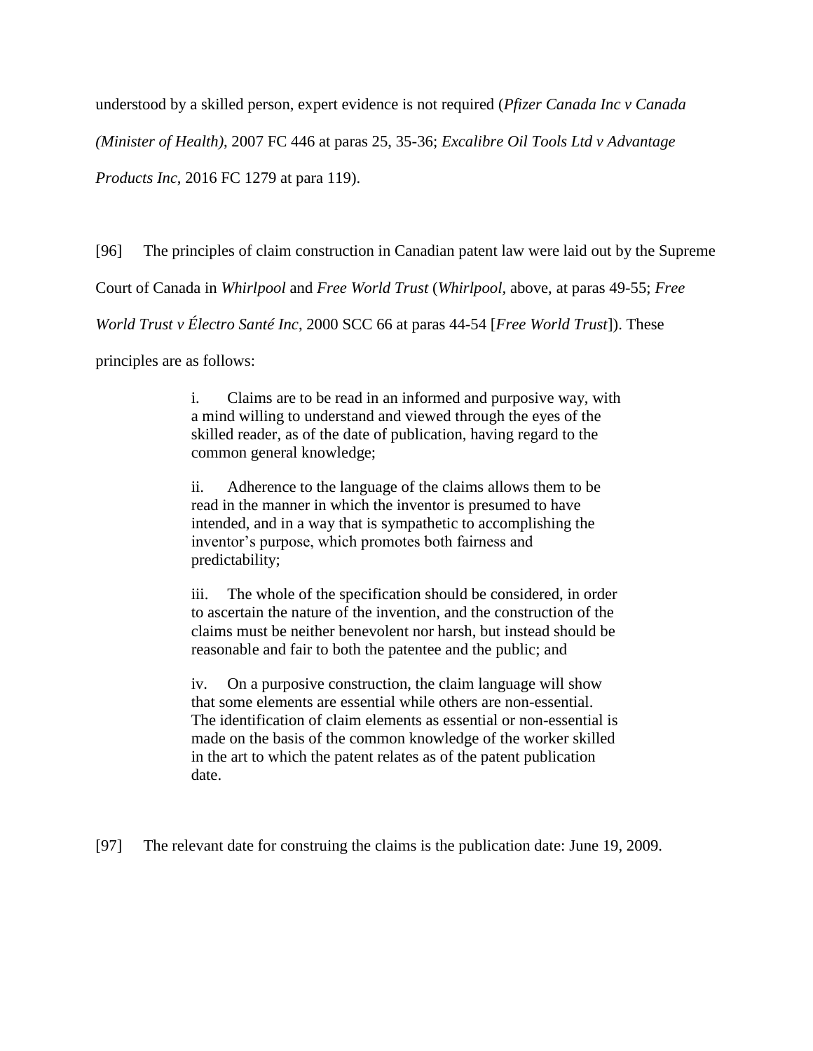understood by a skilled person, expert evidence is not required (*Pfizer Canada Inc v Canada (Minister of Health)*, 2007 FC 446 at paras 25, 35-36; *Excalibre Oil Tools Ltd v Advantage Products Inc*, 2016 FC 1279 at para 119).

[96] The principles of claim construction in Canadian patent law were laid out by the Supreme Court of Canada in *Whirlpool* and *Free World Trust* (*Whirlpool*, above, at paras 49-55; *Free World Trust v Électro Santé Inc*, 2000 SCC 66 at paras 44-54 [*Free World Trust*]). These principles are as follows:

> i. Claims are to be read in an informed and purposive way, with a mind willing to understand and viewed through the eyes of the skilled reader, as of the date of publication, having regard to the common general knowledge;
>
> ii. Adherence to the language of the claims allows them to be read in the manner in which the inventor is presumed to have intended, and in a way that is sympathetic to accomplishing the inventor's purpose, which promotes both fairness and predictability;
>
> iii. The whole of the specification should be considered, in order to ascertain the nature of the invention, and the construction of the claims must be neither benevolent nor harsh, but instead should be reasonable and fair to both the patentee and the public; and
>
> iv. On a purposive construction, the claim language will show that some elements are essential while others are non-essential. The identification of claim elements as essential or non-essential is made on the basis of the common knowledge of the worker skilled in the art to which the patent relates as of the patent publication date.

[97] The relevant date for construing the claims is the publication date: June 19, 2009.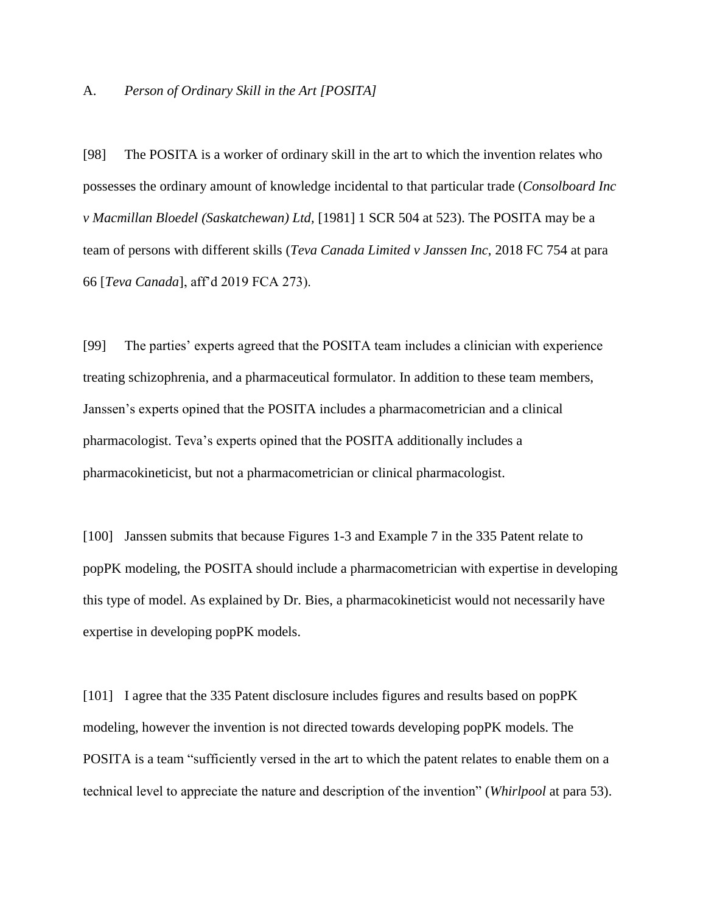## A. *Person of Ordinary Skill in the Art [POSITA]*

[98] The POSITA is a worker of ordinary skill in the art to which the invention relates who possesses the ordinary amount of knowledge incidental to that particular trade (*Consolboard Inc v Macmillan Bloedel (Saskatchewan) Ltd*, [1981] 1 SCR 504 at 523). The POSITA may be a team of persons with different skills (*Teva Canada Limited v Janssen Inc*, 2018 FC 754 at para 66 [*Teva Canada*], aff'd 2019 FCA 273).

[99] The parties' experts agreed that the POSITA team includes a clinician with experience treating schizophrenia, and a pharmaceutical formulator. In addition to these team members, Janssen's experts opined that the POSITA includes a pharmacometrician and a clinical pharmacologist. Teva's experts opined that the POSITA additionally includes a pharmacokineticist, but not a pharmacometrician or clinical pharmacologist.

[100] Janssen submits that because Figures 1-3 and Example 7 in the 335 Patent relate to popPK modeling, the POSITA should include a pharmacometrician with expertise in developing this type of model. As explained by Dr. Bies, a pharmacokineticist would not necessarily have expertise in developing popPK models.

[101] I agree that the 335 Patent disclosure includes figures and results based on popPK modeling, however the invention is not directed towards developing popPK models. The POSITA is a team "sufficiently versed in the art to which the patent relates to enable them on a technical level to appreciate the nature and description of the invention" (*Whirlpool* at para 53).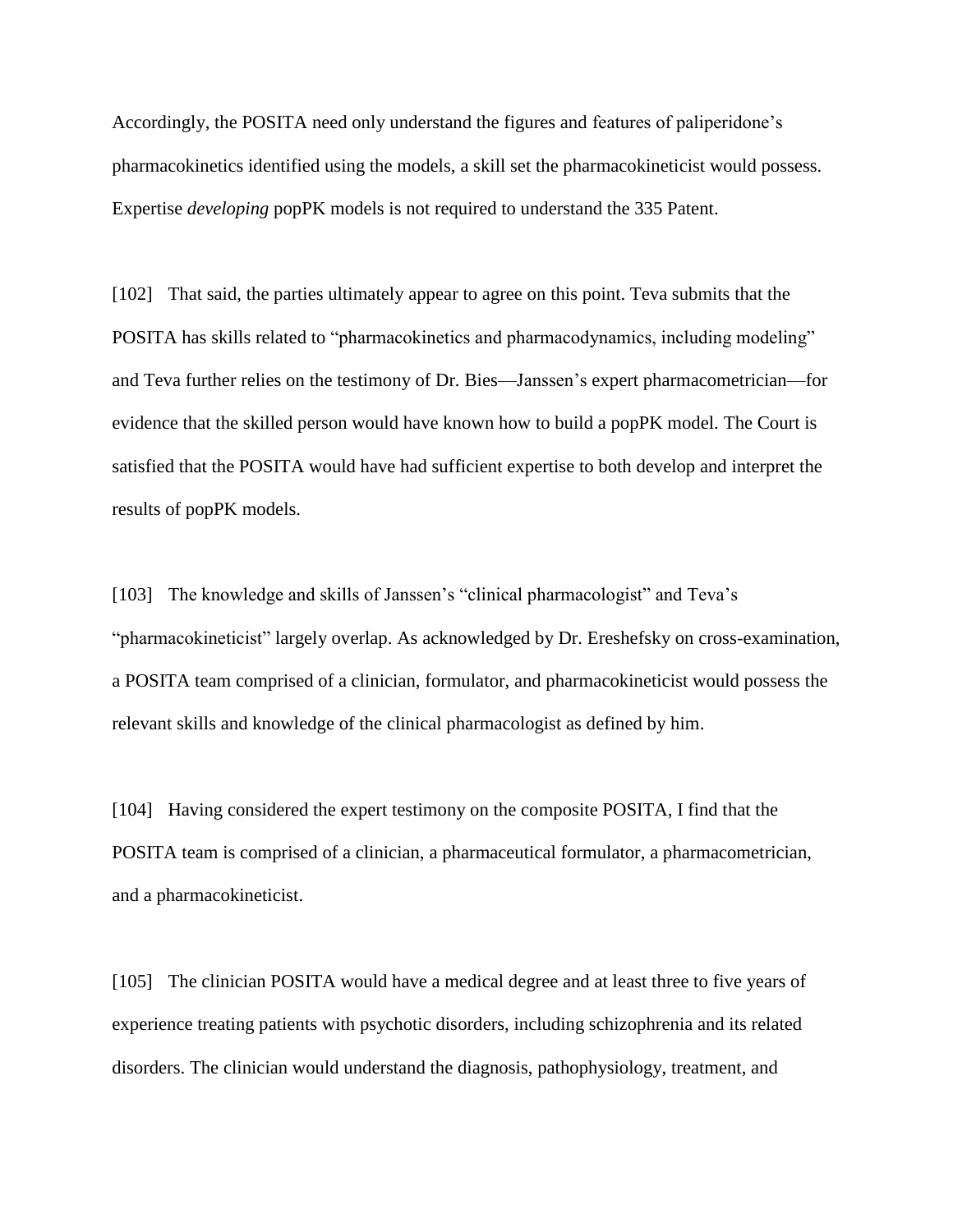Accordingly, the POSITA need only understand the figures and features of paliperidone's pharmacokinetics identified using the models, a skill set the pharmacokineticist would possess. Expertise *developing* popPK models is not required to understand the 335 Patent.

[102] That said, the parties ultimately appear to agree on this point. Teva submits that the POSITA has skills related to "pharmacokinetics and pharmacodynamics, including modeling" and Teva further relies on the testimony of Dr. Bies—Janssen's expert pharmacometrician—for evidence that the skilled person would have known how to build a popPK model. The Court is satisfied that the POSITA would have had sufficient expertise to both develop and interpret the results of popPK models.

[103] The knowledge and skills of Janssen's "clinical pharmacologist" and Teva's "pharmacokineticist" largely overlap. As acknowledged by Dr. Ereshefsky on cross-examination, a POSITA team comprised of a clinician, formulator, and pharmacokineticist would possess the relevant skills and knowledge of the clinical pharmacologist as defined by him.

[104] Having considered the expert testimony on the composite POSITA, I find that the POSITA team is comprised of a clinician, a pharmaceutical formulator, a pharmacometrician, and a pharmacokineticist.

[105] The clinician POSITA would have a medical degree and at least three to five years of experience treating patients with psychotic disorders, including schizophrenia and its related disorders. The clinician would understand the diagnosis, pathophysiology, treatment, and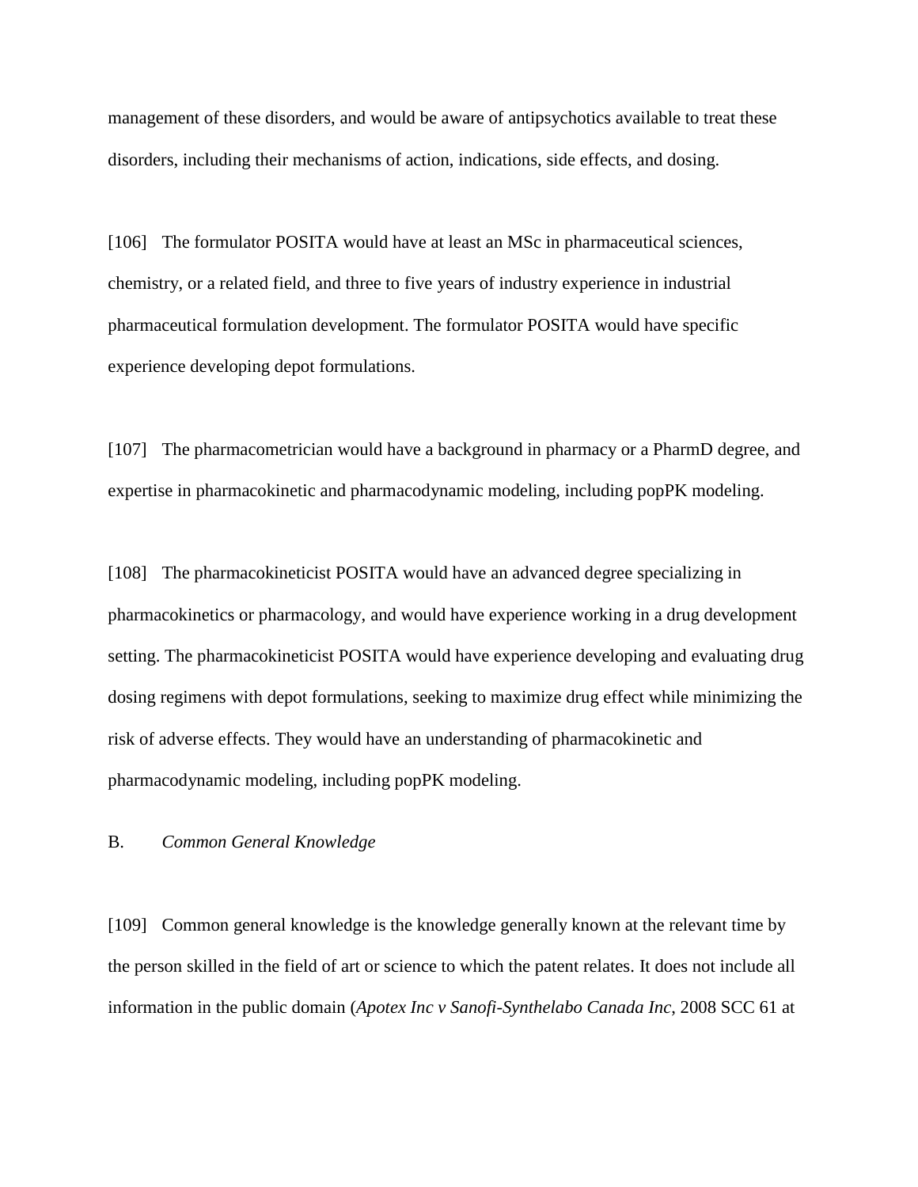management of these disorders, and would be aware of antipsychotics available to treat these disorders, including their mechanisms of action, indications, side effects, and dosing.

[106] The formulator POSITA would have at least an MSc in pharmaceutical sciences, chemistry, or a related field, and three to five years of industry experience in industrial pharmaceutical formulation development. The formulator POSITA would have specific experience developing depot formulations.

[107] The pharmacometrician would have a background in pharmacy or a PharmD degree, and expertise in pharmacokinetic and pharmacodynamic modeling, including popPK modeling.

[108] The pharmacokineticist POSITA would have an advanced degree specializing in pharmacokinetics or pharmacology, and would have experience working in a drug development setting. The pharmacokineticist POSITA would have experience developing and evaluating drug dosing regimens with depot formulations, seeking to maximize drug effect while minimizing the risk of adverse effects. They would have an understanding of pharmacokinetic and pharmacodynamic modeling, including popPK modeling.

## B. *Common General Knowledge*

[109] Common general knowledge is the knowledge generally known at the relevant time by the person skilled in the field of art or science to which the patent relates. It does not include all information in the public domain (*Apotex Inc v Sanofi-Synthelabo Canada Inc*, 2008 SCC 61 at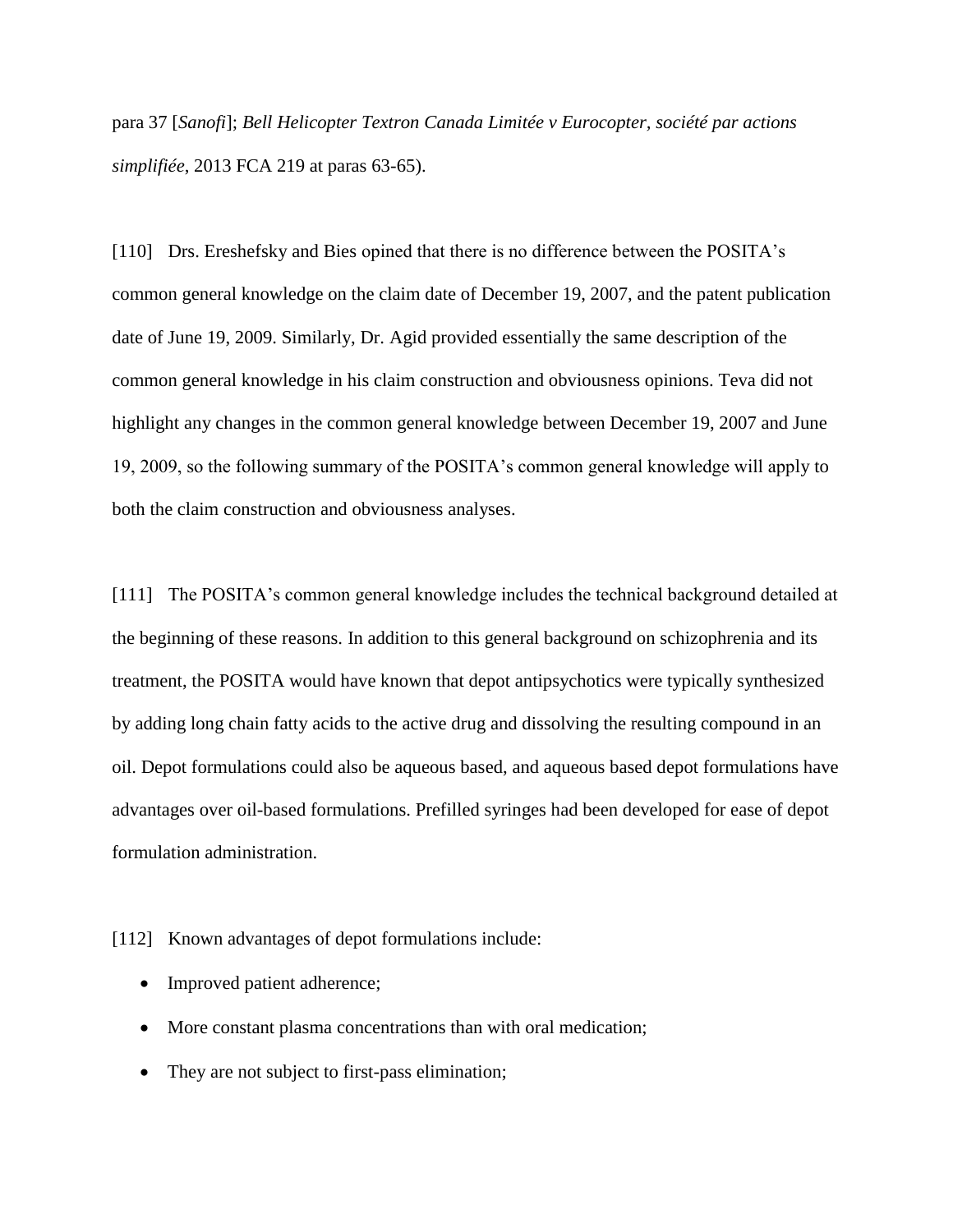para 37 [*Sanofi*]; *Bell Helicopter Textron Canada Limitée v Eurocopter, société par actions simplifiée*, 2013 FCA 219 at paras 63-65).

[110] Drs. Ereshefsky and Bies opined that there is no difference between the POSITA's common general knowledge on the claim date of December 19, 2007, and the patent publication date of June 19, 2009. Similarly, Dr. Agid provided essentially the same description of the common general knowledge in his claim construction and obviousness opinions. Teva did not highlight any changes in the common general knowledge between December 19, 2007 and June 19, 2009, so the following summary of the POSITA's common general knowledge will apply to both the claim construction and obviousness analyses.

[111] The POSITA's common general knowledge includes the technical background detailed at the beginning of these reasons. In addition to this general background on schizophrenia and its treatment, the POSITA would have known that depot antipsychotics were typically synthesized by adding long chain fatty acids to the active drug and dissolving the resulting compound in an oil. Depot formulations could also be aqueous based, and aqueous based depot formulations have advantages over oil-based formulations. Prefilled syringes had been developed for ease of depot formulation administration.

[112] Known advantages of depot formulations include:

- Improved patient adherence;
- More constant plasma concentrations than with oral medication;
- They are not subject to first-pass elimination;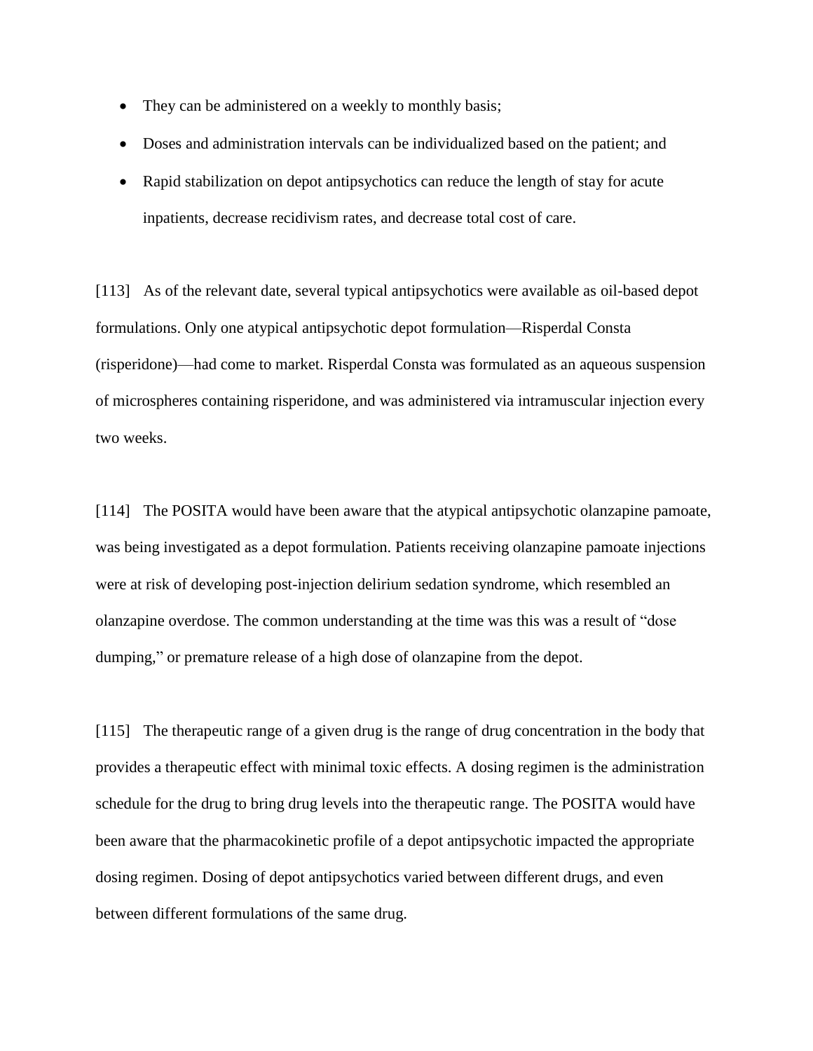- They can be administered on a weekly to monthly basis;
- Doses and administration intervals can be individualized based on the patient; and
- Rapid stabilization on depot antipsychotics can reduce the length of stay for acute inpatients, decrease recidivism rates, and decrease total cost of care.

[113] As of the relevant date, several typical antipsychotics were available as oil-based depot formulations. Only one atypical antipsychotic depot formulation—Risperdal Consta (risperidone)—had come to market. Risperdal Consta was formulated as an aqueous suspension of microspheres containing risperidone, and was administered via intramuscular injection every two weeks.

[114] The POSITA would have been aware that the atypical antipsychotic olanzapine pamoate, was being investigated as a depot formulation. Patients receiving olanzapine pamoate injections were at risk of developing post-injection delirium sedation syndrome, which resembled an olanzapine overdose. The common understanding at the time was this was a result of "dose dumping," or premature release of a high dose of olanzapine from the depot.

[115] The therapeutic range of a given drug is the range of drug concentration in the body that provides a therapeutic effect with minimal toxic effects. A dosing regimen is the administration schedule for the drug to bring drug levels into the therapeutic range. The POSITA would have been aware that the pharmacokinetic profile of a depot antipsychotic impacted the appropriate dosing regimen. Dosing of depot antipsychotics varied between different drugs, and even between different formulations of the same drug.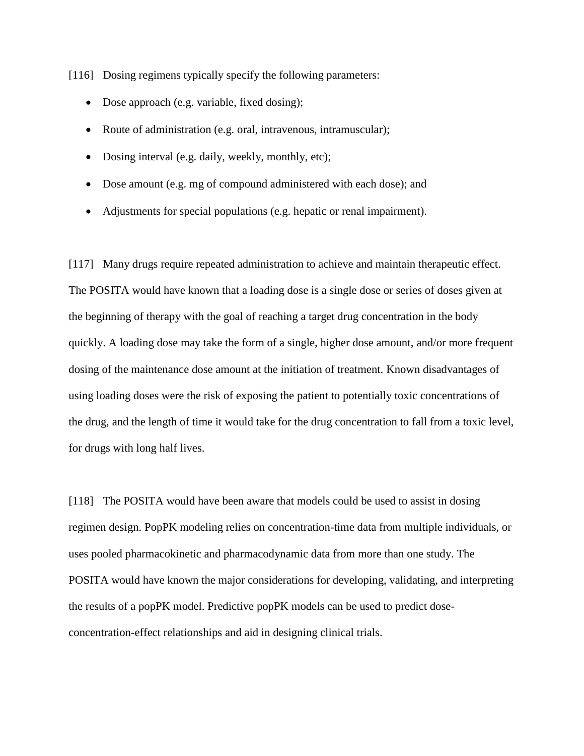[116] Dosing regimens typically specify the following parameters:

- Dose approach (e.g. variable, fixed dosing);
- Route of administration (e.g. oral, intravenous, intramuscular);
- Dosing interval (e.g. daily, weekly, monthly, etc);
- Dose amount (e.g. mg of compound administered with each dose); and
- Adjustments for special populations (e.g. hepatic or renal impairment).

[117] Many drugs require repeated administration to achieve and maintain therapeutic effect. The POSITA would have known that a loading dose is a single dose or series of doses given at the beginning of therapy with the goal of reaching a target drug concentration in the body quickly. A loading dose may take the form of a single, higher dose amount, and/or more frequent dosing of the maintenance dose amount at the initiation of treatment. Known disadvantages of using loading doses were the risk of exposing the patient to potentially toxic concentrations of the drug, and the length of time it would take for the drug concentration to fall from a toxic level, for drugs with long half lives.

[118] The POSITA would have been aware that models could be used to assist in dosing regimen design. PopPK modeling relies on concentration-time data from multiple individuals, or uses pooled pharmacokinetic and pharmacodynamic data from more than one study. The POSITA would have known the major considerations for developing, validating, and interpreting the results of a popPK model. Predictive popPK models can be used to predict dose-concentration-effect relationships and aid in designing clinical trials.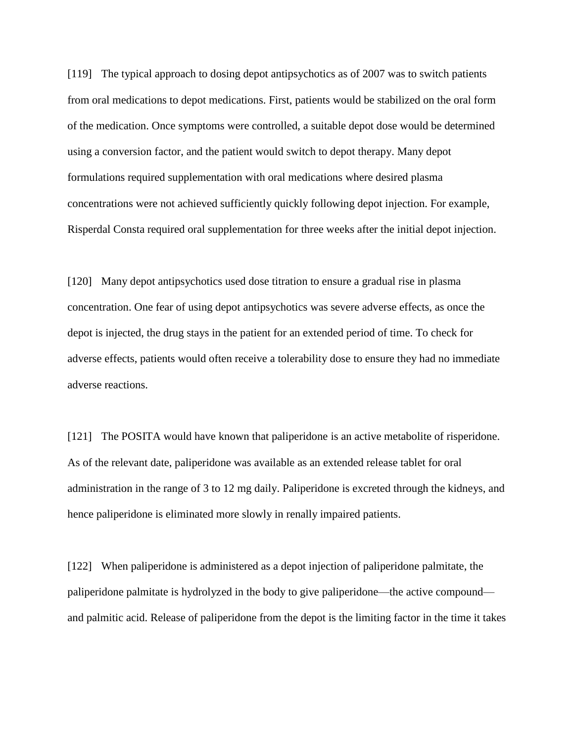[119] The typical approach to dosing depot antipsychotics as of 2007 was to switch patients from oral medications to depot medications. First, patients would be stabilized on the oral form of the medication. Once symptoms were controlled, a suitable depot dose would be determined using a conversion factor, and the patient would switch to depot therapy. Many depot formulations required supplementation with oral medications where desired plasma concentrations were not achieved sufficiently quickly following depot injection. For example, Risperdal Consta required oral supplementation for three weeks after the initial depot injection.

[120] Many depot antipsychotics used dose titration to ensure a gradual rise in plasma concentration. One fear of using depot antipsychotics was severe adverse effects, as once the depot is injected, the drug stays in the patient for an extended period of time. To check for adverse effects, patients would often receive a tolerability dose to ensure they had no immediate adverse reactions.

[121] The POSITA would have known that paliperidone is an active metabolite of risperidone. As of the relevant date, paliperidone was available as an extended release tablet for oral administration in the range of 3 to 12 mg daily. Paliperidone is excreted through the kidneys, and hence paliperidone is eliminated more slowly in renally impaired patients.

[122] When paliperidone is administered as a depot injection of paliperidone palmitate, the paliperidone palmitate is hydrolyzed in the body to give paliperidone—the active compound—and palmitic acid. Release of paliperidone from the depot is the limiting factor in the time it takes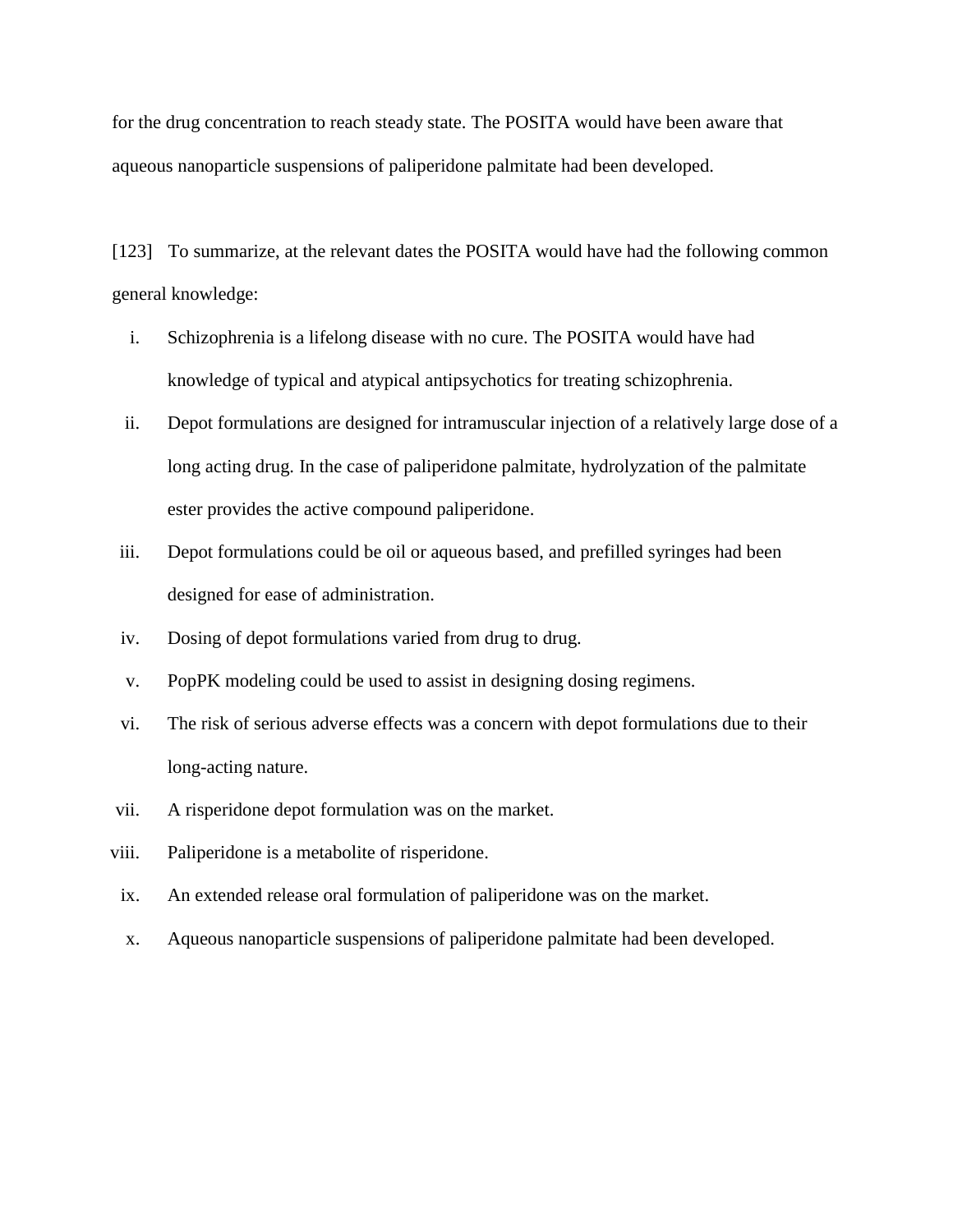for the drug concentration to reach steady state. The POSITA would have been aware that aqueous nanoparticle suspensions of paliperidone palmitate had been developed.

[123] To summarize, at the relevant dates the POSITA would have had the following common general knowledge:

i. Schizophrenia is a lifelong disease with no cure. The POSITA would have had knowledge of typical and atypical antipsychotics for treating schizophrenia.

ii. Depot formulations are designed for intramuscular injection of a relatively large dose of a long acting drug. In the case of paliperidone palmitate, hydrolyzation of the palmitate ester provides the active compound paliperidone.

iii. Depot formulations could be oil or aqueous based, and prefilled syringes had been designed for ease of administration.

iv. Dosing of depot formulations varied from drug to drug.

v. PopPK modeling could be used to assist in designing dosing regimens.

vi. The risk of serious adverse effects was a concern with depot formulations due to their long-acting nature.

vii. A risperidone depot formulation was on the market.

viii. Paliperidone is a metabolite of risperidone.

ix. An extended release oral formulation of paliperidone was on the market.

x. Aqueous nanoparticle suspensions of paliperidone palmitate had been developed.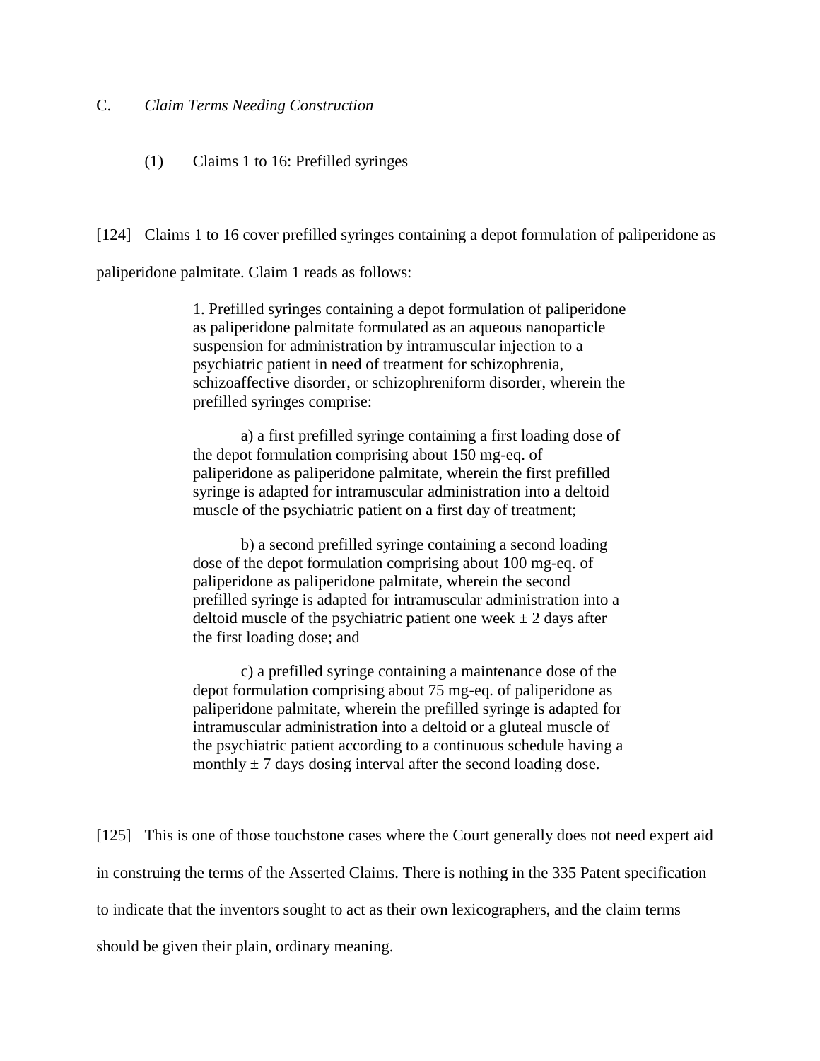### C. *Claim Terms Needing Construction*

#### (1) Claims 1 to 16: Prefilled syringes

[124] Claims 1 to 16 cover prefilled syringes containing a depot formulation of paliperidone as paliperidone palmitate. Claim 1 reads as follows:

> 1. Prefilled syringes containing a depot formulation of paliperidone as paliperidone palmitate formulated as an aqueous nanoparticle suspension for administration by intramuscular injection to a psychiatric patient in need of treatment for schizophrenia, schizoaffective disorder, or schizophreniform disorder, wherein the prefilled syringes comprise:
>
> a) a first prefilled syringe containing a first loading dose of the depot formulation comprising about 150 mg-eq. of paliperidone as paliperidone palmitate, wherein the first prefilled syringe is adapted for intramuscular administration into a deltoid muscle of the psychiatric patient on a first day of treatment;
>
> b) a second prefilled syringe containing a second loading dose of the depot formulation comprising about 100 mg-eq. of paliperidone as paliperidone palmitate, wherein the second prefilled syringe is adapted for intramuscular administration into a deltoid muscle of the psychiatric patient one week ± 2 days after the first loading dose; and
>
> c) a prefilled syringe containing a maintenance dose of the depot formulation comprising about 75 mg-eq. of paliperidone as paliperidone palmitate, wherein the prefilled syringe is adapted for intramuscular administration into a deltoid or a gluteal muscle of the psychiatric patient according to a continuous schedule having a monthly ± 7 days dosing interval after the second loading dose.

[125] This is one of those touchstone cases where the Court generally does not need expert aid in construing the terms of the Asserted Claims. There is nothing in the 335 Patent specification to indicate that the inventors sought to act as their own lexicographers, and the claim terms should be given their plain, ordinary meaning.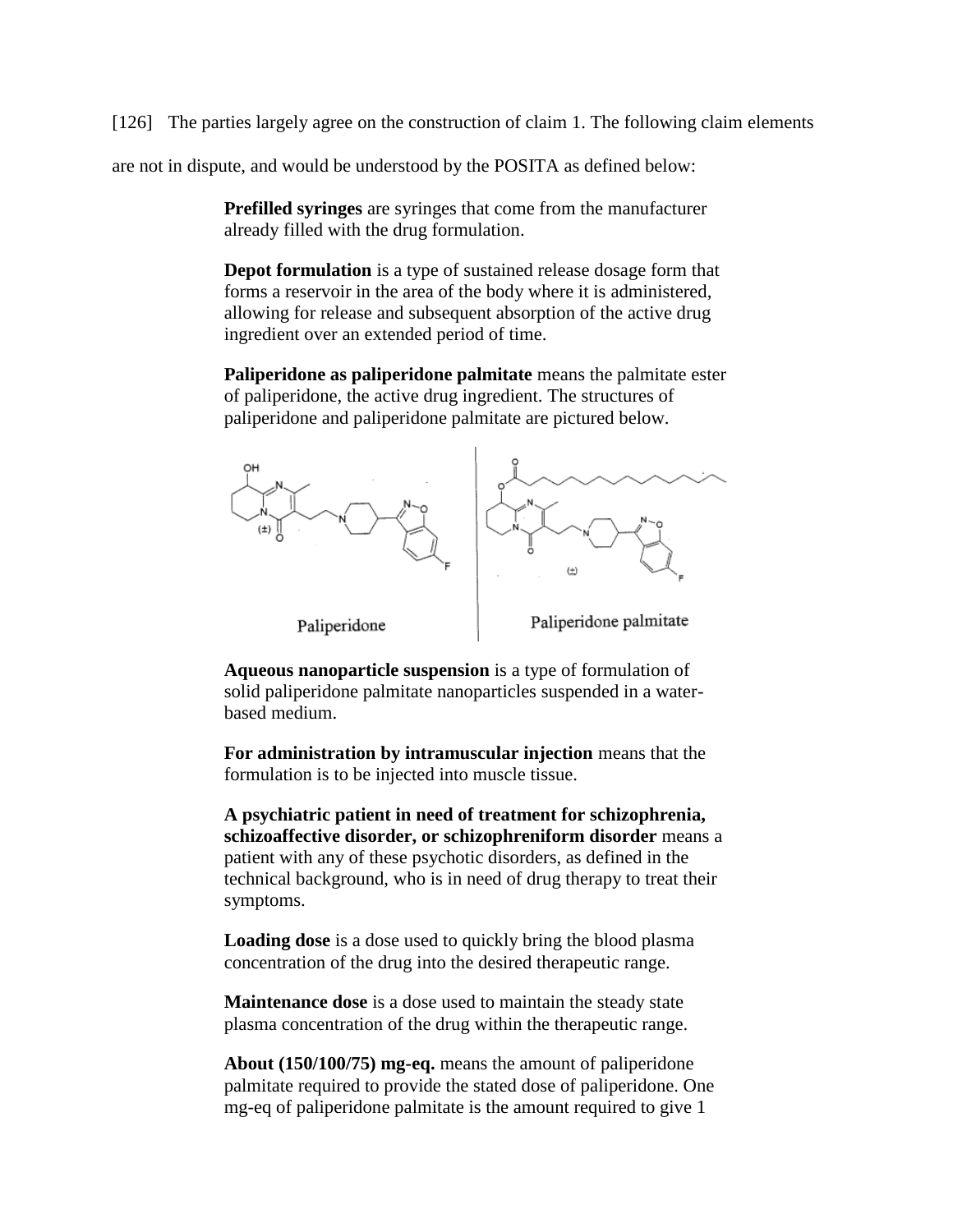[126] The parties largely agree on the construction of claim 1. The following claim elements are not in dispute, and would be understood by the POSITA as defined below:

> **Prefilled syringes** are syringes that come from the manufacturer already filled with the drug formulation.
>
> **Depot formulation** is a type of sustained release dosage form that forms a reservoir in the area of the body where it is administered, allowing for release and subsequent absorption of the active drug ingredient over an extended period of time.
>
> **Paliperidone as paliperidone palmitate** means the palmitate ester of paliperidone, the active drug ingredient. The structures of paliperidone and paliperidone palmitate are pictured below.
>
> Paliperidone | Paliperidone palmitate
>
> **Aqueous nanoparticle suspension** is a type of formulation of solid paliperidone palmitate nanoparticles suspended in a water-based medium.
>
> **For administration by intramuscular injection** means that the formulation is to be injected into muscle tissue.
>
> **A psychiatric patient in need of treatment for schizophrenia, schizoaffective disorder, or schizophreniform disorder** means a patient with any of these psychotic disorders, as defined in the technical background, who is in need of drug therapy to treat their symptoms.
>
> **Loading dose** is a dose used to quickly bring the blood plasma concentration of the drug into the desired therapeutic range.
>
> **Maintenance dose** is a dose used to maintain the steady state plasma concentration of the drug within the therapeutic range.
>
> **About (150/100/75) mg-eq.** means the amount of paliperidone palmitate required to provide the stated dose of paliperidone. One mg-eq of paliperidone palmitate is the amount required to give 1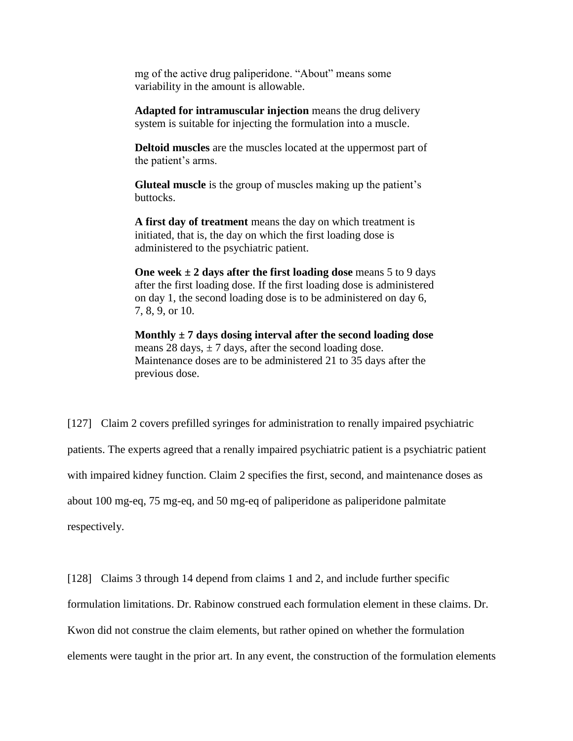mg of the active drug paliperidone. "About" means some variability in the amount is allowable.

**Adapted for intramuscular injection** means the drug delivery system is suitable for injecting the formulation into a muscle.

**Deltoid muscles** are the muscles located at the uppermost part of the patient's arms.

**Gluteal muscle** is the group of muscles making up the patient's buttocks.

**A first day of treatment** means the day on which treatment is initiated, that is, the day on which the first loading dose is administered to the psychiatric patient.

**One week ± 2 days after the first loading dose** means 5 to 9 days after the first loading dose. If the first loading dose is administered on day 1, the second loading dose is to be administered on day 6, 7, 8, 9, or 10.

**Monthly ± 7 days dosing interval after the second loading dose** means 28 days, ± 7 days, after the second loading dose. Maintenance doses are to be administered 21 to 35 days after the previous dose.

[127] Claim 2 covers prefilled syringes for administration to renally impaired psychiatric patients. The experts agreed that a renally impaired psychiatric patient is a psychiatric patient with impaired kidney function. Claim 2 specifies the first, second, and maintenance doses as about 100 mg-eq, 75 mg-eq, and 50 mg-eq of paliperidone as paliperidone palmitate respectively.

[128] Claims 3 through 14 depend from claims 1 and 2, and include further specific formulation limitations. Dr. Rabinow construed each formulation element in these claims. Dr. Kwon did not construe the claim elements, but rather opined on whether the formulation elements were taught in the prior art. In any event, the construction of the formulation elements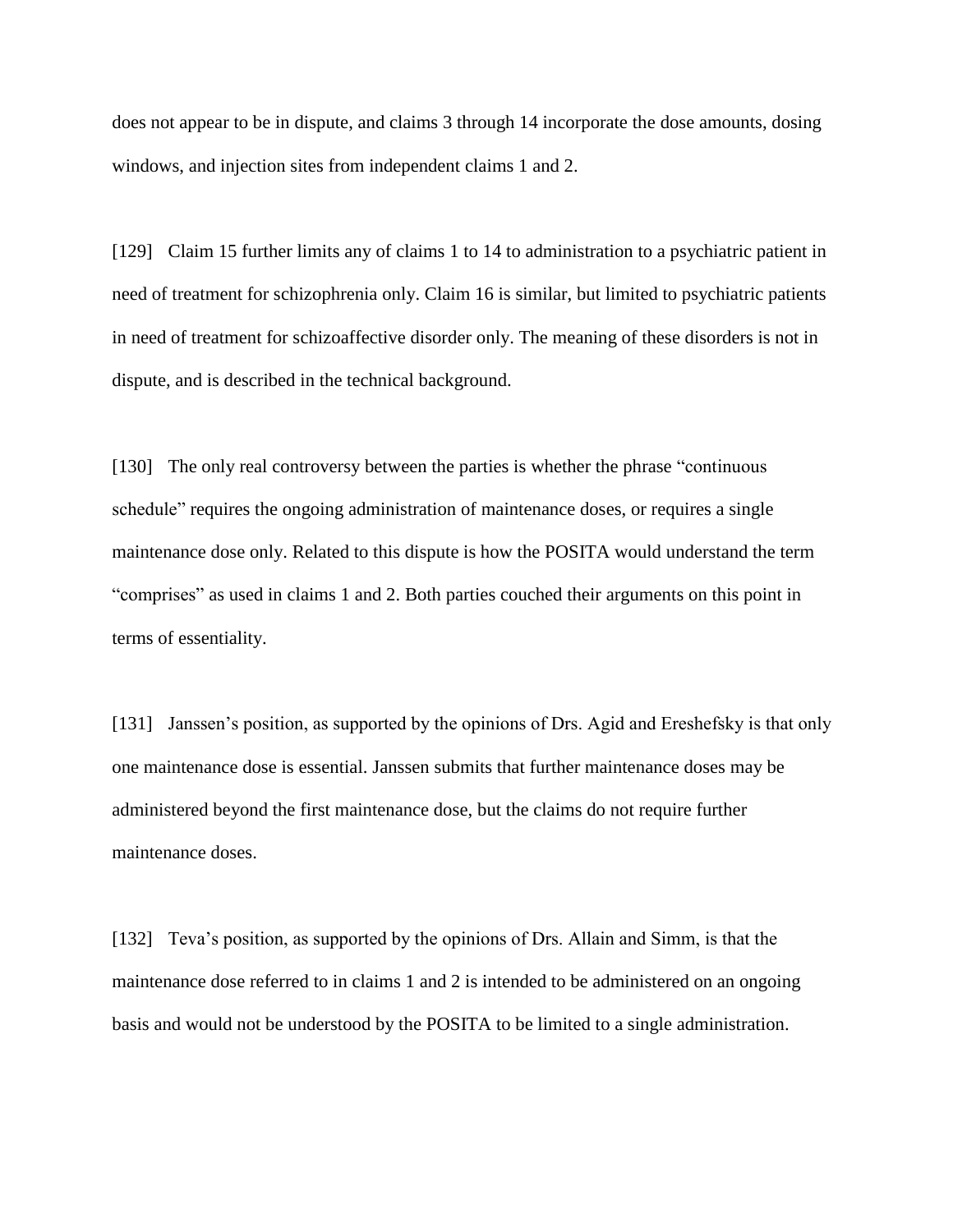does not appear to be in dispute, and claims 3 through 14 incorporate the dose amounts, dosing windows, and injection sites from independent claims 1 and 2.

[129] Claim 15 further limits any of claims 1 to 14 to administration to a psychiatric patient in need of treatment for schizophrenia only. Claim 16 is similar, but limited to psychiatric patients in need of treatment for schizoaffective disorder only. The meaning of these disorders is not in dispute, and is described in the technical background.

[130] The only real controversy between the parties is whether the phrase "continuous schedule" requires the ongoing administration of maintenance doses, or requires a single maintenance dose only. Related to this dispute is how the POSITA would understand the term "comprises" as used in claims 1 and 2. Both parties couched their arguments on this point in terms of essentiality.

[131] Janssen's position, as supported by the opinions of Drs. Agid and Ereshefsky is that only one maintenance dose is essential. Janssen submits that further maintenance doses may be administered beyond the first maintenance dose, but the claims do not require further maintenance doses.

[132] Teva's position, as supported by the opinions of Drs. Allain and Simm, is that the maintenance dose referred to in claims 1 and 2 is intended to be administered on an ongoing basis and would not be understood by the POSITA to be limited to a single administration.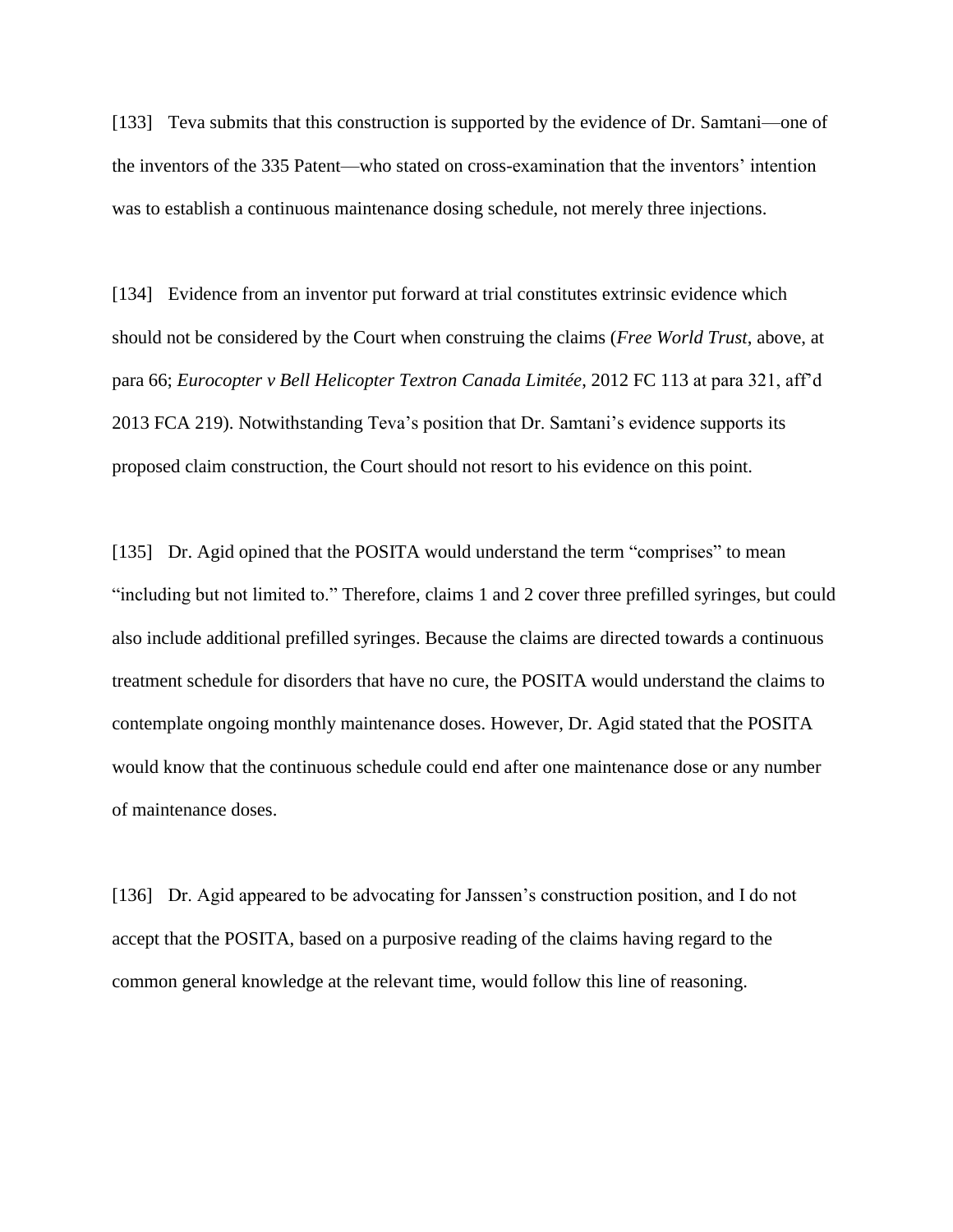[133] Teva submits that this construction is supported by the evidence of Dr. Samtani—one of the inventors of the 335 Patent—who stated on cross-examination that the inventors' intention was to establish a continuous maintenance dosing schedule, not merely three injections.

[134] Evidence from an inventor put forward at trial constitutes extrinsic evidence which should not be considered by the Court when construing the claims (*Free World Trust*, above, at para 66; *Eurocopter v Bell Helicopter Textron Canada Limitée*, 2012 FC 113 at para 321, aff'd 2013 FCA 219). Notwithstanding Teva's position that Dr. Samtani's evidence supports its proposed claim construction, the Court should not resort to his evidence on this point.

[135] Dr. Agid opined that the POSITA would understand the term "comprises" to mean "including but not limited to." Therefore, claims 1 and 2 cover three prefilled syringes, but could also include additional prefilled syringes. Because the claims are directed towards a continuous treatment schedule for disorders that have no cure, the POSITA would understand the claims to contemplate ongoing monthly maintenance doses. However, Dr. Agid stated that the POSITA would know that the continuous schedule could end after one maintenance dose or any number of maintenance doses.

[136] Dr. Agid appeared to be advocating for Janssen's construction position, and I do not accept that the POSITA, based on a purposive reading of the claims having regard to the common general knowledge at the relevant time, would follow this line of reasoning.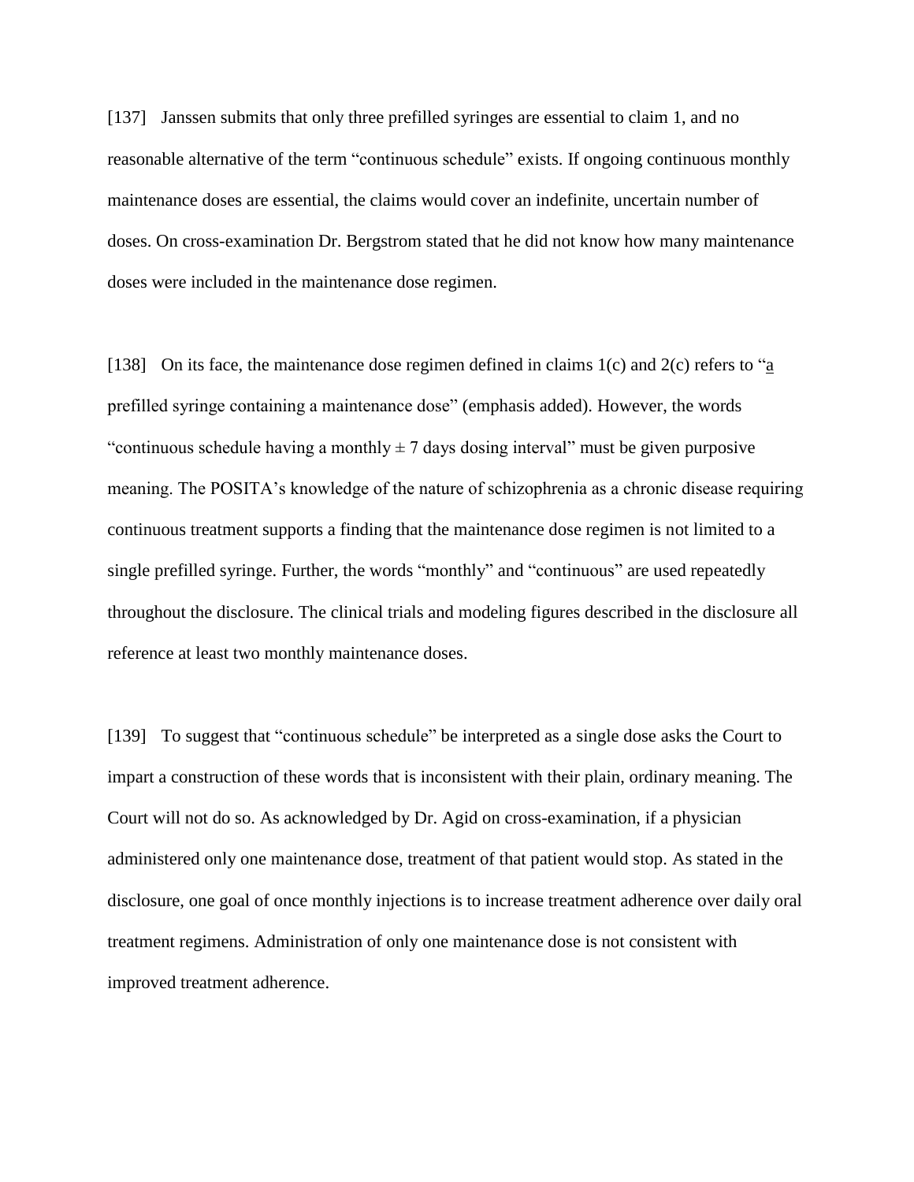[137] Janssen submits that only three prefilled syringes are essential to claim 1, and no reasonable alternative of the term "continuous schedule" exists. If ongoing continuous monthly maintenance doses are essential, the claims would cover an indefinite, uncertain number of doses. On cross-examination Dr. Bergstrom stated that he did not know how many maintenance doses were included in the maintenance dose regimen.

[138] On its face, the maintenance dose regimen defined in claims 1(c) and 2(c) refers to "<u>a</u> prefilled syringe containing a maintenance dose" (emphasis added). However, the words "continuous schedule having a monthly ± 7 days dosing interval" must be given purposive meaning. The POSITA's knowledge of the nature of schizophrenia as a chronic disease requiring continuous treatment supports a finding that the maintenance dose regimen is not limited to a single prefilled syringe. Further, the words "monthly" and "continuous" are used repeatedly throughout the disclosure. The clinical trials and modeling figures described in the disclosure all reference at least two monthly maintenance doses.

[139] To suggest that "continuous schedule" be interpreted as a single dose asks the Court to impart a construction of these words that is inconsistent with their plain, ordinary meaning. The Court will not do so. As acknowledged by Dr. Agid on cross-examination, if a physician administered only one maintenance dose, treatment of that patient would stop. As stated in the disclosure, one goal of once monthly injections is to increase treatment adherence over daily oral treatment regimens. Administration of only one maintenance dose is not consistent with improved treatment adherence.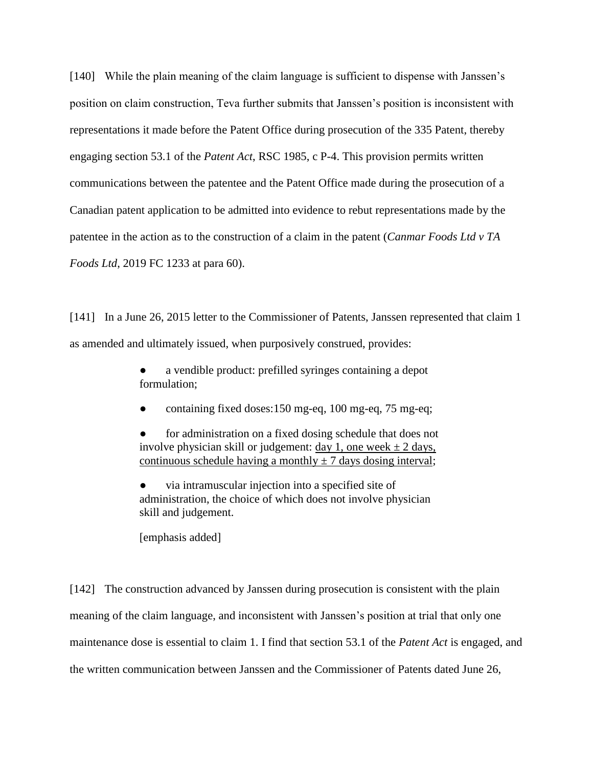[140] While the plain meaning of the claim language is sufficient to dispense with Janssen's position on claim construction, Teva further submits that Janssen's position is inconsistent with representations it made before the Patent Office during prosecution of the 335 Patent, thereby engaging section 53.1 of the *Patent Act*, RSC 1985, c P-4. This provision permits written communications between the patentee and the Patent Office made during the prosecution of a Canadian patent application to be admitted into evidence to rebut representations made by the patentee in the action as to the construction of a claim in the patent (*Canmar Foods Ltd v TA Foods Ltd*, 2019 FC 1233 at para 60).

[141] In a June 26, 2015 letter to the Commissioner of Patents, Janssen represented that claim 1 as amended and ultimately issued, when purposively construed, provides:

> - a vendible product: prefilled syringes containing a depot formulation;
> - containing fixed doses:150 mg-eq, 100 mg-eq, 75 mg-eq;
> - for administration on a fixed dosing schedule that does not involve physician skill or judgement: <u>day 1, one week ± 2 days, continuous schedule having a monthly ± 7 days dosing interval</u>;
> - via intramuscular injection into a specified site of administration, the choice of which does not involve physician skill and judgement.
>
> [emphasis added]

[142] The construction advanced by Janssen during prosecution is consistent with the plain meaning of the claim language, and inconsistent with Janssen's position at trial that only one maintenance dose is essential to claim 1. I find that section 53.1 of the *Patent Act* is engaged, and the written communication between Janssen and the Commissioner of Patents dated June 26,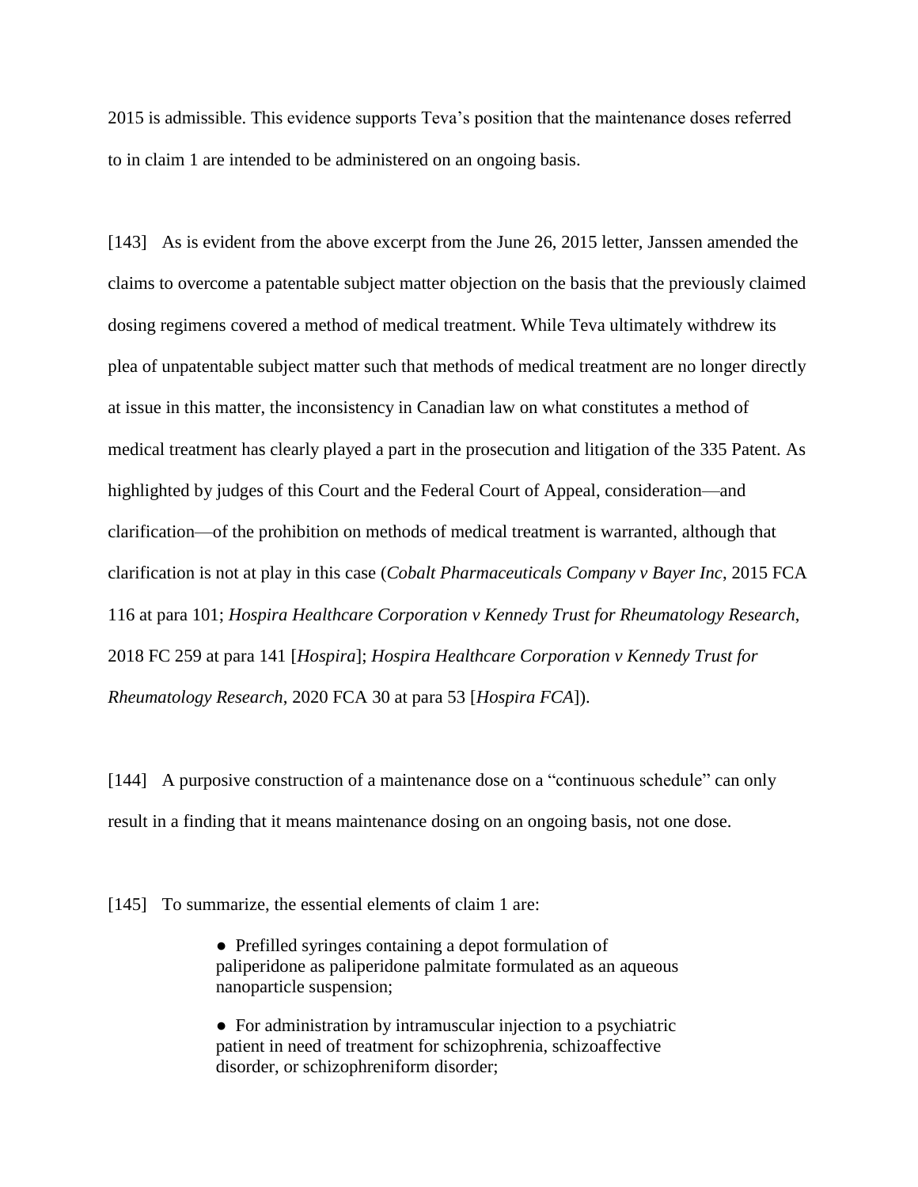2015 is admissible. This evidence supports Teva's position that the maintenance doses referred to in claim 1 are intended to be administered on an ongoing basis.

[143] As is evident from the above excerpt from the June 26, 2015 letter, Janssen amended the claims to overcome a patentable subject matter objection on the basis that the previously claimed dosing regimens covered a method of medical treatment. While Teva ultimately withdrew its plea of unpatentable subject matter such that methods of medical treatment are no longer directly at issue in this matter, the inconsistency in Canadian law on what constitutes a method of medical treatment has clearly played a part in the prosecution and litigation of the 335 Patent. As highlighted by judges of this Court and the Federal Court of Appeal, consideration—and clarification—of the prohibition on methods of medical treatment is warranted, although that clarification is not at play in this case (*Cobalt Pharmaceuticals Company v Bayer Inc*, 2015 FCA 116 at para 101; *Hospira Healthcare Corporation v Kennedy Trust for Rheumatology Research*, 2018 FC 259 at para 141 [*Hospira*]; *Hospira Healthcare Corporation v Kennedy Trust for Rheumatology Research*, 2020 FCA 30 at para 53 [*Hospira FCA*]).

[144] A purposive construction of a maintenance dose on a "continuous schedule" can only result in a finding that it means maintenance dosing on an ongoing basis, not one dose.

[145] To summarize, the essential elements of claim 1 are:

- Prefilled syringes containing a depot formulation of paliperidone as paliperidone palmitate formulated as an aqueous nanoparticle suspension;
- For administration by intramuscular injection to a psychiatric patient in need of treatment for schizophrenia, schizoaffective disorder, or schizophreniform disorder;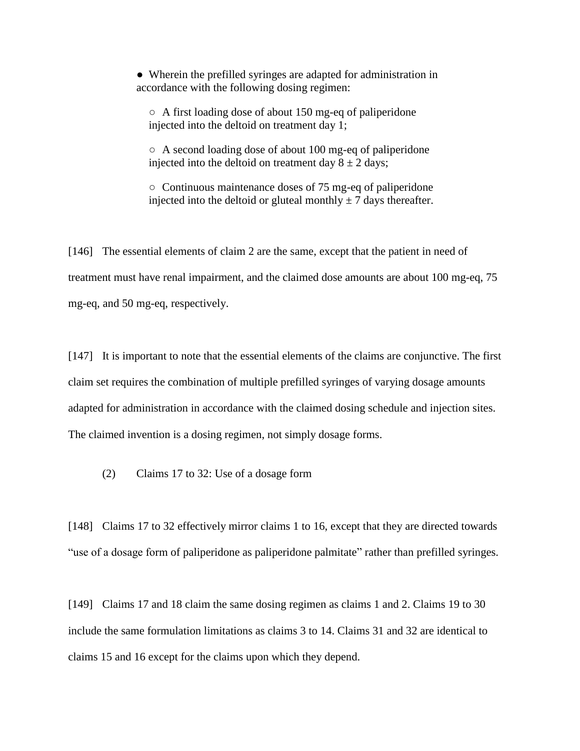- Wherein the prefilled syringes are adapted for administration in accordance with the following dosing regimen:
  - A first loading dose of about 150 mg-eq of paliperidone injected into the deltoid on treatment day 1;
  - A second loading dose of about 100 mg-eq of paliperidone injected into the deltoid on treatment day 8 ± 2 days;
  - Continuous maintenance doses of 75 mg-eq of paliperidone injected into the deltoid or gluteal monthly ± 7 days thereafter.

[146] The essential elements of claim 2 are the same, except that the patient in need of treatment must have renal impairment, and the claimed dose amounts are about 100 mg-eq, 75 mg-eq, and 50 mg-eq, respectively.

[147] It is important to note that the essential elements of the claims are conjunctive. The first claim set requires the combination of multiple prefilled syringes of varying dosage amounts adapted for administration in accordance with the claimed dosing schedule and injection sites. The claimed invention is a dosing regimen, not simply dosage forms.

(2) Claims 17 to 32: Use of a dosage form

[148] Claims 17 to 32 effectively mirror claims 1 to 16, except that they are directed towards "use of a dosage form of paliperidone as paliperidone palmitate" rather than prefilled syringes.

[149] Claims 17 and 18 claim the same dosing regimen as claims 1 and 2. Claims 19 to 30 include the same formulation limitations as claims 3 to 14. Claims 31 and 32 are identical to claims 15 and 16 except for the claims upon which they depend.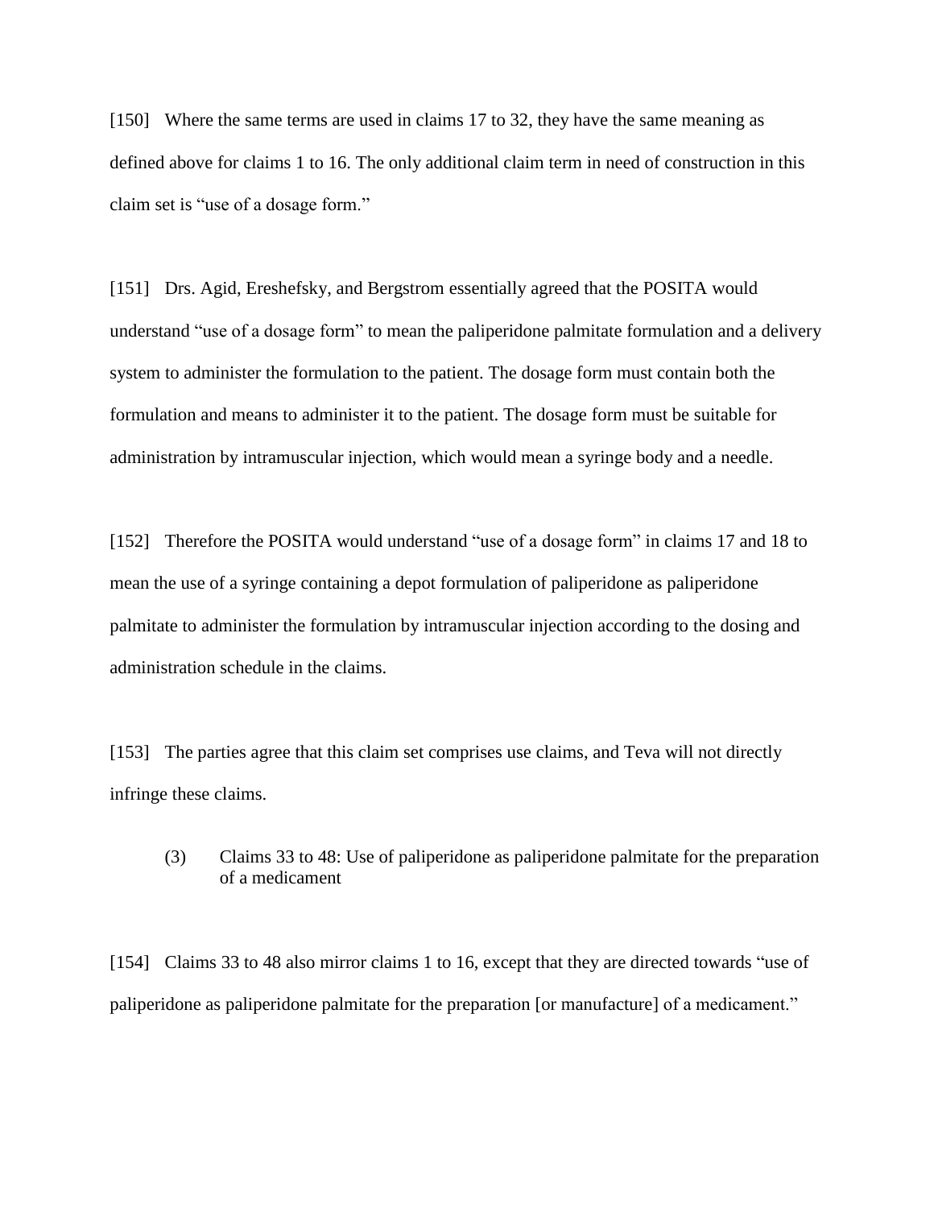[150] Where the same terms are used in claims 17 to 32, they have the same meaning as defined above for claims 1 to 16. The only additional claim term in need of construction in this claim set is "use of a dosage form."

[151] Drs. Agid, Ereshefsky, and Bergstrom essentially agreed that the POSITA would understand "use of a dosage form" to mean the paliperidone palmitate formulation and a delivery system to administer the formulation to the patient. The dosage form must contain both the formulation and means to administer it to the patient. The dosage form must be suitable for administration by intramuscular injection, which would mean a syringe body and a needle.

[152] Therefore the POSITA would understand "use of a dosage form" in claims 17 and 18 to mean the use of a syringe containing a depot formulation of paliperidone as paliperidone palmitate to administer the formulation by intramuscular injection according to the dosing and administration schedule in the claims.

[153] The parties agree that this claim set comprises use claims, and Teva will not directly infringe these claims.

### (3) Claims 33 to 48: Use of paliperidone as paliperidone palmitate for the preparation of a medicament

[154] Claims 33 to 48 also mirror claims 1 to 16, except that they are directed towards "use of paliperidone as paliperidone palmitate for the preparation [or manufacture] of a medicament."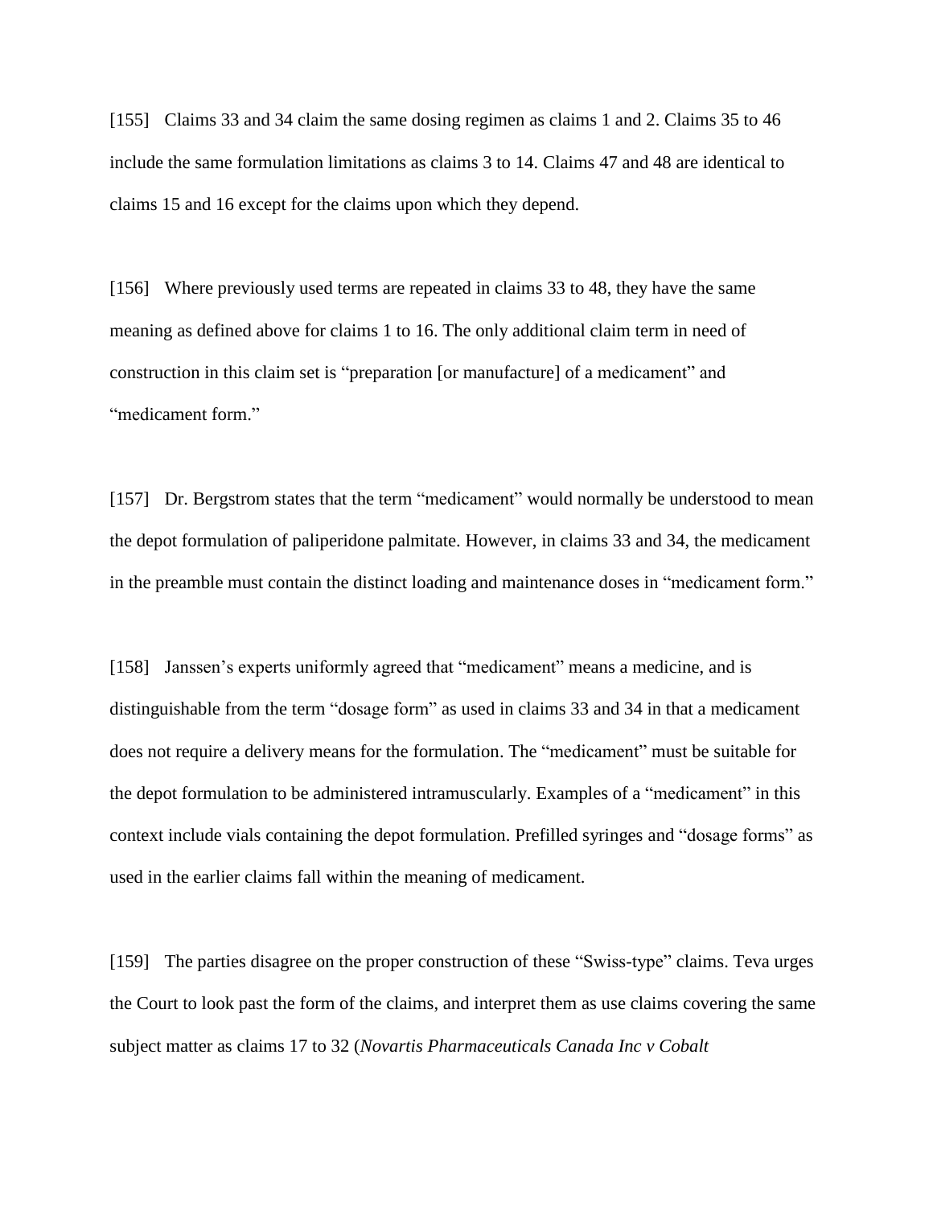[155] Claims 33 and 34 claim the same dosing regimen as claims 1 and 2. Claims 35 to 46 include the same formulation limitations as claims 3 to 14. Claims 47 and 48 are identical to claims 15 and 16 except for the claims upon which they depend.

[156] Where previously used terms are repeated in claims 33 to 48, they have the same meaning as defined above for claims 1 to 16. The only additional claim term in need of construction in this claim set is "preparation [or manufacture] of a medicament" and "medicament form."

[157] Dr. Bergstrom states that the term "medicament" would normally be understood to mean the depot formulation of paliperidone palmitate. However, in claims 33 and 34, the medicament in the preamble must contain the distinct loading and maintenance doses in "medicament form."

[158] Janssen's experts uniformly agreed that "medicament" means a medicine, and is distinguishable from the term "dosage form" as used in claims 33 and 34 in that a medicament does not require a delivery means for the formulation. The "medicament" must be suitable for the depot formulation to be administered intramuscularly. Examples of a "medicament" in this context include vials containing the depot formulation. Prefilled syringes and "dosage forms" as used in the earlier claims fall within the meaning of medicament.

[159] The parties disagree on the proper construction of these "Swiss-type" claims. Teva urges the Court to look past the form of the claims, and interpret them as use claims covering the same subject matter as claims 17 to 32 (*Novartis Pharmaceuticals Canada Inc v Cobalt*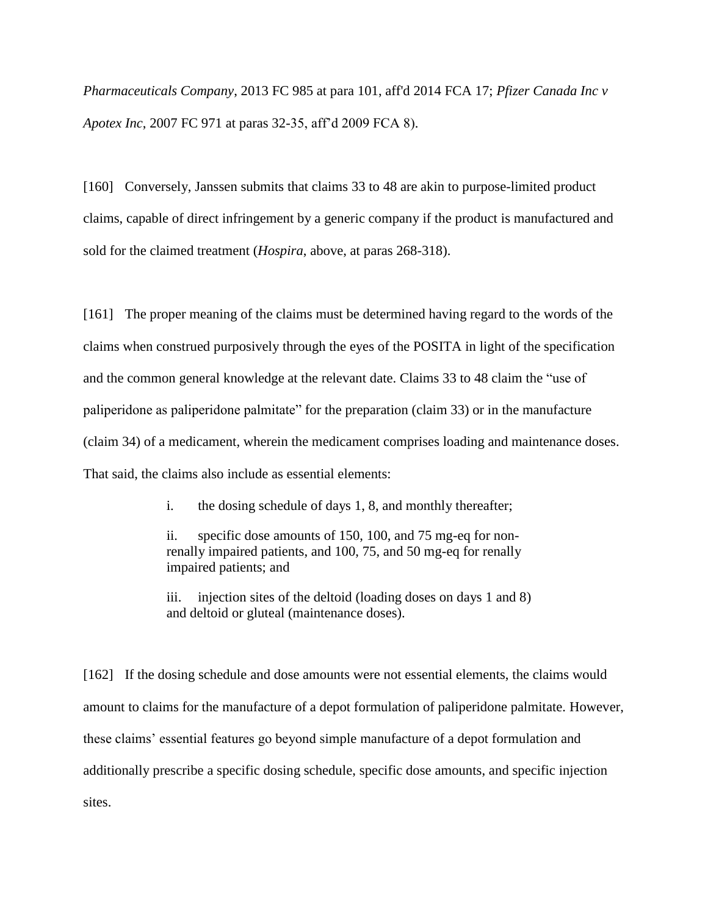*Pharmaceuticals Company*, 2013 FC 985 at para 101, aff'd 2014 FCA 17; *Pfizer Canada Inc v Apotex Inc*, 2007 FC 971 at paras 32-35, aff'd 2009 FCA 8).

[160] Conversely, Janssen submits that claims 33 to 48 are akin to purpose-limited product claims, capable of direct infringement by a generic company if the product is manufactured and sold for the claimed treatment (*Hospira*, above, at paras 268-318).

[161] The proper meaning of the claims must be determined having regard to the words of the claims when construed purposively through the eyes of the POSITA in light of the specification and the common general knowledge at the relevant date. Claims 33 to 48 claim the "use of paliperidone as paliperidone palmitate" for the preparation (claim 33) or in the manufacture (claim 34) of a medicament, wherein the medicament comprises loading and maintenance doses. That said, the claims also include as essential elements:

> i. the dosing schedule of days 1, 8, and monthly thereafter;
>
> ii. specific dose amounts of 150, 100, and 75 mg-eq for non-renally impaired patients, and 100, 75, and 50 mg-eq for renally impaired patients; and
>
> iii. injection sites of the deltoid (loading doses on days 1 and 8) and deltoid or gluteal (maintenance doses).

[162] If the dosing schedule and dose amounts were not essential elements, the claims would amount to claims for the manufacture of a depot formulation of paliperidone palmitate. However, these claims' essential features go beyond simple manufacture of a depot formulation and additionally prescribe a specific dosing schedule, specific dose amounts, and specific injection sites.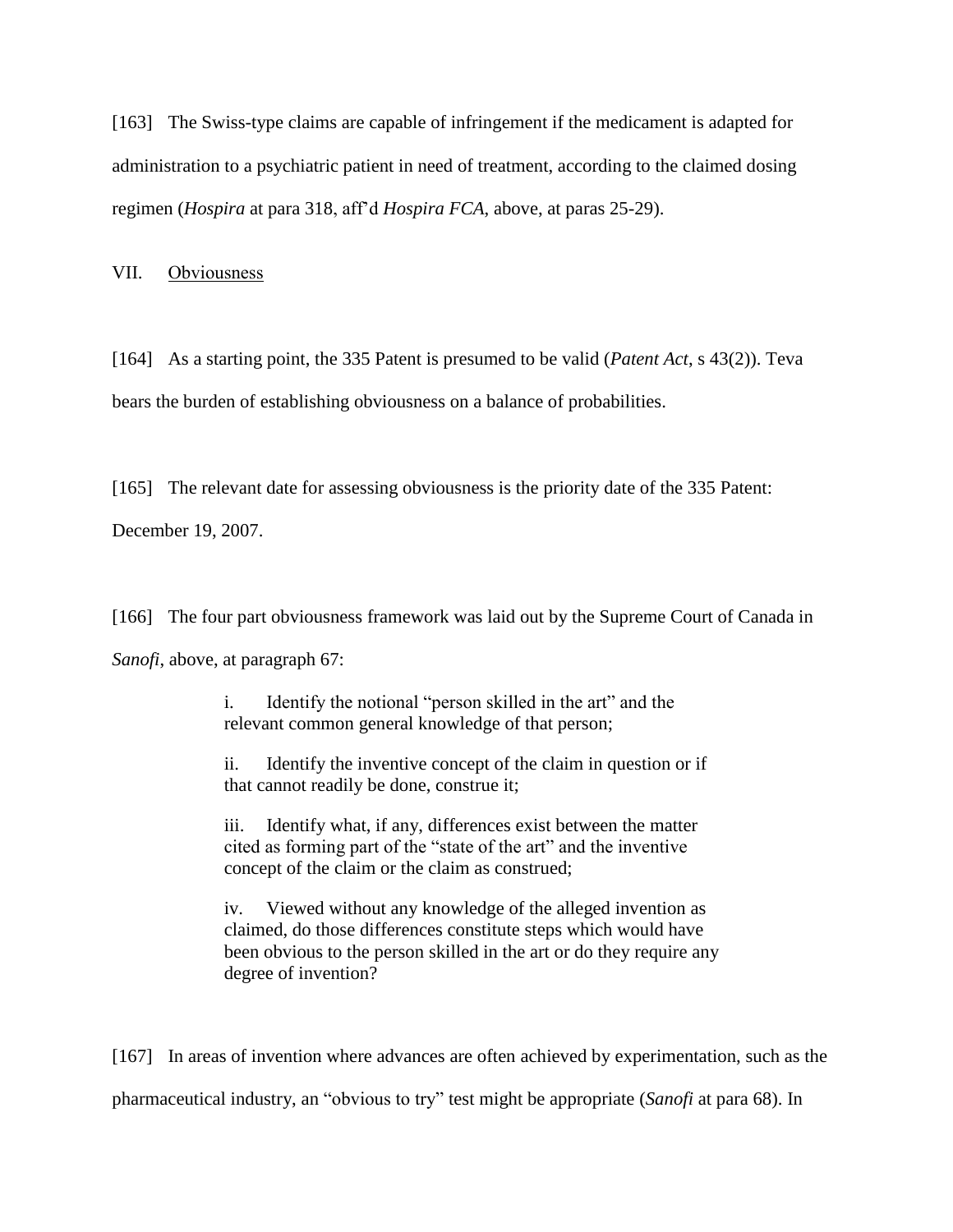[163] The Swiss-type claims are capable of infringement if the medicament is adapted for administration to a psychiatric patient in need of treatment, according to the claimed dosing regimen (*Hospira* at para 318, aff'd *Hospira FCA*, above, at paras 25-29).

## VII. Obviousness

[164] As a starting point, the 335 Patent is presumed to be valid (*Patent Act*, s 43(2)). Teva bears the burden of establishing obviousness on a balance of probabilities.

[165] The relevant date for assessing obviousness is the priority date of the 335 Patent: December 19, 2007.

[166] The four part obviousness framework was laid out by the Supreme Court of Canada in *Sanofi*, above, at paragraph 67:

> i. Identify the notional "person skilled in the art" and the relevant common general knowledge of that person;
>
> ii. Identify the inventive concept of the claim in question or if that cannot readily be done, construe it;
>
> iii. Identify what, if any, differences exist between the matter cited as forming part of the "state of the art" and the inventive concept of the claim or the claim as construed;
>
> iv. Viewed without any knowledge of the alleged invention as claimed, do those differences constitute steps which would have been obvious to the person skilled in the art or do they require any degree of invention?

[167] In areas of invention where advances are often achieved by experimentation, such as the pharmaceutical industry, an "obvious to try" test might be appropriate (*Sanofi* at para 68). In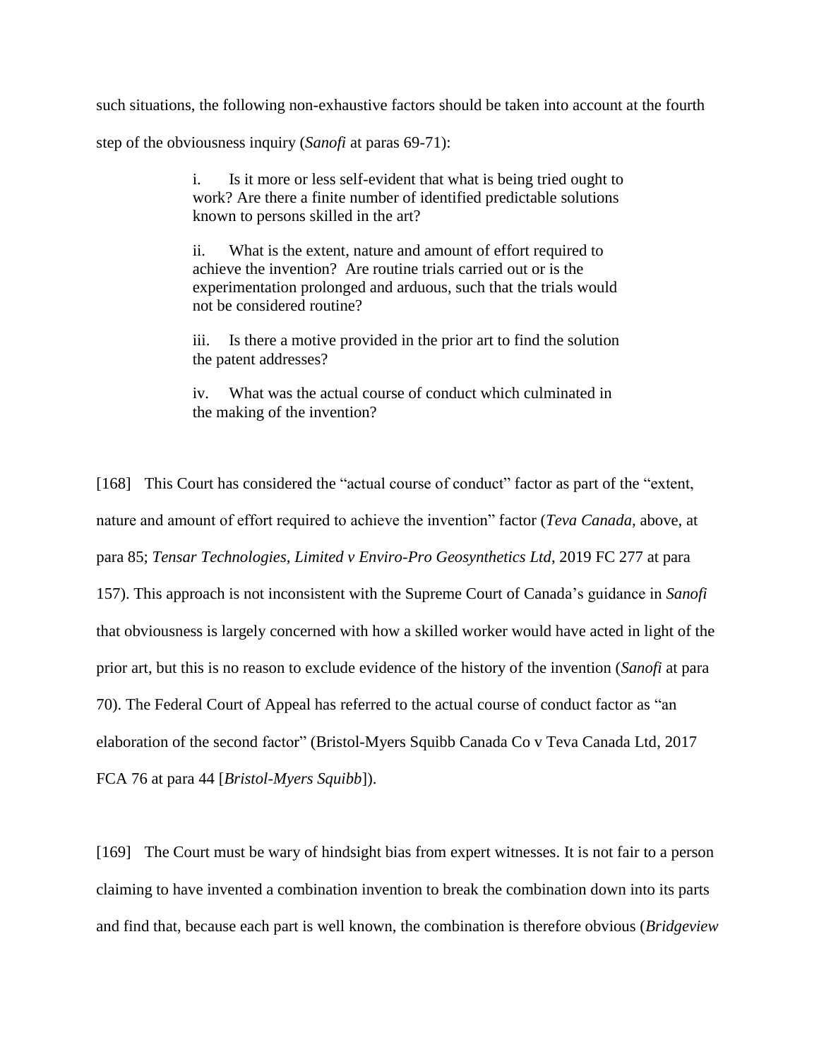such situations, the following non-exhaustive factors should be taken into account at the fourth step of the obviousness inquiry (*Sanofi* at paras 69-71):

> i. Is it more or less self-evident that what is being tried ought to work? Are there a finite number of identified predictable solutions known to persons skilled in the art?
>
> ii. What is the extent, nature and amount of effort required to achieve the invention? Are routine trials carried out or is the experimentation prolonged and arduous, such that the trials would not be considered routine?
>
> iii. Is there a motive provided in the prior art to find the solution the patent addresses?
>
> iv. What was the actual course of conduct which culminated in the making of the invention?

[168] This Court has considered the "actual course of conduct" factor as part of the "extent, nature and amount of effort required to achieve the invention" factor (*Teva Canada,* above, at para 85; *Tensar Technologies, Limited v Enviro-Pro Geosynthetics Ltd*, 2019 FC 277 at para 157). This approach is not inconsistent with the Supreme Court of Canada's guidance in *Sanofi* that obviousness is largely concerned with how a skilled worker would have acted in light of the prior art, but this is no reason to exclude evidence of the history of the invention (*Sanofi* at para 70). The Federal Court of Appeal has referred to the actual course of conduct factor as "an elaboration of the second factor" (Bristol-Myers Squibb Canada Co v Teva Canada Ltd, 2017 FCA 76 at para 44 [*Bristol-Myers Squibb*]).

[169] The Court must be wary of hindsight bias from expert witnesses. It is not fair to a person claiming to have invented a combination invention to break the combination down into its parts and find that, because each part is well known, the combination is therefore obvious (*Bridgeview*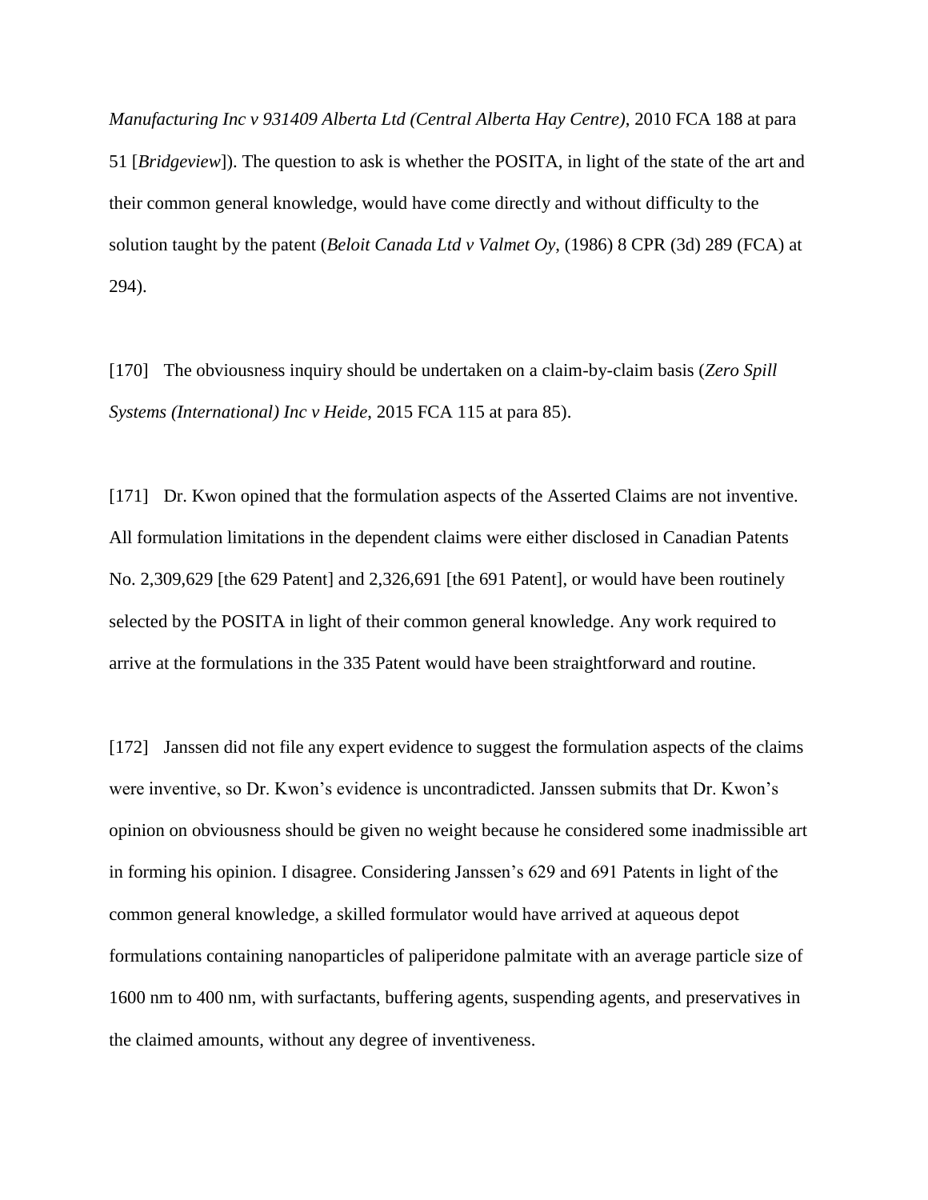*Manufacturing Inc v 931409 Alberta Ltd (Central Alberta Hay Centre)*, 2010 FCA 188 at para 51 [*Bridgeview*]). The question to ask is whether the POSITA, in light of the state of the art and their common general knowledge, would have come directly and without difficulty to the solution taught by the patent (*Beloit Canada Ltd v Valmet Oy*, (1986) 8 CPR (3d) 289 (FCA) at 294).

[170] The obviousness inquiry should be undertaken on a claim-by-claim basis (*Zero Spill Systems (International) Inc v Heide*, 2015 FCA 115 at para 85).

[171] Dr. Kwon opined that the formulation aspects of the Asserted Claims are not inventive. All formulation limitations in the dependent claims were either disclosed in Canadian Patents No. 2,309,629 [the 629 Patent] and 2,326,691 [the 691 Patent], or would have been routinely selected by the POSITA in light of their common general knowledge. Any work required to arrive at the formulations in the 335 Patent would have been straightforward and routine.

[172] Janssen did not file any expert evidence to suggest the formulation aspects of the claims were inventive, so Dr. Kwon's evidence is uncontradicted. Janssen submits that Dr. Kwon's opinion on obviousness should be given no weight because he considered some inadmissible art in forming his opinion. I disagree. Considering Janssen's 629 and 691 Patents in light of the common general knowledge, a skilled formulator would have arrived at aqueous depot formulations containing nanoparticles of paliperidone palmitate with an average particle size of 1600 nm to 400 nm, with surfactants, buffering agents, suspending agents, and preservatives in the claimed amounts, without any degree of inventiveness.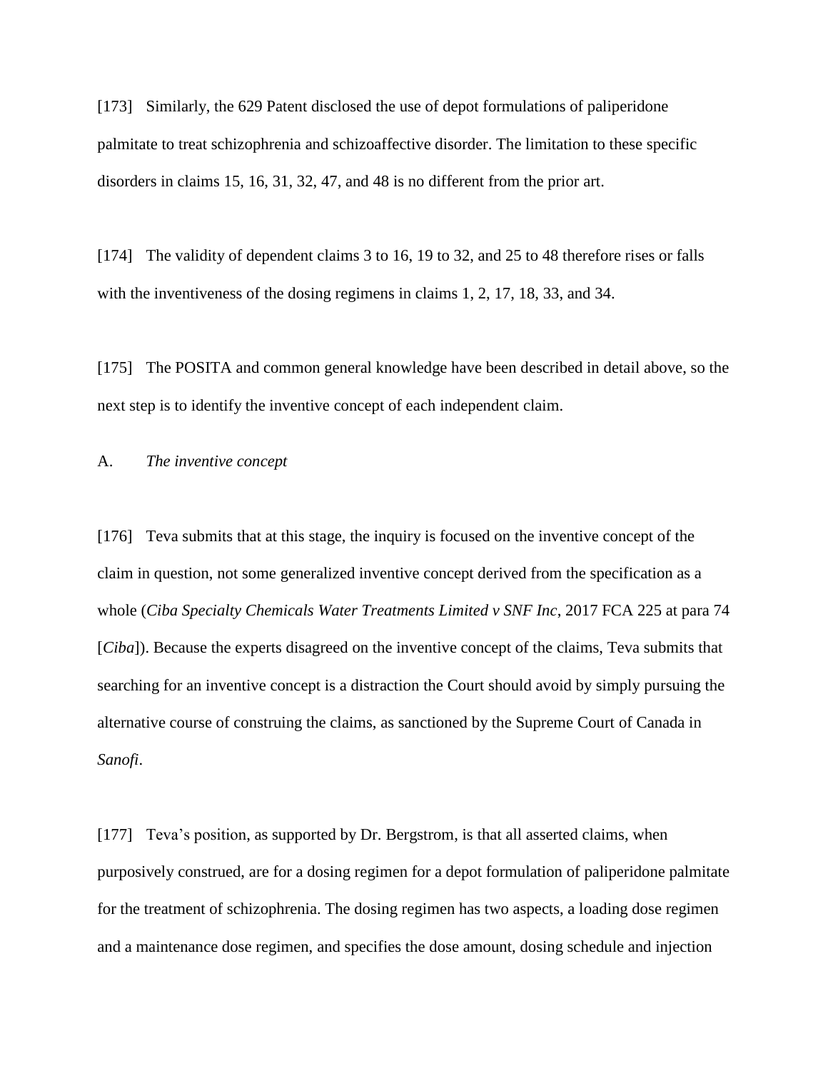[173] Similarly, the 629 Patent disclosed the use of depot formulations of paliperidone palmitate to treat schizophrenia and schizoaffective disorder. The limitation to these specific disorders in claims 15, 16, 31, 32, 47, and 48 is no different from the prior art.

[174] The validity of dependent claims 3 to 16, 19 to 32, and 25 to 48 therefore rises or falls with the inventiveness of the dosing regimens in claims 1, 2, 17, 18, 33, and 34.

[175] The POSITA and common general knowledge have been described in detail above, so the next step is to identify the inventive concept of each independent claim.

A. *The inventive concept*

[176] Teva submits that at this stage, the inquiry is focused on the inventive concept of the claim in question, not some generalized inventive concept derived from the specification as a whole (*Ciba Specialty Chemicals Water Treatments Limited v SNF Inc*, 2017 FCA 225 at para 74 [*Ciba*]). Because the experts disagreed on the inventive concept of the claims, Teva submits that searching for an inventive concept is a distraction the Court should avoid by simply pursuing the alternative course of construing the claims, as sanctioned by the Supreme Court of Canada in *Sanofi*.

[177] Teva's position, as supported by Dr. Bergstrom, is that all asserted claims, when purposively construed, are for a dosing regimen for a depot formulation of paliperidone palmitate for the treatment of schizophrenia. The dosing regimen has two aspects, a loading dose regimen and a maintenance dose regimen, and specifies the dose amount, dosing schedule and injection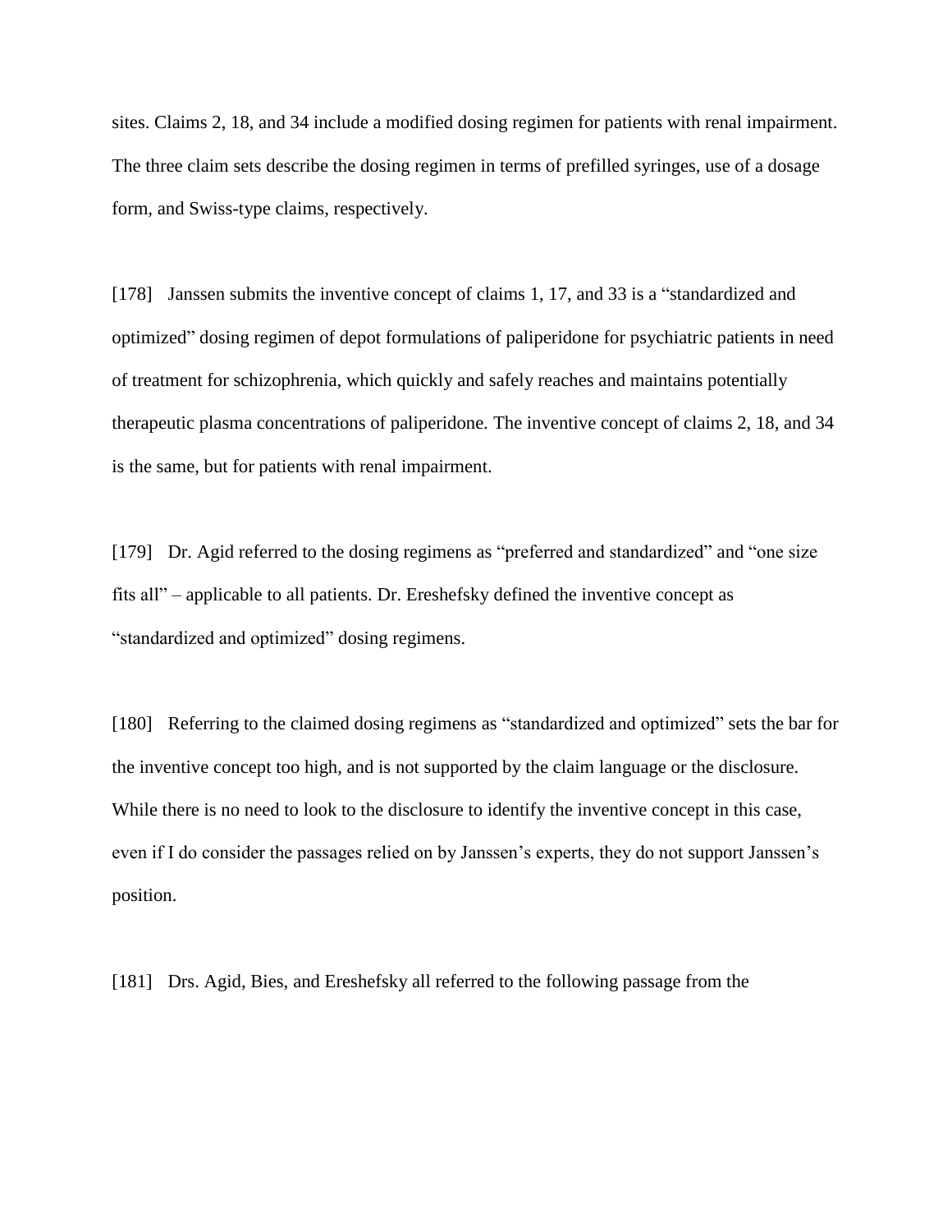sites. Claims 2, 18, and 34 include a modified dosing regimen for patients with renal impairment. The three claim sets describe the dosing regimen in terms of prefilled syringes, use of a dosage form, and Swiss-type claims, respectively.

[178] Janssen submits the inventive concept of claims 1, 17, and 33 is a "standardized and optimized" dosing regimen of depot formulations of paliperidone for psychiatric patients in need of treatment for schizophrenia, which quickly and safely reaches and maintains potentially therapeutic plasma concentrations of paliperidone. The inventive concept of claims 2, 18, and 34 is the same, but for patients with renal impairment.

[179] Dr. Agid referred to the dosing regimens as "preferred and standardized" and "one size fits all" – applicable to all patients. Dr. Ereshefsky defined the inventive concept as "standardized and optimized" dosing regimens.

[180] Referring to the claimed dosing regimens as "standardized and optimized" sets the bar for the inventive concept too high, and is not supported by the claim language or the disclosure. While there is no need to look to the disclosure to identify the inventive concept in this case, even if I do consider the passages relied on by Janssen's experts, they do not support Janssen's position.

[181] Drs. Agid, Bies, and Ereshefsky all referred to the following passage from the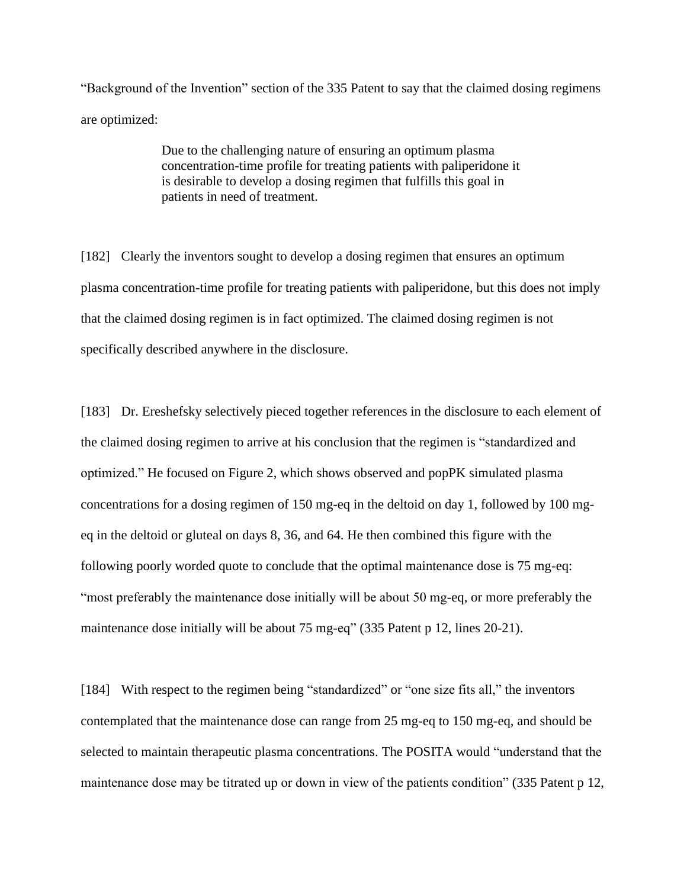"Background of the Invention" section of the 335 Patent to say that the claimed dosing regimens are optimized:

> Due to the challenging nature of ensuring an optimum plasma concentration-time profile for treating patients with paliperidone it is desirable to develop a dosing regimen that fulfills this goal in patients in need of treatment.

[182] Clearly the inventors sought to develop a dosing regimen that ensures an optimum plasma concentration-time profile for treating patients with paliperidone, but this does not imply that the claimed dosing regimen is in fact optimized. The claimed dosing regimen is not specifically described anywhere in the disclosure.

[183] Dr. Ereshefsky selectively pieced together references in the disclosure to each element of the claimed dosing regimen to arrive at his conclusion that the regimen is "standardized and optimized." He focused on Figure 2, which shows observed and popPK simulated plasma concentrations for a dosing regimen of 150 mg-eq in the deltoid on day 1, followed by 100 mg-eq in the deltoid or gluteal on days 8, 36, and 64. He then combined this figure with the following poorly worded quote to conclude that the optimal maintenance dose is 75 mg-eq: "most preferably the maintenance dose initially will be about 50 mg-eq, or more preferably the maintenance dose initially will be about 75 mg-eq" (335 Patent p 12, lines 20-21).

[184] With respect to the regimen being "standardized" or "one size fits all," the inventors contemplated that the maintenance dose can range from 25 mg-eq to 150 mg-eq, and should be selected to maintain therapeutic plasma concentrations. The POSITA would "understand that the maintenance dose may be titrated up or down in view of the patients condition" (335 Patent p 12,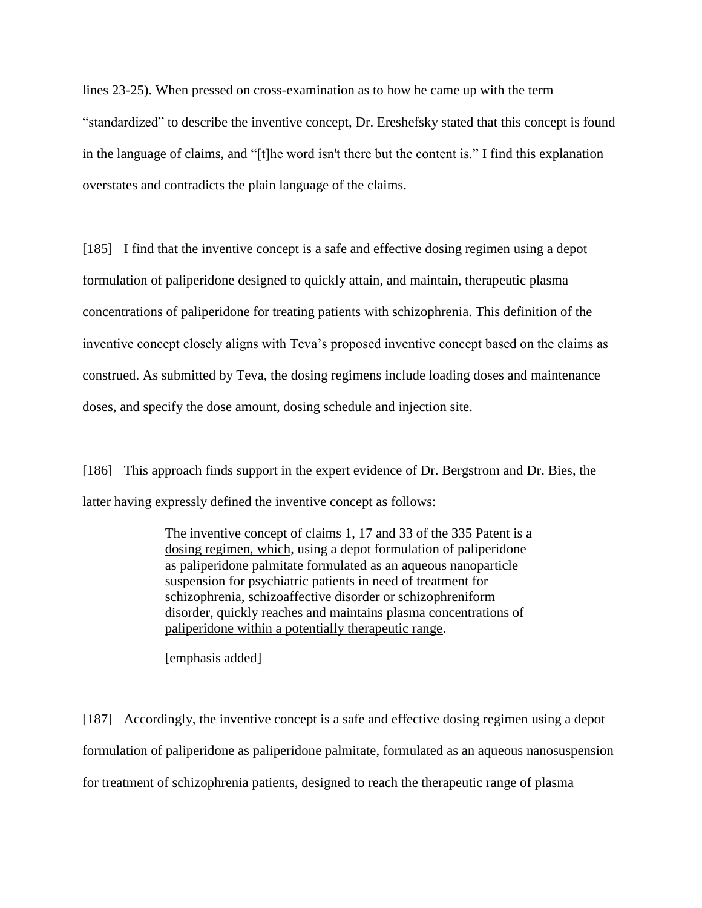lines 23-25). When pressed on cross-examination as to how he came up with the term "standardized" to describe the inventive concept, Dr. Ereshefsky stated that this concept is found in the language of claims, and "[t]he word isn't there but the content is." I find this explanation overstates and contradicts the plain language of the claims.

[185] I find that the inventive concept is a safe and effective dosing regimen using a depot formulation of paliperidone designed to quickly attain, and maintain, therapeutic plasma concentrations of paliperidone for treating patients with schizophrenia. This definition of the inventive concept closely aligns with Teva's proposed inventive concept based on the claims as construed. As submitted by Teva, the dosing regimens include loading doses and maintenance doses, and specify the dose amount, dosing schedule and injection site.

[186] This approach finds support in the expert evidence of Dr. Bergstrom and Dr. Bies, the latter having expressly defined the inventive concept as follows:

> The inventive concept of claims 1, 17 and 33 of the 335 Patent is a <u>dosing regimen, which</u>, using a depot formulation of paliperidone as paliperidone palmitate formulated as an aqueous nanoparticle suspension for psychiatric patients in need of treatment for schizophrenia, schizoaffective disorder or schizophreniform disorder, <u>quickly reaches and maintains plasma concentrations of paliperidone within a potentially therapeutic range</u>.
>
> [emphasis added]

[187] Accordingly, the inventive concept is a safe and effective dosing regimen using a depot formulation of paliperidone as paliperidone palmitate, formulated as an aqueous nanosuspension for treatment of schizophrenia patients, designed to reach the therapeutic range of plasma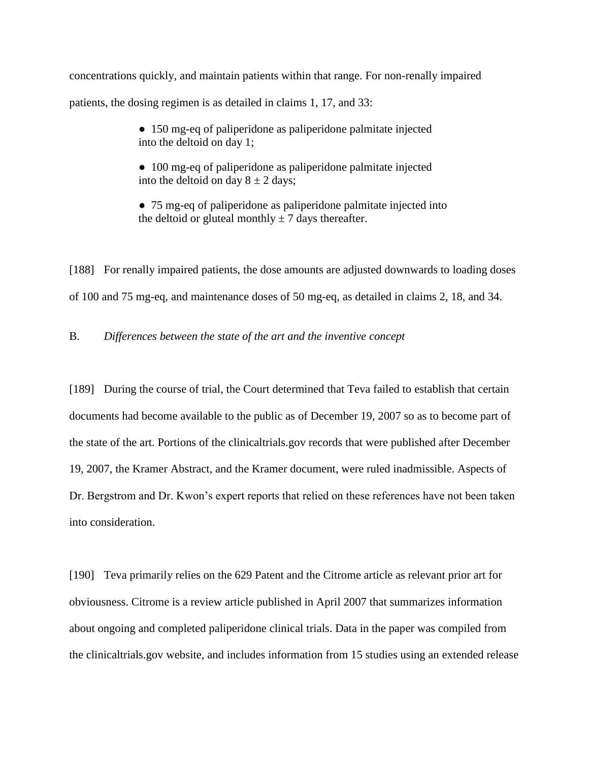concentrations quickly, and maintain patients within that range. For non-renally impaired patients, the dosing regimen is as detailed in claims 1, 17, and 33:

- 150 mg-eq of paliperidone as paliperidone palmitate injected into the deltoid on day 1;
- 100 mg-eq of paliperidone as paliperidone palmitate injected into the deltoid on day 8 ± 2 days;
- 75 mg-eq of paliperidone as paliperidone palmitate injected into the deltoid or gluteal monthly ± 7 days thereafter.

[188] For renally impaired patients, the dose amounts are adjusted downwards to loading doses of 100 and 75 mg-eq, and maintenance doses of 50 mg-eq, as detailed in claims 2, 18, and 34.

B. *Differences between the state of the art and the inventive concept*

[189] During the course of trial, the Court determined that Teva failed to establish that certain documents had become available to the public as of December 19, 2007 so as to become part of the state of the art. Portions of the clinicaltrials.gov records that were published after December 19, 2007, the Kramer Abstract, and the Kramer document, were ruled inadmissible. Aspects of Dr. Bergstrom and Dr. Kwon's expert reports that relied on these references have not been taken into consideration.

[190] Teva primarily relies on the 629 Patent and the Citrome article as relevant prior art for obviousness. Citrome is a review article published in April 2007 that summarizes information about ongoing and completed paliperidone clinical trials. Data in the paper was compiled from the clinicaltrials.gov website, and includes information from 15 studies using an extended release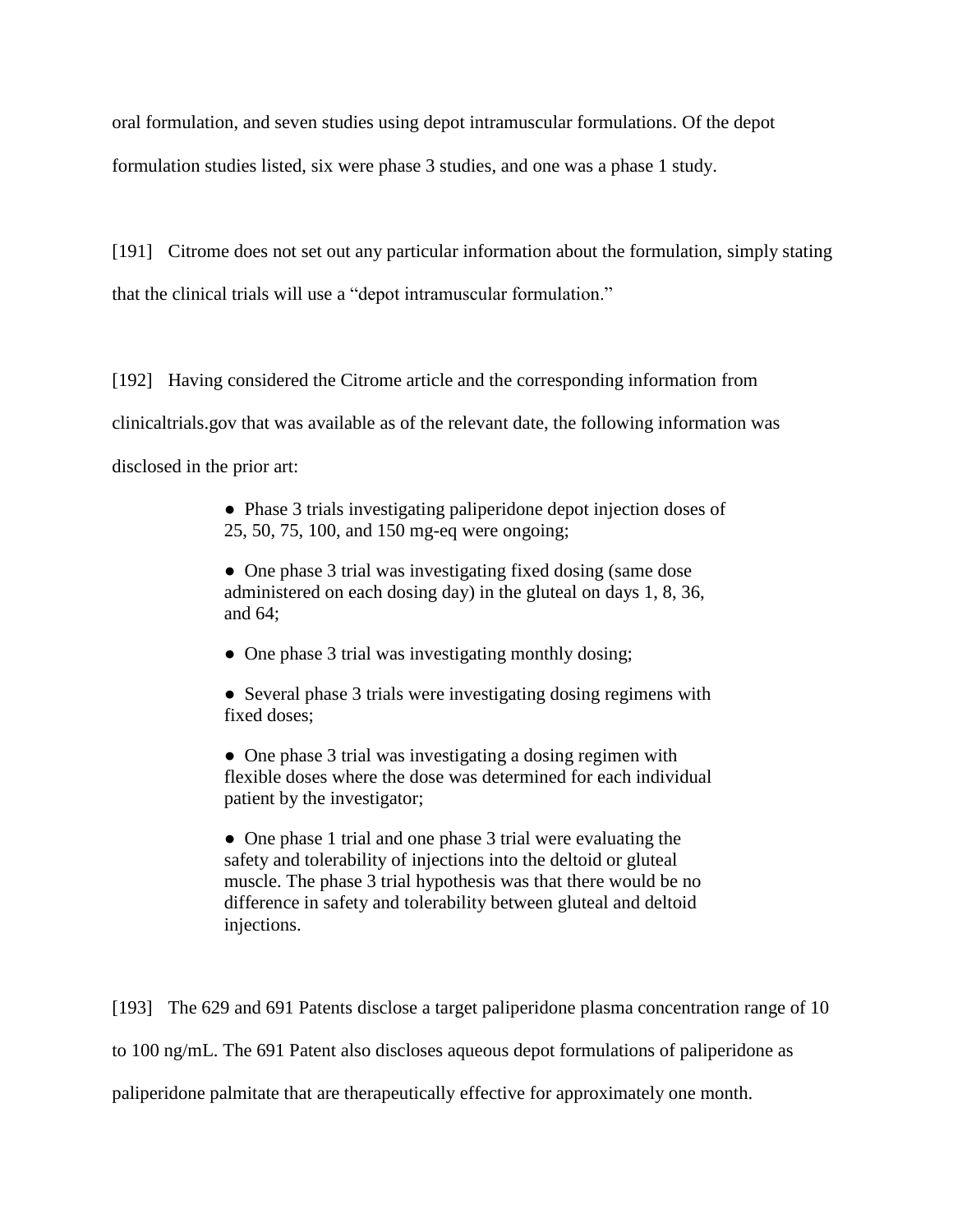oral formulation, and seven studies using depot intramuscular formulations. Of the depot formulation studies listed, six were phase 3 studies, and one was a phase 1 study.

[191] Citrome does not set out any particular information about the formulation, simply stating that the clinical trials will use a "depot intramuscular formulation."

[192] Having considered the Citrome article and the corresponding information from clinicaltrials.gov that was available as of the relevant date, the following information was disclosed in the prior art:

> ● Phase 3 trials investigating paliperidone depot injection doses of 25, 50, 75, 100, and 150 mg-eq were ongoing;
>
> ● One phase 3 trial was investigating fixed dosing (same dose administered on each dosing day) in the gluteal on days 1, 8, 36, and 64;
>
> ● One phase 3 trial was investigating monthly dosing;
>
> ● Several phase 3 trials were investigating dosing regimens with fixed doses;
>
> ● One phase 3 trial was investigating a dosing regimen with flexible doses where the dose was determined for each individual patient by the investigator;
>
> ● One phase 1 trial and one phase 3 trial were evaluating the safety and tolerability of injections into the deltoid or gluteal muscle. The phase 3 trial hypothesis was that there would be no difference in safety and tolerability between gluteal and deltoid injections.

[193] The 629 and 691 Patents disclose a target paliperidone plasma concentration range of 10 to 100 ng/mL. The 691 Patent also discloses aqueous depot formulations of paliperidone as paliperidone palmitate that are therapeutically effective for approximately one month.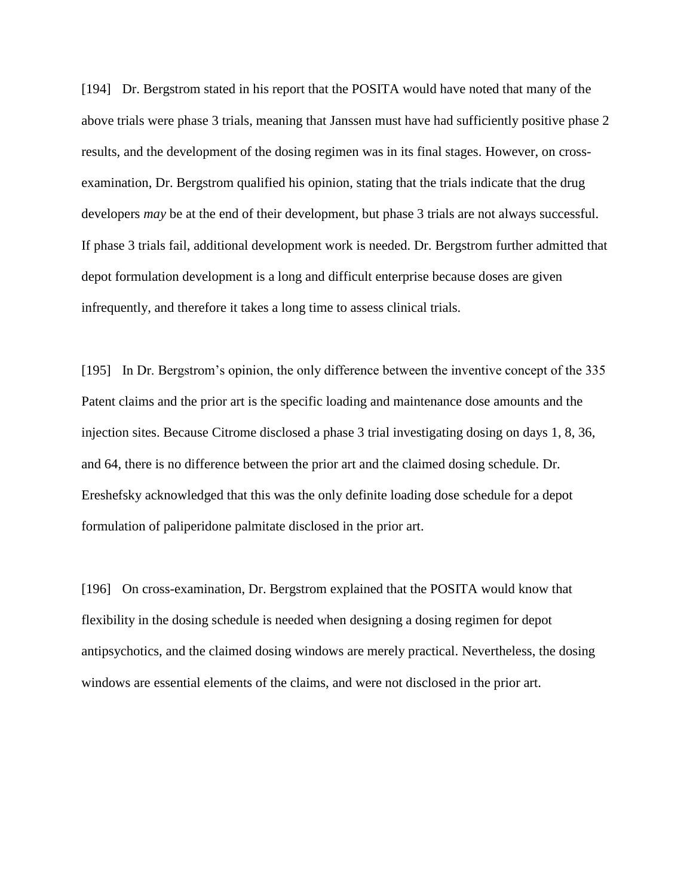[194] Dr. Bergstrom stated in his report that the POSITA would have noted that many of the above trials were phase 3 trials, meaning that Janssen must have had sufficiently positive phase 2 results, and the development of the dosing regimen was in its final stages. However, on cross-examination, Dr. Bergstrom qualified his opinion, stating that the trials indicate that the drug developers *may* be at the end of their development, but phase 3 trials are not always successful. If phase 3 trials fail, additional development work is needed. Dr. Bergstrom further admitted that depot formulation development is a long and difficult enterprise because doses are given infrequently, and therefore it takes a long time to assess clinical trials.

[195] In Dr. Bergstrom's opinion, the only difference between the inventive concept of the 335 Patent claims and the prior art is the specific loading and maintenance dose amounts and the injection sites. Because Citrome disclosed a phase 3 trial investigating dosing on days 1, 8, 36, and 64, there is no difference between the prior art and the claimed dosing schedule. Dr. Ereshefsky acknowledged that this was the only definite loading dose schedule for a depot formulation of paliperidone palmitate disclosed in the prior art.

[196] On cross-examination, Dr. Bergstrom explained that the POSITA would know that flexibility in the dosing schedule is needed when designing a dosing regimen for depot antipsychotics, and the claimed dosing windows are merely practical. Nevertheless, the dosing windows are essential elements of the claims, and were not disclosed in the prior art.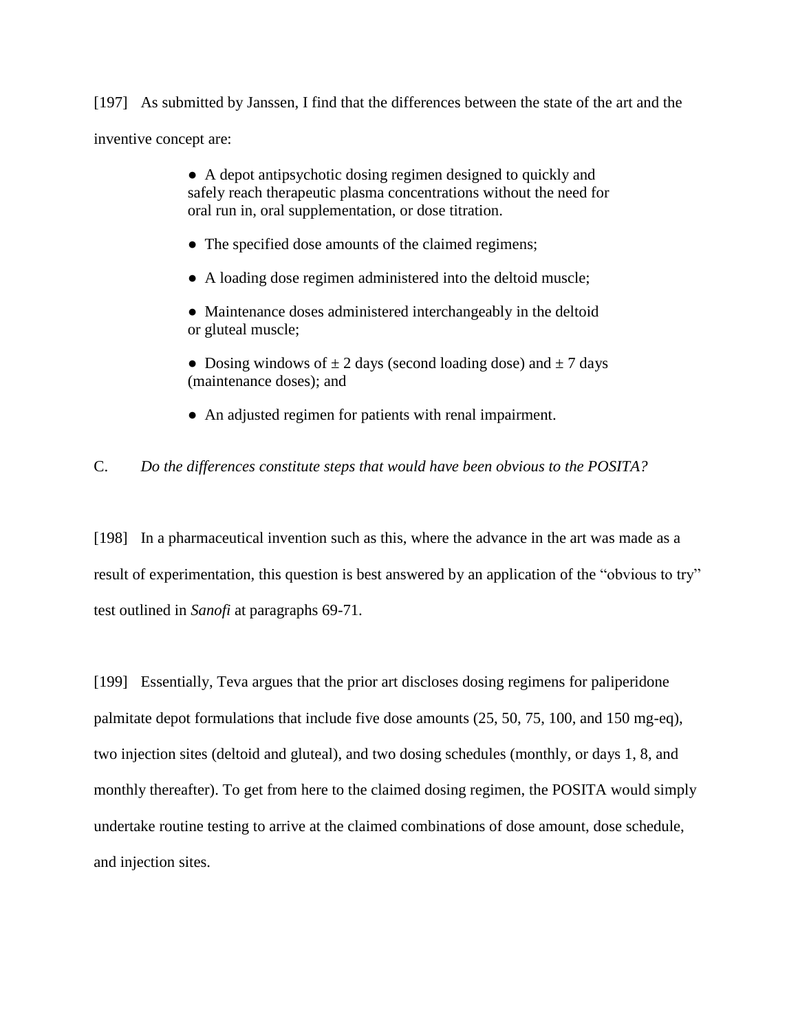[197] As submitted by Janssen, I find that the differences between the state of the art and the inventive concept are:

- A depot antipsychotic dosing regimen designed to quickly and safely reach therapeutic plasma concentrations without the need for oral run in, oral supplementation, or dose titration.
- The specified dose amounts of the claimed regimens;
- A loading dose regimen administered into the deltoid muscle;
- Maintenance doses administered interchangeably in the deltoid or gluteal muscle;
- Dosing windows of ± 2 days (second loading dose) and ± 7 days (maintenance doses); and
- An adjusted regimen for patients with renal impairment.

C. *Do the differences constitute steps that would have been obvious to the POSITA?*

[198] In a pharmaceutical invention such as this, where the advance in the art was made as a result of experimentation, this question is best answered by an application of the "obvious to try" test outlined in *Sanofi* at paragraphs 69-71.

[199] Essentially, Teva argues that the prior art discloses dosing regimens for paliperidone palmitate depot formulations that include five dose amounts (25, 50, 75, 100, and 150 mg-eq), two injection sites (deltoid and gluteal), and two dosing schedules (monthly, or days 1, 8, and monthly thereafter). To get from here to the claimed dosing regimen, the POSITA would simply undertake routine testing to arrive at the claimed combinations of dose amount, dose schedule, and injection sites.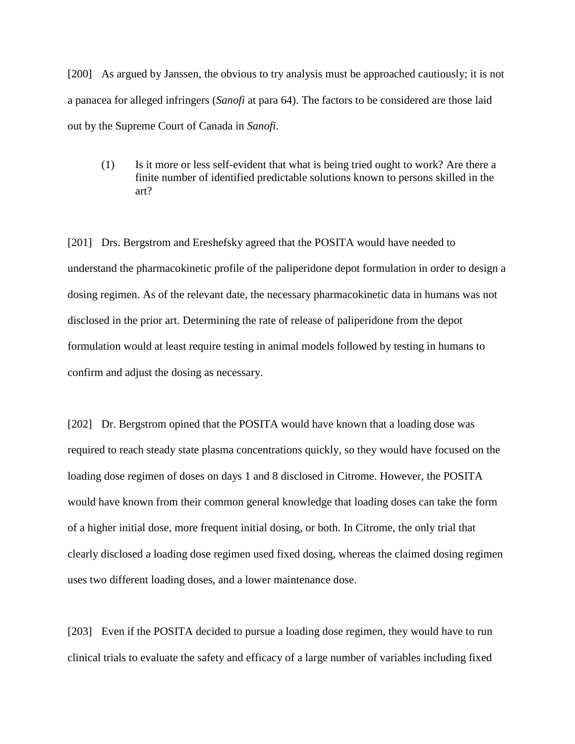[200] As argued by Janssen, the obvious to try analysis must be approached cautiously; it is not a panacea for alleged infringers (*Sanofi* at para 64). The factors to be considered are those laid out by the Supreme Court of Canada in *Sanofi*.

> (1) Is it more or less self-evident that what is being tried ought to work? Are there a finite number of identified predictable solutions known to persons skilled in the art?

[201] Drs. Bergstrom and Ereshefsky agreed that the POSITA would have needed to understand the pharmacokinetic profile of the paliperidone depot formulation in order to design a dosing regimen. As of the relevant date, the necessary pharmacokinetic data in humans was not disclosed in the prior art. Determining the rate of release of paliperidone from the depot formulation would at least require testing in animal models followed by testing in humans to confirm and adjust the dosing as necessary.

[202] Dr. Bergstrom opined that the POSITA would have known that a loading dose was required to reach steady state plasma concentrations quickly, so they would have focused on the loading dose regimen of doses on days 1 and 8 disclosed in Citrome. However, the POSITA would have known from their common general knowledge that loading doses can take the form of a higher initial dose, more frequent initial dosing, or both. In Citrome, the only trial that clearly disclosed a loading dose regimen used fixed dosing, whereas the claimed dosing regimen uses two different loading doses, and a lower maintenance dose.

[203] Even if the POSITA decided to pursue a loading dose regimen, they would have to run clinical trials to evaluate the safety and efficacy of a large number of variables including fixed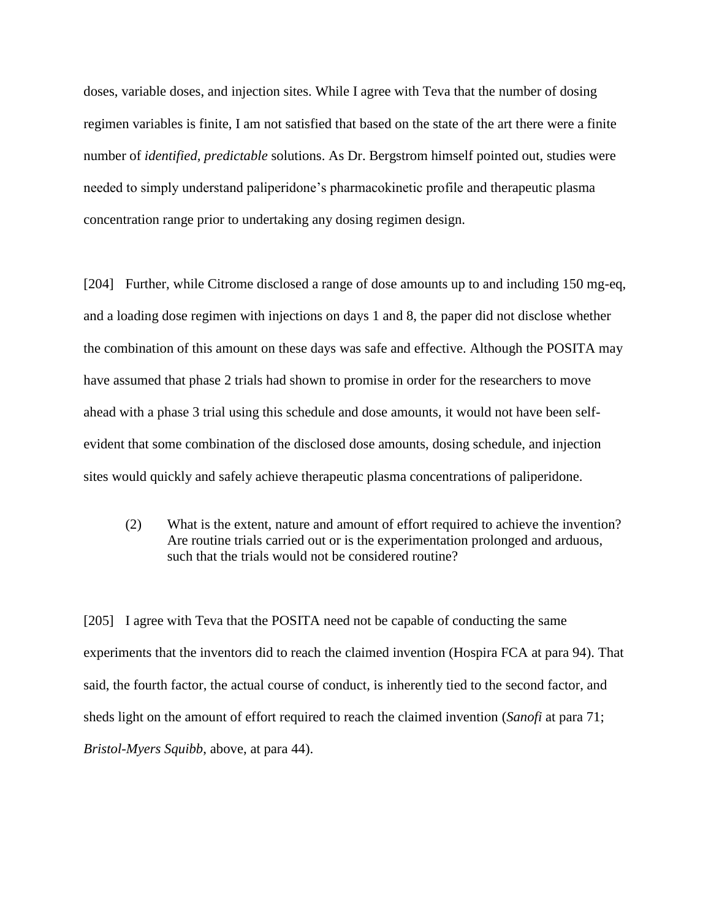doses, variable doses, and injection sites. While I agree with Teva that the number of dosing regimen variables is finite, I am not satisfied that based on the state of the art there were a finite number of *identified, predictable* solutions. As Dr. Bergstrom himself pointed out, studies were needed to simply understand paliperidone's pharmacokinetic profile and therapeutic plasma concentration range prior to undertaking any dosing regimen design.

[204] Further, while Citrome disclosed a range of dose amounts up to and including 150 mg-eq, and a loading dose regimen with injections on days 1 and 8, the paper did not disclose whether the combination of this amount on these days was safe and effective. Although the POSITA may have assumed that phase 2 trials had shown to promise in order for the researchers to move ahead with a phase 3 trial using this schedule and dose amounts, it would not have been self-evident that some combination of the disclosed dose amounts, dosing schedule, and injection sites would quickly and safely achieve therapeutic plasma concentrations of paliperidone.

> (2) What is the extent, nature and amount of effort required to achieve the invention? Are routine trials carried out or is the experimentation prolonged and arduous, such that the trials would not be considered routine?

[205] I agree with Teva that the POSITA need not be capable of conducting the same experiments that the inventors did to reach the claimed invention (Hospira FCA at para 94). That said, the fourth factor, the actual course of conduct, is inherently tied to the second factor, and sheds light on the amount of effort required to reach the claimed invention (*Sanofi* at para 71; *Bristol-Myers Squibb*, above, at para 44).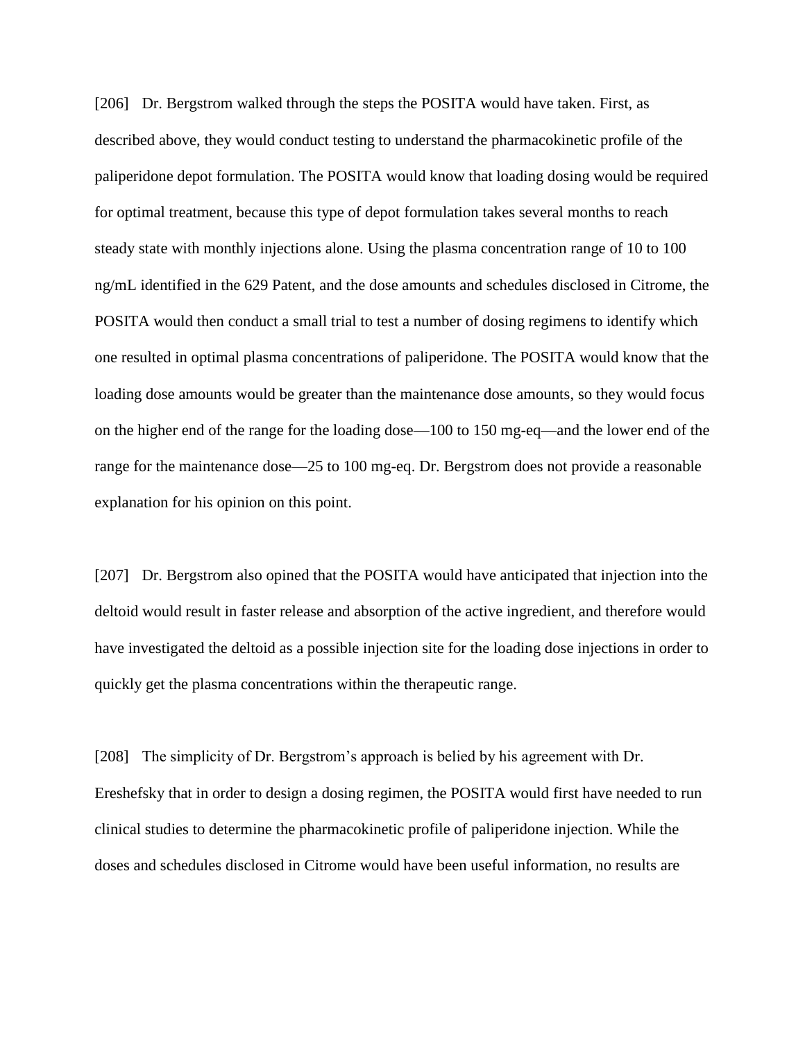[206] Dr. Bergstrom walked through the steps the POSITA would have taken. First, as described above, they would conduct testing to understand the pharmacokinetic profile of the paliperidone depot formulation. The POSITA would know that loading dosing would be required for optimal treatment, because this type of depot formulation takes several months to reach steady state with monthly injections alone. Using the plasma concentration range of 10 to 100 ng/mL identified in the 629 Patent, and the dose amounts and schedules disclosed in Citrome, the POSITA would then conduct a small trial to test a number of dosing regimens to identify which one resulted in optimal plasma concentrations of paliperidone. The POSITA would know that the loading dose amounts would be greater than the maintenance dose amounts, so they would focus on the higher end of the range for the loading dose—100 to 150 mg-eq—and the lower end of the range for the maintenance dose—25 to 100 mg-eq. Dr. Bergstrom does not provide a reasonable explanation for his opinion on this point.

[207] Dr. Bergstrom also opined that the POSITA would have anticipated that injection into the deltoid would result in faster release and absorption of the active ingredient, and therefore would have investigated the deltoid as a possible injection site for the loading dose injections in order to quickly get the plasma concentrations within the therapeutic range.

[208] The simplicity of Dr. Bergstrom's approach is belied by his agreement with Dr. Ereshefsky that in order to design a dosing regimen, the POSITA would first have needed to run clinical studies to determine the pharmacokinetic profile of paliperidone injection. While the doses and schedules disclosed in Citrome would have been useful information, no results are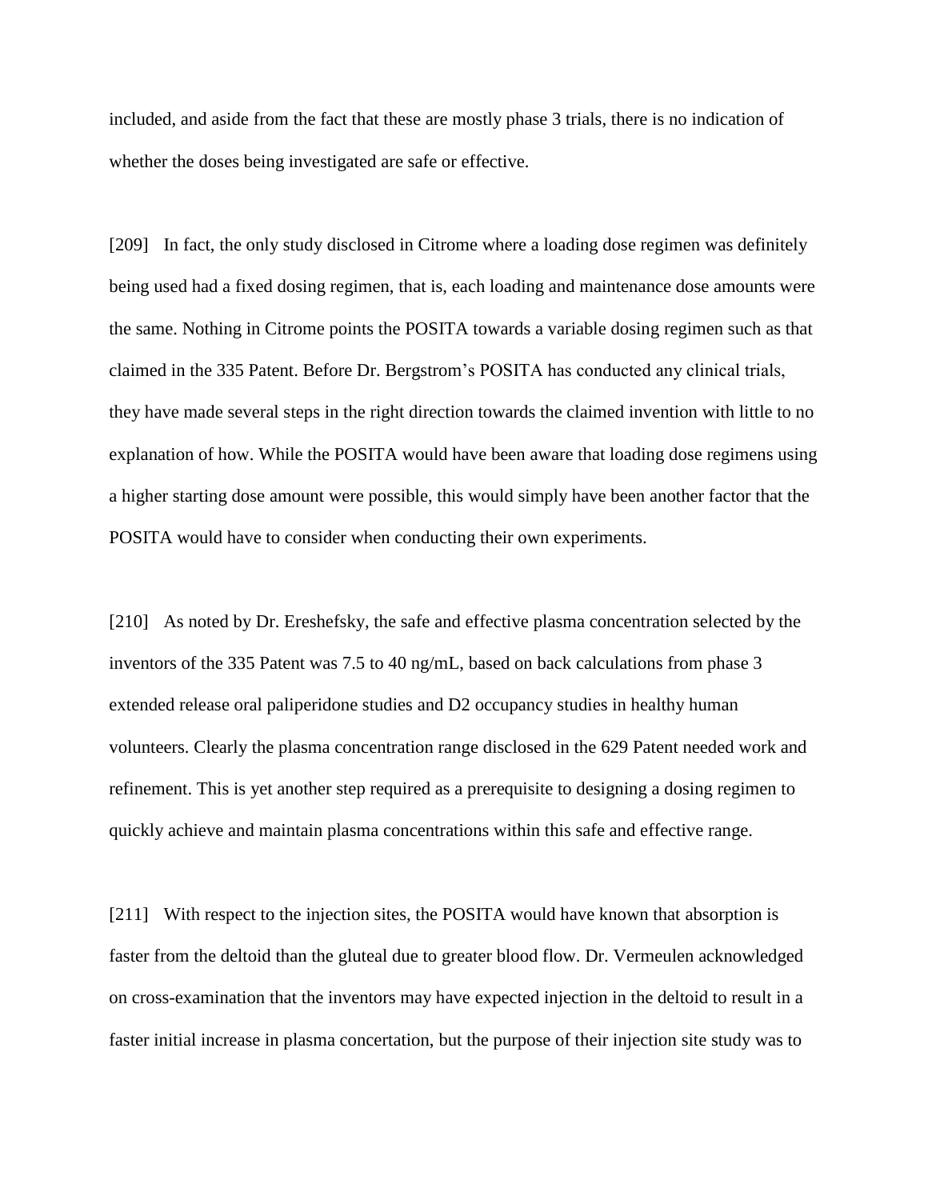included, and aside from the fact that these are mostly phase 3 trials, there is no indication of whether the doses being investigated are safe or effective.

[209] In fact, the only study disclosed in Citrome where a loading dose regimen was definitely being used had a fixed dosing regimen, that is, each loading and maintenance dose amounts were the same. Nothing in Citrome points the POSITA towards a variable dosing regimen such as that claimed in the 335 Patent. Before Dr. Bergstrom's POSITA has conducted any clinical trials, they have made several steps in the right direction towards the claimed invention with little to no explanation of how. While the POSITA would have been aware that loading dose regimens using a higher starting dose amount were possible, this would simply have been another factor that the POSITA would have to consider when conducting their own experiments.

[210] As noted by Dr. Ereshefsky, the safe and effective plasma concentration selected by the inventors of the 335 Patent was 7.5 to 40 ng/mL, based on back calculations from phase 3 extended release oral paliperidone studies and D2 occupancy studies in healthy human volunteers. Clearly the plasma concentration range disclosed in the 629 Patent needed work and refinement. This is yet another step required as a prerequisite to designing a dosing regimen to quickly achieve and maintain plasma concentrations within this safe and effective range.

[211] With respect to the injection sites, the POSITA would have known that absorption is faster from the deltoid than the gluteal due to greater blood flow. Dr. Vermeulen acknowledged on cross-examination that the inventors may have expected injection in the deltoid to result in a faster initial increase in plasma concertation, but the purpose of their injection site study was to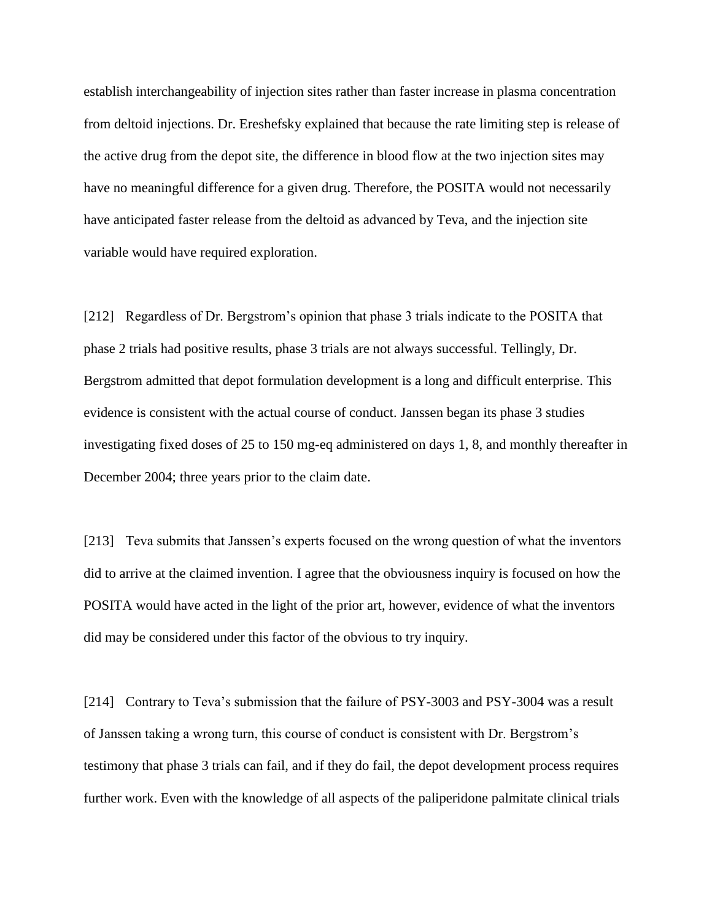establish interchangeability of injection sites rather than faster increase in plasma concentration from deltoid injections. Dr. Ereshefsky explained that because the rate limiting step is release of the active drug from the depot site, the difference in blood flow at the two injection sites may have no meaningful difference for a given drug. Therefore, the POSITA would not necessarily have anticipated faster release from the deltoid as advanced by Teva, and the injection site variable would have required exploration.

[212] Regardless of Dr. Bergstrom's opinion that phase 3 trials indicate to the POSITA that phase 2 trials had positive results, phase 3 trials are not always successful. Tellingly, Dr. Bergstrom admitted that depot formulation development is a long and difficult enterprise. This evidence is consistent with the actual course of conduct. Janssen began its phase 3 studies investigating fixed doses of 25 to 150 mg-eq administered on days 1, 8, and monthly thereafter in December 2004; three years prior to the claim date.

[213] Teva submits that Janssen's experts focused on the wrong question of what the inventors did to arrive at the claimed invention. I agree that the obviousness inquiry is focused on how the POSITA would have acted in the light of the prior art, however, evidence of what the inventors did may be considered under this factor of the obvious to try inquiry.

[214] Contrary to Teva's submission that the failure of PSY-3003 and PSY-3004 was a result of Janssen taking a wrong turn, this course of conduct is consistent with Dr. Bergstrom's testimony that phase 3 trials can fail, and if they do fail, the depot development process requires further work. Even with the knowledge of all aspects of the paliperidone palmitate clinical trials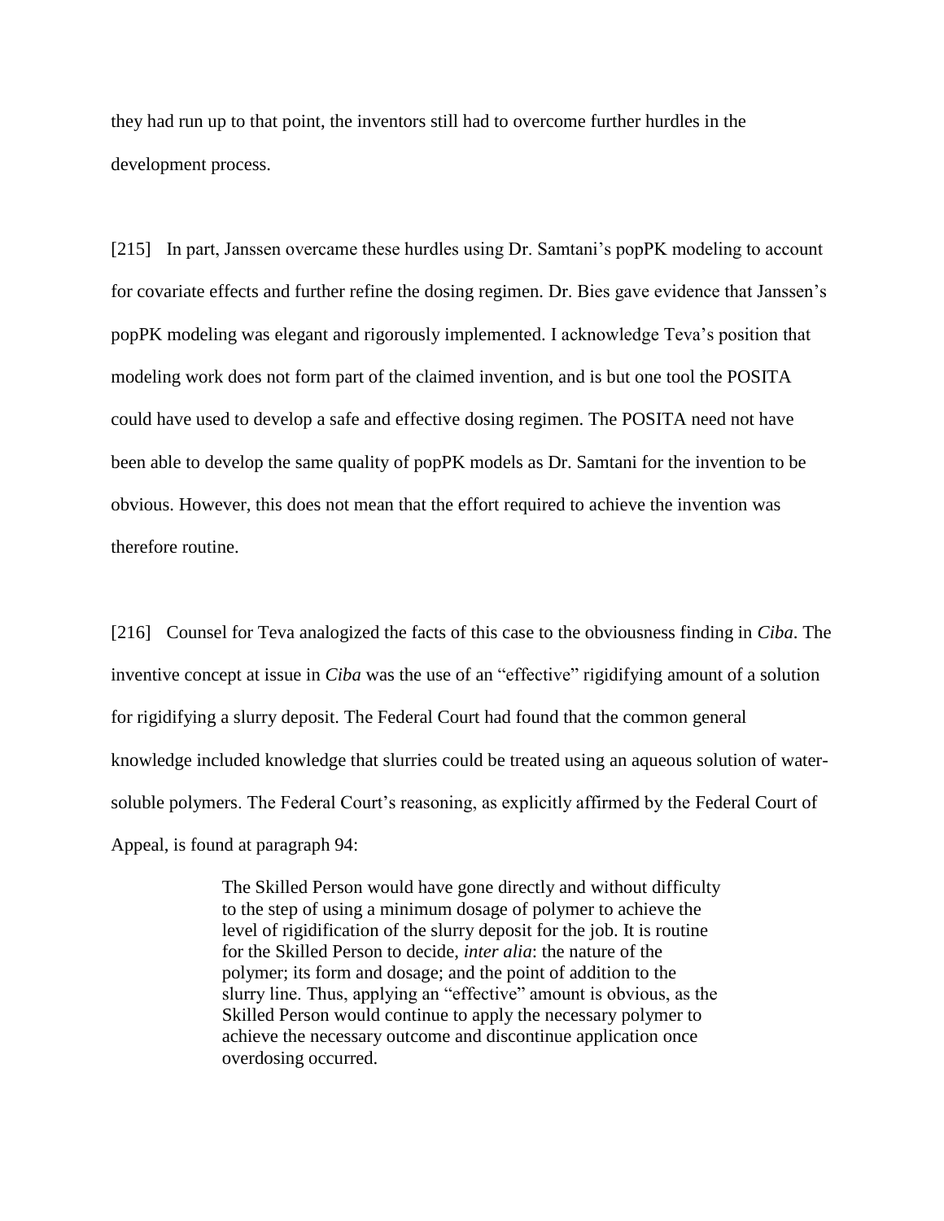they had run up to that point, the inventors still had to overcome further hurdles in the development process.

[215] In part, Janssen overcame these hurdles using Dr. Samtani's popPK modeling to account for covariate effects and further refine the dosing regimen. Dr. Bies gave evidence that Janssen's popPK modeling was elegant and rigorously implemented. I acknowledge Teva's position that modeling work does not form part of the claimed invention, and is but one tool the POSITA could have used to develop a safe and effective dosing regimen. The POSITA need not have been able to develop the same quality of popPK models as Dr. Samtani for the invention to be obvious. However, this does not mean that the effort required to achieve the invention was therefore routine.

[216] Counsel for Teva analogized the facts of this case to the obviousness finding in *Ciba*. The inventive concept at issue in *Ciba* was the use of an "effective" rigidifying amount of a solution for rigidifying a slurry deposit. The Federal Court had found that the common general knowledge included knowledge that slurries could be treated using an aqueous solution of water-soluble polymers. The Federal Court's reasoning, as explicitly affirmed by the Federal Court of Appeal, is found at paragraph 94:

> The Skilled Person would have gone directly and without difficulty to the step of using a minimum dosage of polymer to achieve the level of rigidification of the slurry deposit for the job. It is routine for the Skilled Person to decide, *inter alia*: the nature of the polymer; its form and dosage; and the point of addition to the slurry line. Thus, applying an "effective" amount is obvious, as the Skilled Person would continue to apply the necessary polymer to achieve the necessary outcome and discontinue application once overdosing occurred.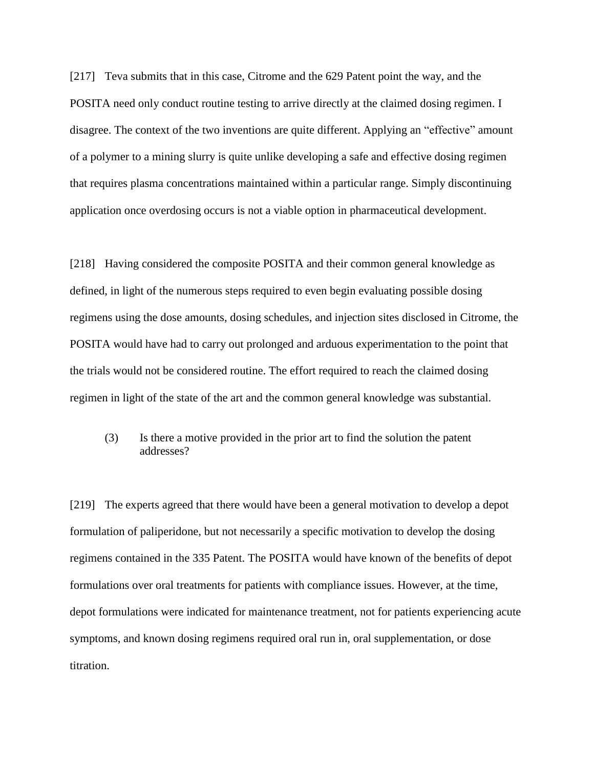[217] Teva submits that in this case, Citrome and the 629 Patent point the way, and the POSITA need only conduct routine testing to arrive directly at the claimed dosing regimen. I disagree. The context of the two inventions are quite different. Applying an "effective" amount of a polymer to a mining slurry is quite unlike developing a safe and effective dosing regimen that requires plasma concentrations maintained within a particular range. Simply discontinuing application once overdosing occurs is not a viable option in pharmaceutical development.

[218] Having considered the composite POSITA and their common general knowledge as defined, in light of the numerous steps required to even begin evaluating possible dosing regimens using the dose amounts, dosing schedules, and injection sites disclosed in Citrome, the POSITA would have had to carry out prolonged and arduous experimentation to the point that the trials would not be considered routine. The effort required to reach the claimed dosing regimen in light of the state of the art and the common general knowledge was substantial.

(3) Is there a motive provided in the prior art to find the solution the patent addresses?

[219] The experts agreed that there would have been a general motivation to develop a depot formulation of paliperidone, but not necessarily a specific motivation to develop the dosing regimens contained in the 335 Patent. The POSITA would have known of the benefits of depot formulations over oral treatments for patients with compliance issues. However, at the time, depot formulations were indicated for maintenance treatment, not for patients experiencing acute symptoms, and known dosing regimens required oral run in, oral supplementation, or dose titration.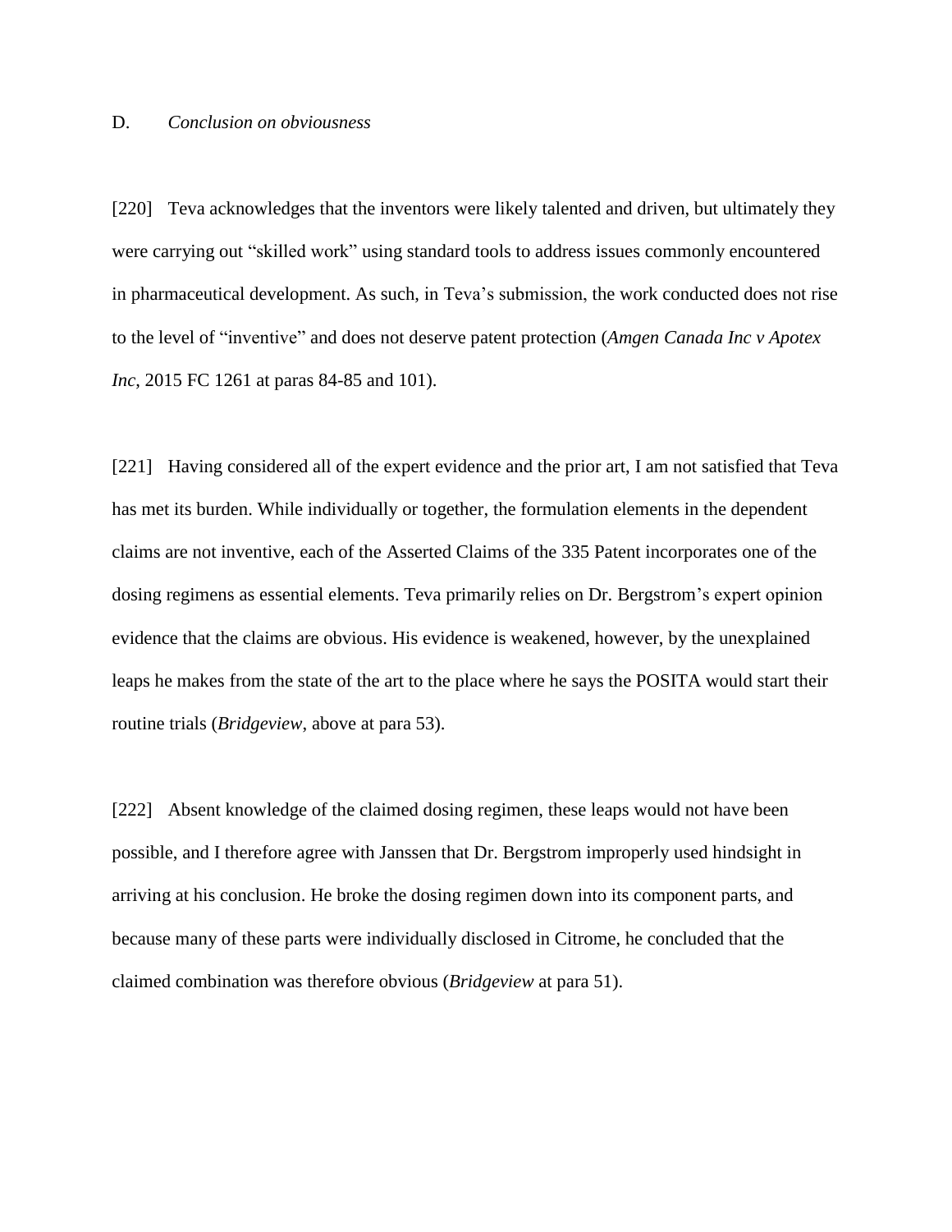### D. *Conclusion on obviousness*

[220] Teva acknowledges that the inventors were likely talented and driven, but ultimately they were carrying out "skilled work" using standard tools to address issues commonly encountered in pharmaceutical development. As such, in Teva's submission, the work conducted does not rise to the level of "inventive" and does not deserve patent protection (*Amgen Canada Inc v Apotex Inc*, 2015 FC 1261 at paras 84-85 and 101).

[221] Having considered all of the expert evidence and the prior art, I am not satisfied that Teva has met its burden. While individually or together, the formulation elements in the dependent claims are not inventive, each of the Asserted Claims of the 335 Patent incorporates one of the dosing regimens as essential elements. Teva primarily relies on Dr. Bergstrom's expert opinion evidence that the claims are obvious. His evidence is weakened, however, by the unexplained leaps he makes from the state of the art to the place where he says the POSITA would start their routine trials (*Bridgeview*, above at para 53).

[222] Absent knowledge of the claimed dosing regimen, these leaps would not have been possible, and I therefore agree with Janssen that Dr. Bergstrom improperly used hindsight in arriving at his conclusion. He broke the dosing regimen down into its component parts, and because many of these parts were individually disclosed in Citrome, he concluded that the claimed combination was therefore obvious (*Bridgeview* at para 51).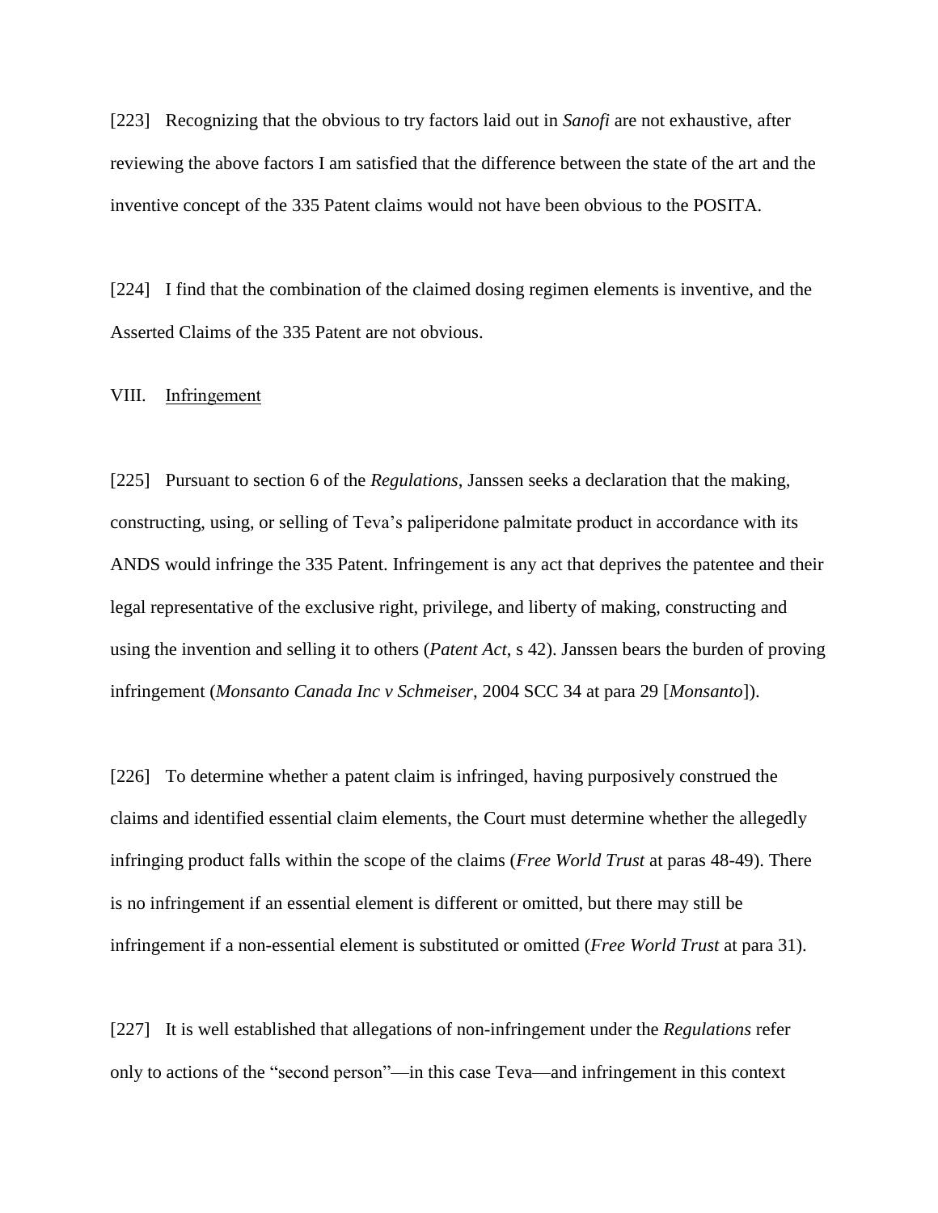[223] Recognizing that the obvious to try factors laid out in *Sanofi* are not exhaustive, after reviewing the above factors I am satisfied that the difference between the state of the art and the inventive concept of the 335 Patent claims would not have been obvious to the POSITA.

[224] I find that the combination of the claimed dosing regimen elements is inventive, and the Asserted Claims of the 335 Patent are not obvious.

## VIII. Infringement

[225] Pursuant to section 6 of the *Regulations*, Janssen seeks a declaration that the making, constructing, using, or selling of Teva's paliperidone palmitate product in accordance with its ANDS would infringe the 335 Patent. Infringement is any act that deprives the patentee and their legal representative of the exclusive right, privilege, and liberty of making, constructing and using the invention and selling it to others (*Patent Act*, s 42). Janssen bears the burden of proving infringement (*Monsanto Canada Inc v Schmeiser*, 2004 SCC 34 at para 29 [*Monsanto*]).

[226] To determine whether a patent claim is infringed, having purposively construed the claims and identified essential claim elements, the Court must determine whether the allegedly infringing product falls within the scope of the claims (*Free World Trust* at paras 48-49). There is no infringement if an essential element is different or omitted, but there may still be infringement if a non-essential element is substituted or omitted (*Free World Trust* at para 31).

[227] It is well established that allegations of non-infringement under the *Regulations* refer only to actions of the "second person"—in this case Teva—and infringement in this context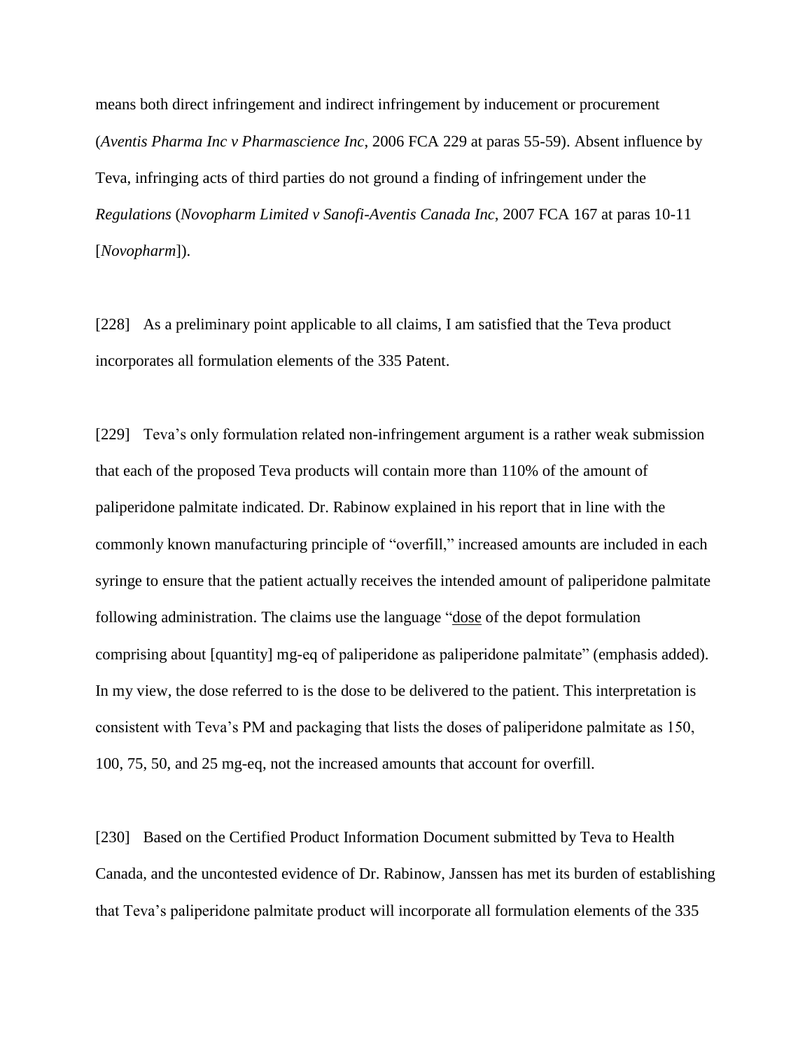means both direct infringement and indirect infringement by inducement or procurement (*Aventis Pharma Inc v Pharmascience Inc*, 2006 FCA 229 at paras 55-59). Absent influence by Teva, infringing acts of third parties do not ground a finding of infringement under the *Regulations* (*Novopharm Limited v Sanofi-Aventis Canada Inc*, 2007 FCA 167 at paras 10-11 [*Novopharm*]).

[228] As a preliminary point applicable to all claims, I am satisfied that the Teva product incorporates all formulation elements of the 335 Patent.

[229] Teva's only formulation related non-infringement argument is a rather weak submission that each of the proposed Teva products will contain more than 110% of the amount of paliperidone palmitate indicated. Dr. Rabinow explained in his report that in line with the commonly known manufacturing principle of "overfill," increased amounts are included in each syringe to ensure that the patient actually receives the intended amount of paliperidone palmitate following administration. The claims use the language "<u>dose</u> of the depot formulation comprising about [quantity] mg-eq of paliperidone as paliperidone palmitate" (emphasis added). In my view, the dose referred to is the dose to be delivered to the patient. This interpretation is consistent with Teva's PM and packaging that lists the doses of paliperidone palmitate as 150, 100, 75, 50, and 25 mg-eq, not the increased amounts that account for overfill.

[230] Based on the Certified Product Information Document submitted by Teva to Health Canada, and the uncontested evidence of Dr. Rabinow, Janssen has met its burden of establishing that Teva's paliperidone palmitate product will incorporate all formulation elements of the 335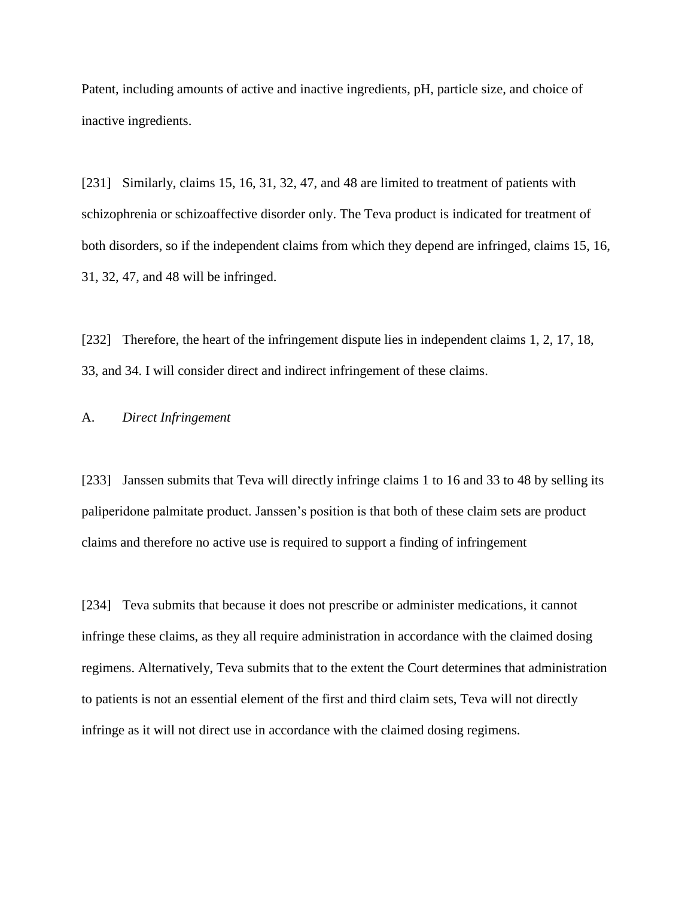Patent, including amounts of active and inactive ingredients, pH, particle size, and choice of inactive ingredients.

[231] Similarly, claims 15, 16, 31, 32, 47, and 48 are limited to treatment of patients with schizophrenia or schizoaffective disorder only. The Teva product is indicated for treatment of both disorders, so if the independent claims from which they depend are infringed, claims 15, 16, 31, 32, 47, and 48 will be infringed.

[232] Therefore, the heart of the infringement dispute lies in independent claims 1, 2, 17, 18, 33, and 34. I will consider direct and indirect infringement of these claims.

## A. *Direct Infringement*

[233] Janssen submits that Teva will directly infringe claims 1 to 16 and 33 to 48 by selling its paliperidone palmitate product. Janssen's position is that both of these claim sets are product claims and therefore no active use is required to support a finding of infringement

[234] Teva submits that because it does not prescribe or administer medications, it cannot infringe these claims, as they all require administration in accordance with the claimed dosing regimens. Alternatively, Teva submits that to the extent the Court determines that administration to patients is not an essential element of the first and third claim sets, Teva will not directly infringe as it will not direct use in accordance with the claimed dosing regimens.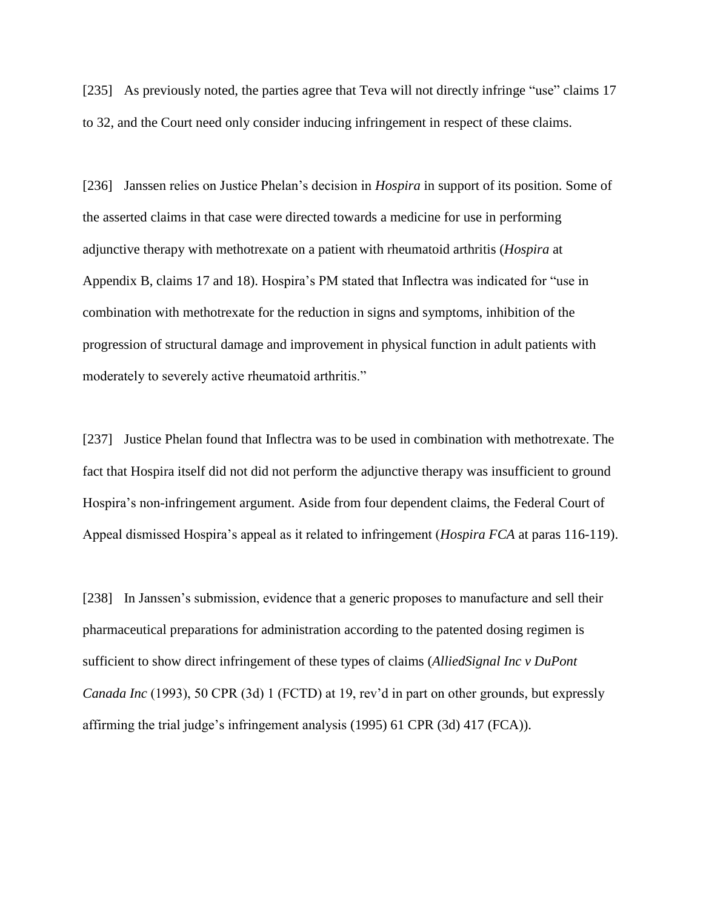[235] As previously noted, the parties agree that Teva will not directly infringe "use" claims 17 to 32, and the Court need only consider inducing infringement in respect of these claims.

[236] Janssen relies on Justice Phelan's decision in *Hospira* in support of its position. Some of the asserted claims in that case were directed towards a medicine for use in performing adjunctive therapy with methotrexate on a patient with rheumatoid arthritis (*Hospira* at Appendix B, claims 17 and 18). Hospira's PM stated that Inflectra was indicated for "use in combination with methotrexate for the reduction in signs and symptoms, inhibition of the progression of structural damage and improvement in physical function in adult patients with moderately to severely active rheumatoid arthritis."

[237] Justice Phelan found that Inflectra was to be used in combination with methotrexate. The fact that Hospira itself did not did not perform the adjunctive therapy was insufficient to ground Hospira's non-infringement argument. Aside from four dependent claims, the Federal Court of Appeal dismissed Hospira's appeal as it related to infringement (*Hospira FCA* at paras 116-119).

[238] In Janssen's submission, evidence that a generic proposes to manufacture and sell their pharmaceutical preparations for administration according to the patented dosing regimen is sufficient to show direct infringement of these types of claims (*AlliedSignal Inc v DuPont Canada Inc* (1993), 50 CPR (3d) 1 (FCTD) at 19, rev'd in part on other grounds, but expressly affirming the trial judge's infringement analysis (1995) 61 CPR (3d) 417 (FCA)).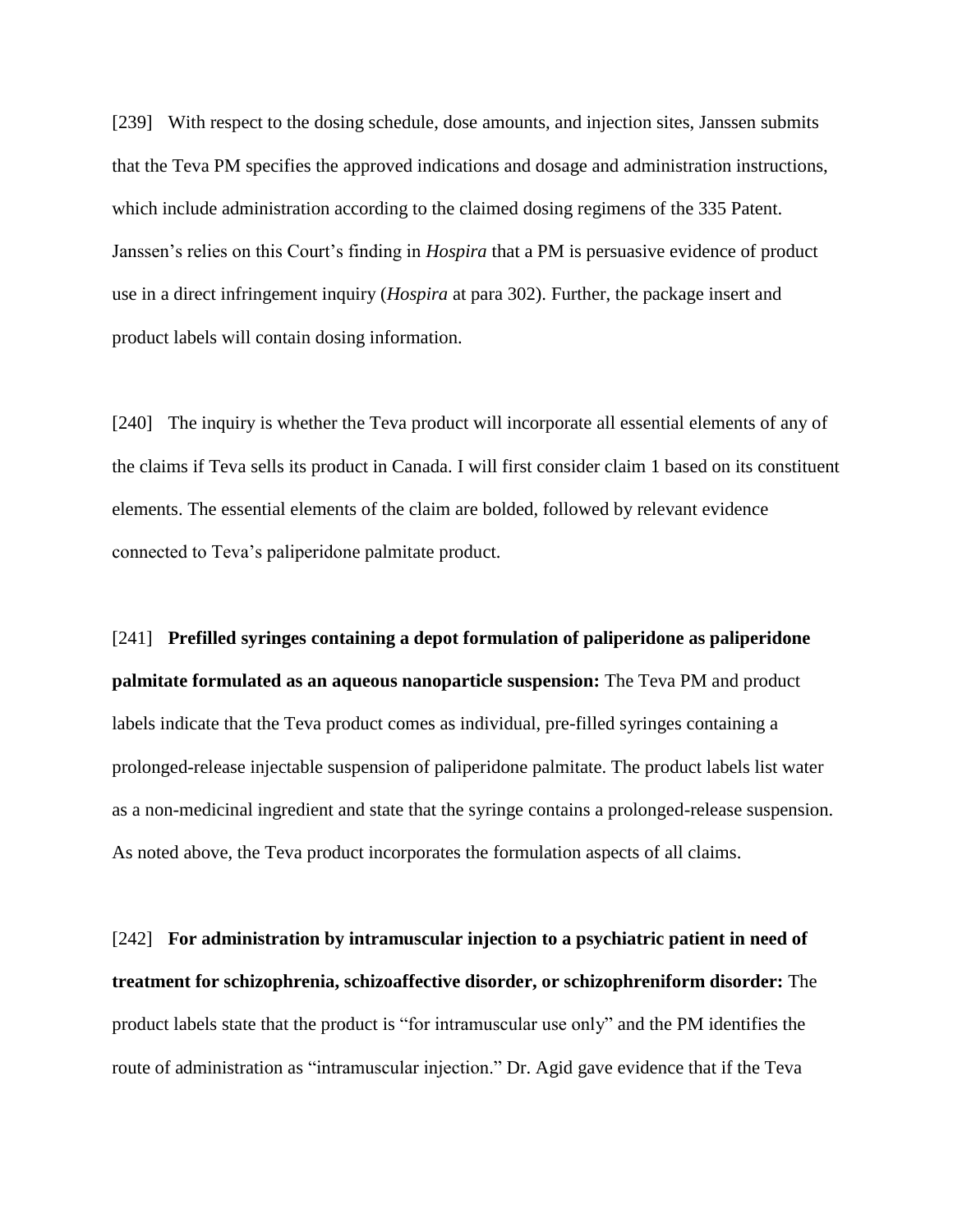[239] With respect to the dosing schedule, dose amounts, and injection sites, Janssen submits that the Teva PM specifies the approved indications and dosage and administration instructions, which include administration according to the claimed dosing regimens of the 335 Patent. Janssen's relies on this Court's finding in *Hospira* that a PM is persuasive evidence of product use in a direct infringement inquiry (*Hospira* at para 302). Further, the package insert and product labels will contain dosing information.

[240] The inquiry is whether the Teva product will incorporate all essential elements of any of the claims if Teva sells its product in Canada. I will first consider claim 1 based on its constituent elements. The essential elements of the claim are bolded, followed by relevant evidence connected to Teva's paliperidone palmitate product.

[241] **Prefilled syringes containing a depot formulation of paliperidone as paliperidone palmitate formulated as an aqueous nanoparticle suspension:** The Teva PM and product labels indicate that the Teva product comes as individual, pre-filled syringes containing a prolonged-release injectable suspension of paliperidone palmitate. The product labels list water as a non-medicinal ingredient and state that the syringe contains a prolonged-release suspension. As noted above, the Teva product incorporates the formulation aspects of all claims.

[242] **For administration by intramuscular injection to a psychiatric patient in need of treatment for schizophrenia, schizoaffective disorder, or schizophreniform disorder:** The product labels state that the product is "for intramuscular use only" and the PM identifies the route of administration as "intramuscular injection." Dr. Agid gave evidence that if the Teva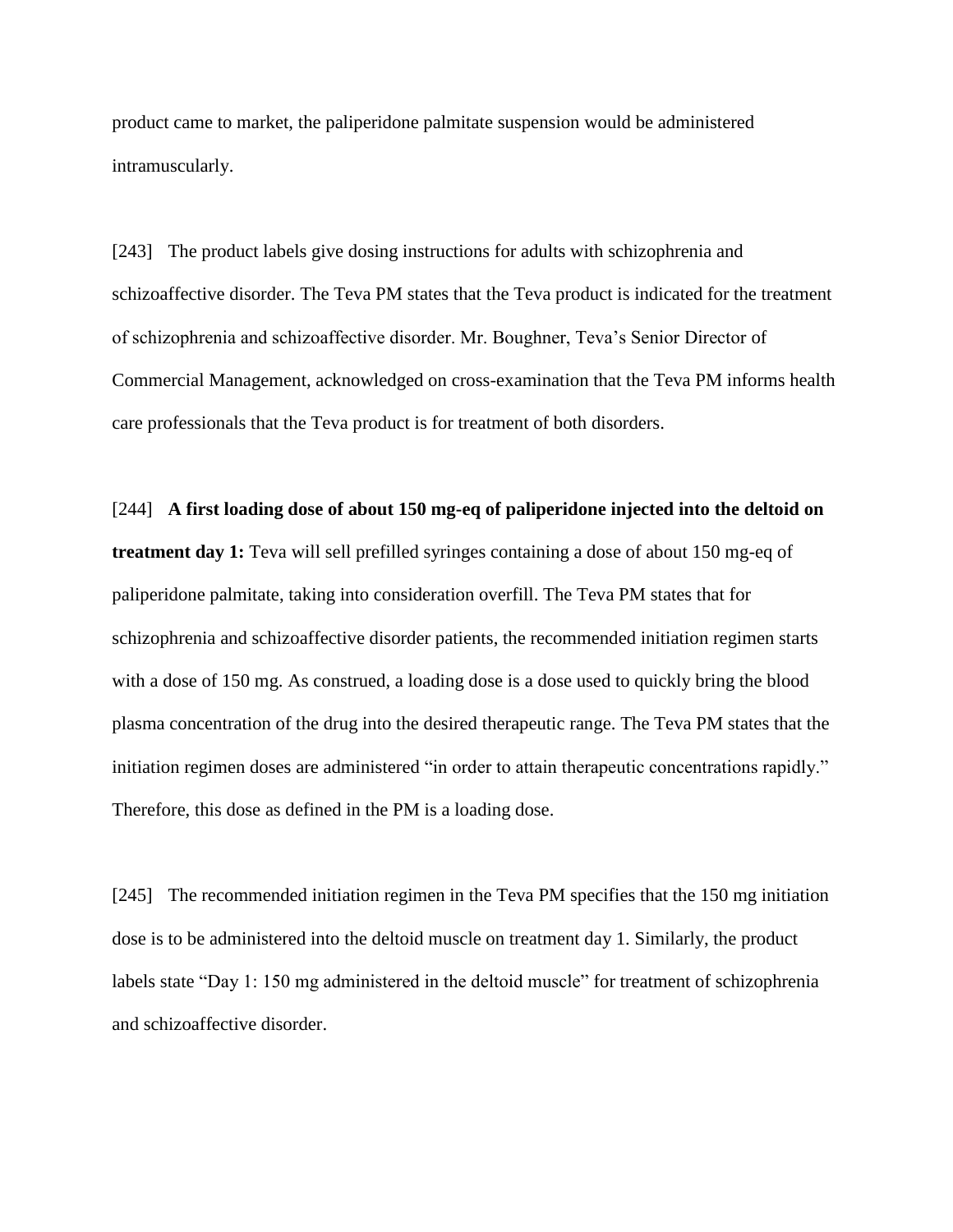product came to market, the paliperidone palmitate suspension would be administered intramuscularly.

[243] The product labels give dosing instructions for adults with schizophrenia and schizoaffective disorder. The Teva PM states that the Teva product is indicated for the treatment of schizophrenia and schizoaffective disorder. Mr. Boughner, Teva's Senior Director of Commercial Management, acknowledged on cross-examination that the Teva PM informs health care professionals that the Teva product is for treatment of both disorders.

[244] **A first loading dose of about 150 mg-eq of paliperidone injected into the deltoid on treatment day 1:** Teva will sell prefilled syringes containing a dose of about 150 mg-eq of paliperidone palmitate, taking into consideration overfill. The Teva PM states that for schizophrenia and schizoaffective disorder patients, the recommended initiation regimen starts with a dose of 150 mg. As construed, a loading dose is a dose used to quickly bring the blood plasma concentration of the drug into the desired therapeutic range. The Teva PM states that the initiation regimen doses are administered "in order to attain therapeutic concentrations rapidly." Therefore, this dose as defined in the PM is a loading dose.

[245] The recommended initiation regimen in the Teva PM specifies that the 150 mg initiation dose is to be administered into the deltoid muscle on treatment day 1. Similarly, the product labels state "Day 1: 150 mg administered in the deltoid muscle" for treatment of schizophrenia and schizoaffective disorder.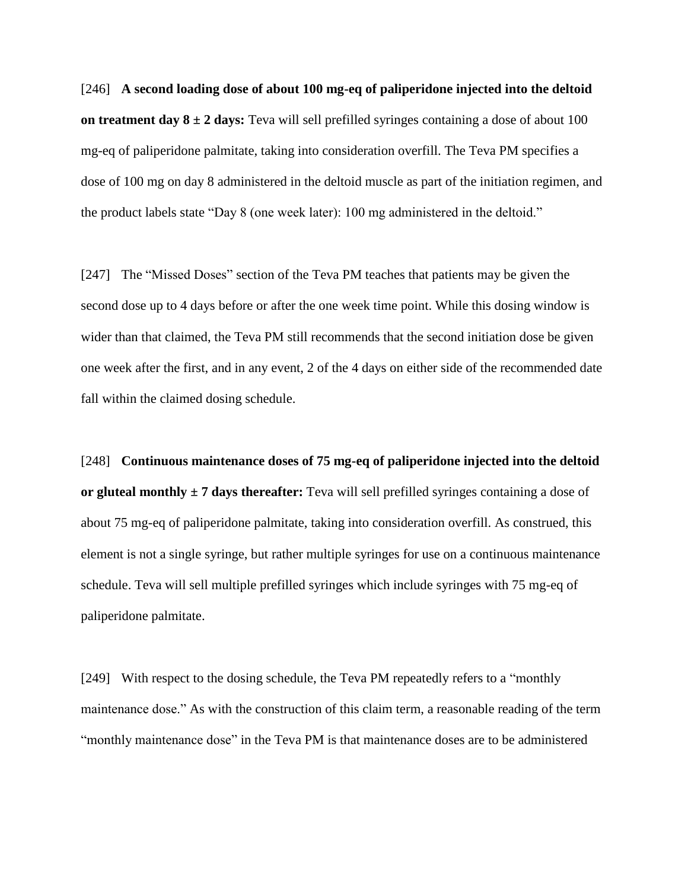[246] **A second loading dose of about 100 mg-eq of paliperidone injected into the deltoid on treatment day 8 ± 2 days:** Teva will sell prefilled syringes containing a dose of about 100 mg-eq of paliperidone palmitate, taking into consideration overfill. The Teva PM specifies a dose of 100 mg on day 8 administered in the deltoid muscle as part of the initiation regimen, and the product labels state "Day 8 (one week later): 100 mg administered in the deltoid."

[247] The "Missed Doses" section of the Teva PM teaches that patients may be given the second dose up to 4 days before or after the one week time point. While this dosing window is wider than that claimed, the Teva PM still recommends that the second initiation dose be given one week after the first, and in any event, 2 of the 4 days on either side of the recommended date fall within the claimed dosing schedule.

[248] **Continuous maintenance doses of 75 mg-eq of paliperidone injected into the deltoid or gluteal monthly ± 7 days thereafter:** Teva will sell prefilled syringes containing a dose of about 75 mg-eq of paliperidone palmitate, taking into consideration overfill. As construed, this element is not a single syringe, but rather multiple syringes for use on a continuous maintenance schedule. Teva will sell multiple prefilled syringes which include syringes with 75 mg-eq of paliperidone palmitate.

[249] With respect to the dosing schedule, the Teva PM repeatedly refers to a "monthly maintenance dose." As with the construction of this claim term, a reasonable reading of the term "monthly maintenance dose" in the Teva PM is that maintenance doses are to be administered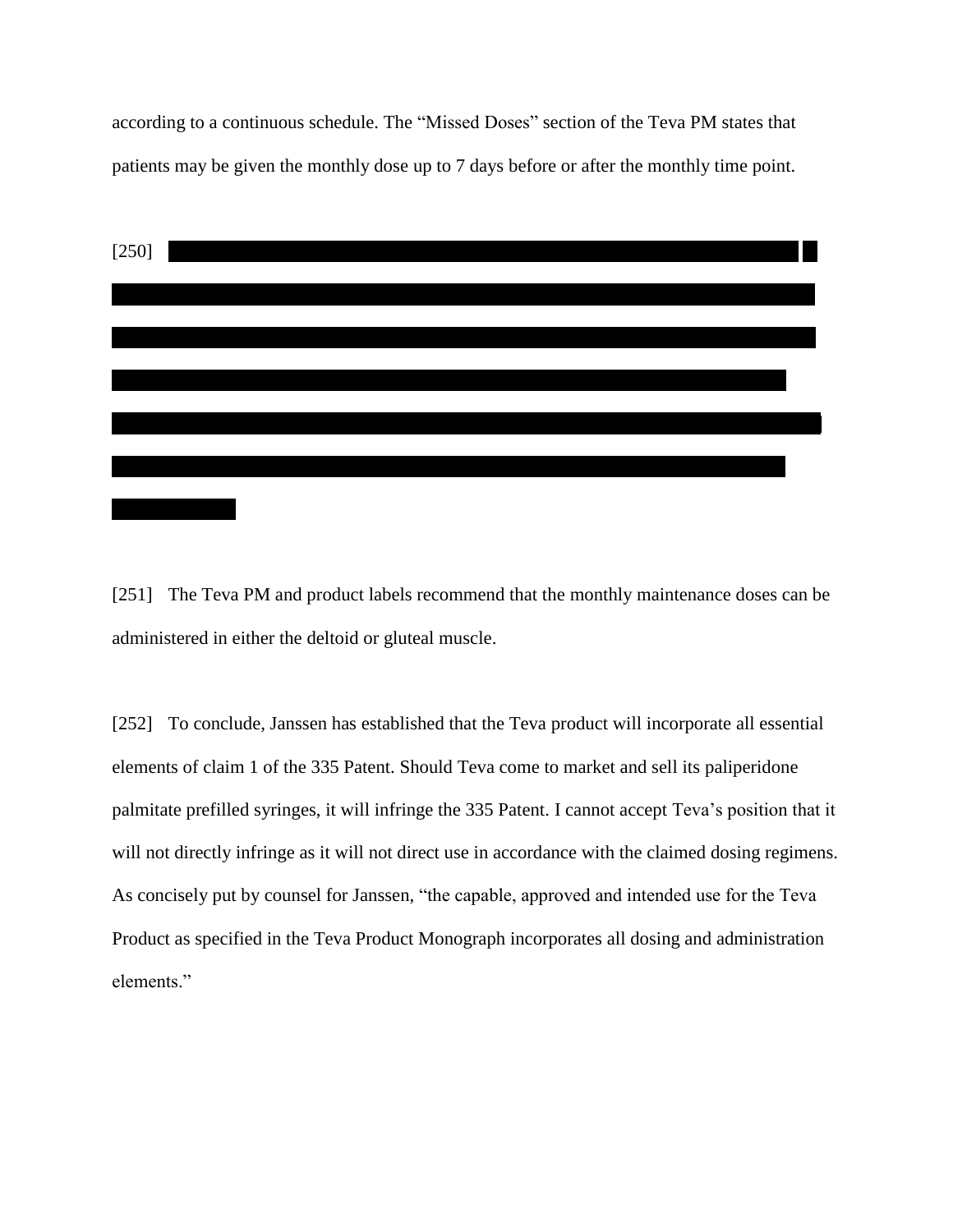according to a continuous schedule. The "Missed Doses" section of the Teva PM states that patients may be given the monthly dose up to 7 days before or after the monthly time point.

[250] 

[251] The Teva PM and product labels recommend that the monthly maintenance doses can be administered in either the deltoid or gluteal muscle.

[252] To conclude, Janssen has established that the Teva product will incorporate all essential elements of claim 1 of the 335 Patent. Should Teva come to market and sell its paliperidone palmitate prefilled syringes, it will infringe the 335 Patent. I cannot accept Teva's position that it will not directly infringe as it will not direct use in accordance with the claimed dosing regimens. As concisely put by counsel for Janssen, "the capable, approved and intended use for the Teva Product as specified in the Teva Product Monograph incorporates all dosing and administration elements."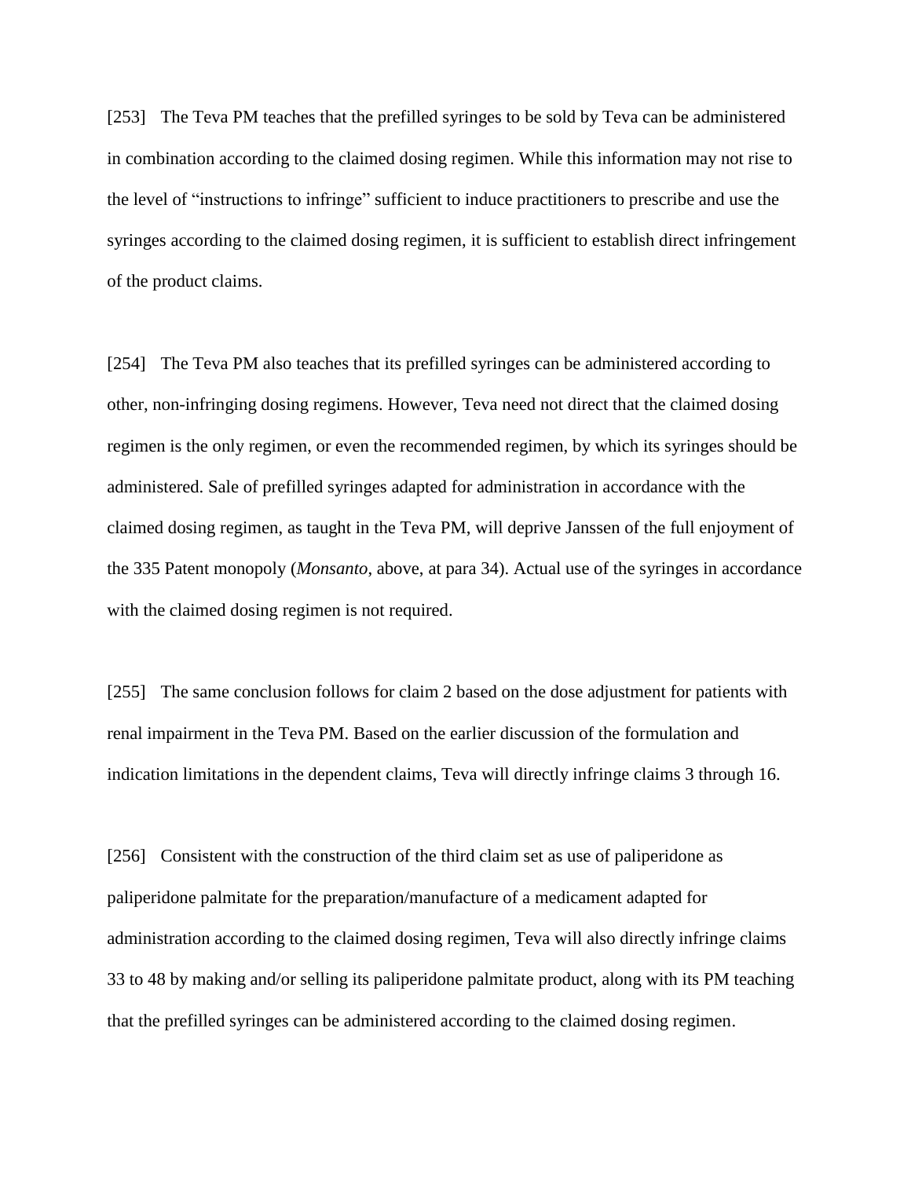[253] The Teva PM teaches that the prefilled syringes to be sold by Teva can be administered in combination according to the claimed dosing regimen. While this information may not rise to the level of "instructions to infringe" sufficient to induce practitioners to prescribe and use the syringes according to the claimed dosing regimen, it is sufficient to establish direct infringement of the product claims.

[254] The Teva PM also teaches that its prefilled syringes can be administered according to other, non-infringing dosing regimens. However, Teva need not direct that the claimed dosing regimen is the only regimen, or even the recommended regimen, by which its syringes should be administered. Sale of prefilled syringes adapted for administration in accordance with the claimed dosing regimen, as taught in the Teva PM, will deprive Janssen of the full enjoyment of the 335 Patent monopoly (*Monsanto*, above, at para 34). Actual use of the syringes in accordance with the claimed dosing regimen is not required.

[255] The same conclusion follows for claim 2 based on the dose adjustment for patients with renal impairment in the Teva PM. Based on the earlier discussion of the formulation and indication limitations in the dependent claims, Teva will directly infringe claims 3 through 16.

[256] Consistent with the construction of the third claim set as use of paliperidone as paliperidone palmitate for the preparation/manufacture of a medicament adapted for administration according to the claimed dosing regimen, Teva will also directly infringe claims 33 to 48 by making and/or selling its paliperidone palmitate product, along with its PM teaching that the prefilled syringes can be administered according to the claimed dosing regimen.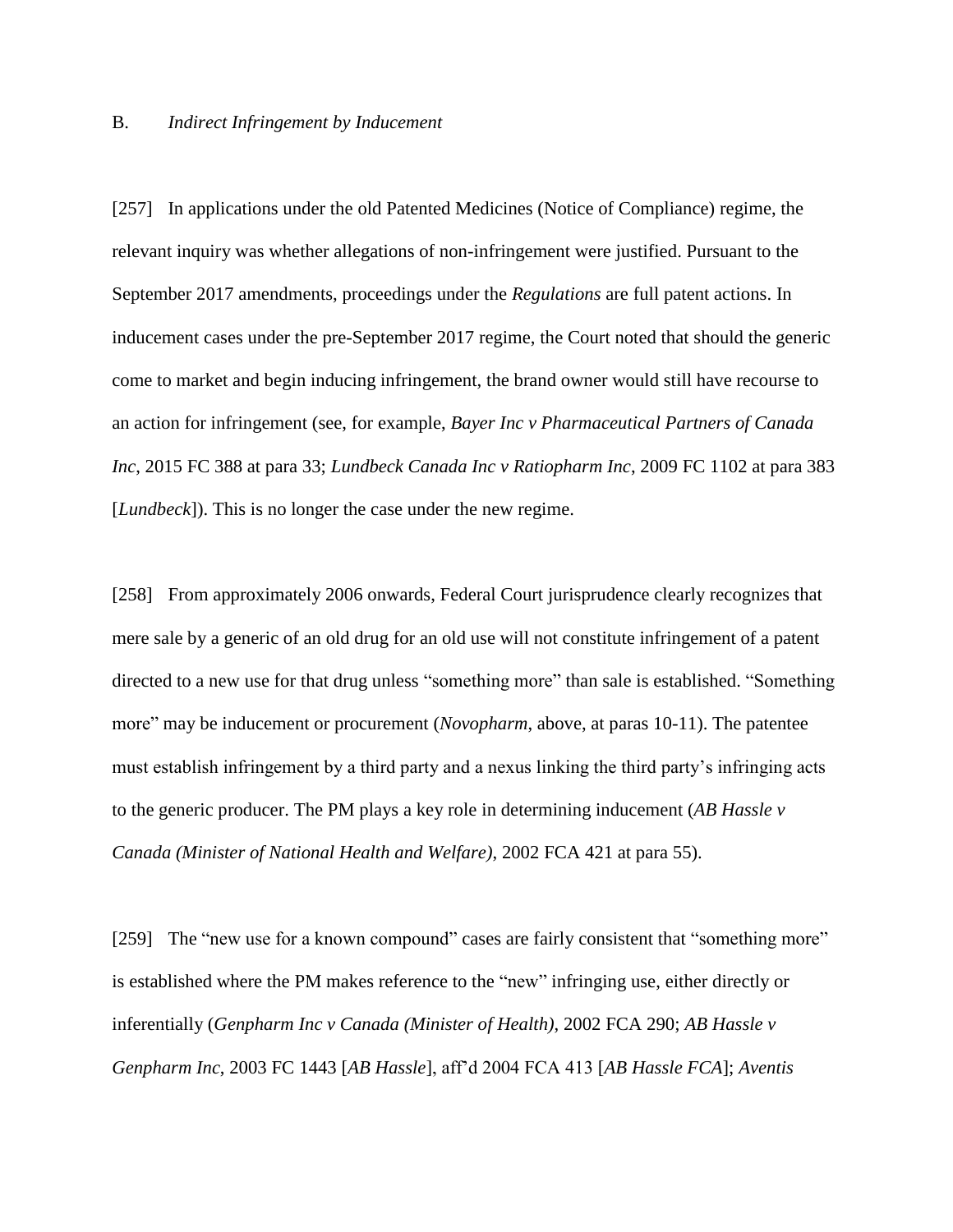B. *Indirect Infringement by Inducement*

[257] In applications under the old Patented Medicines (Notice of Compliance) regime, the relevant inquiry was whether allegations of non-infringement were justified. Pursuant to the September 2017 amendments, proceedings under the *Regulations* are full patent actions. In inducement cases under the pre-September 2017 regime, the Court noted that should the generic come to market and begin inducing infringement, the brand owner would still have recourse to an action for infringement (see, for example, *Bayer Inc v Pharmaceutical Partners of Canada Inc*, 2015 FC 388 at para 33; *Lundbeck Canada Inc v Ratiopharm Inc*, 2009 FC 1102 at para 383 [*Lundbeck*]). This is no longer the case under the new regime.

[258] From approximately 2006 onwards, Federal Court jurisprudence clearly recognizes that mere sale by a generic of an old drug for an old use will not constitute infringement of a patent directed to a new use for that drug unless "something more" than sale is established. "Something more" may be inducement or procurement (*Novopharm*, above, at paras 10-11). The patentee must establish infringement by a third party and a nexus linking the third party's infringing acts to the generic producer. The PM plays a key role in determining inducement (*AB Hassle v Canada (Minister of National Health and Welfare)*, 2002 FCA 421 at para 55).

[259] The "new use for a known compound" cases are fairly consistent that "something more" is established where the PM makes reference to the "new" infringing use, either directly or inferentially (*Genpharm Inc v Canada (Minister of Health)*, 2002 FCA 290; *AB Hassle v Genpharm Inc*, 2003 FC 1443 [*AB Hassle*], aff'd 2004 FCA 413 [*AB Hassle FCA*]; *Aventis*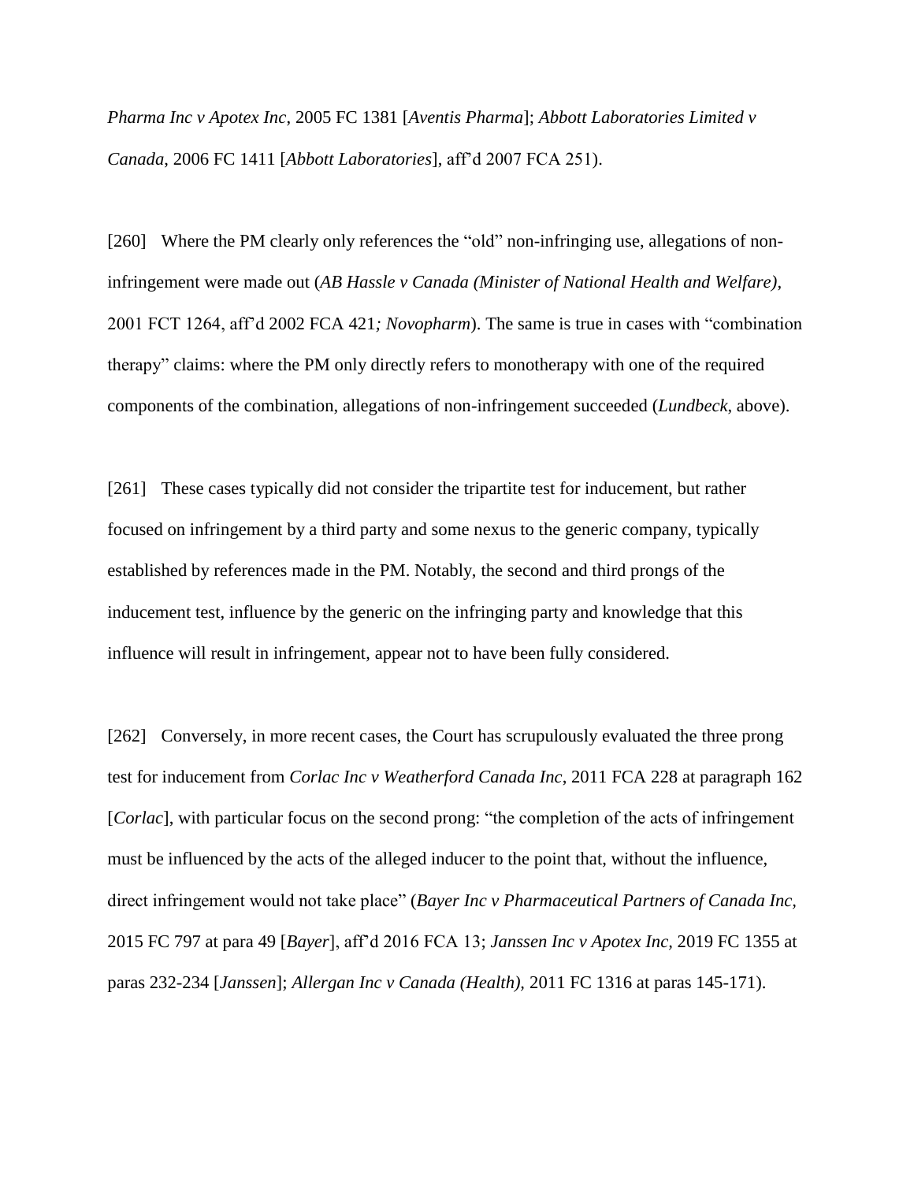*Pharma Inc v Apotex Inc*, 2005 FC 1381 [*Aventis Pharma*]; *Abbott Laboratories Limited v Canada*, 2006 FC 1411 [*Abbott Laboratories*], aff'd 2007 FCA 251).

[260] Where the PM clearly only references the "old" non-infringing use, allegations of non-infringement were made out (*AB Hassle v Canada (Minister of National Health and Welfare)*, 2001 FCT 1264, aff'd 2002 FCA 421*; Novopharm*). The same is true in cases with "combination therapy" claims: where the PM only directly refers to monotherapy with one of the required components of the combination, allegations of non-infringement succeeded (*Lundbeck*, above).

[261] These cases typically did not consider the tripartite test for inducement, but rather focused on infringement by a third party and some nexus to the generic company, typically established by references made in the PM. Notably, the second and third prongs of the inducement test, influence by the generic on the infringing party and knowledge that this influence will result in infringement, appear not to have been fully considered.

[262] Conversely, in more recent cases, the Court has scrupulously evaluated the three prong test for inducement from *Corlac Inc v Weatherford Canada Inc*, 2011 FCA 228 at paragraph 162 [*Corlac*], with particular focus on the second prong: "the completion of the acts of infringement must be influenced by the acts of the alleged inducer to the point that, without the influence, direct infringement would not take place" (*Bayer Inc v Pharmaceutical Partners of Canada Inc*, 2015 FC 797 at para 49 [*Bayer*], aff'd 2016 FCA 13; *Janssen Inc v Apotex Inc*, 2019 FC 1355 at paras 232-234 [*Janssen*]; *Allergan Inc v Canada (Health),* 2011 FC 1316 at paras 145-171).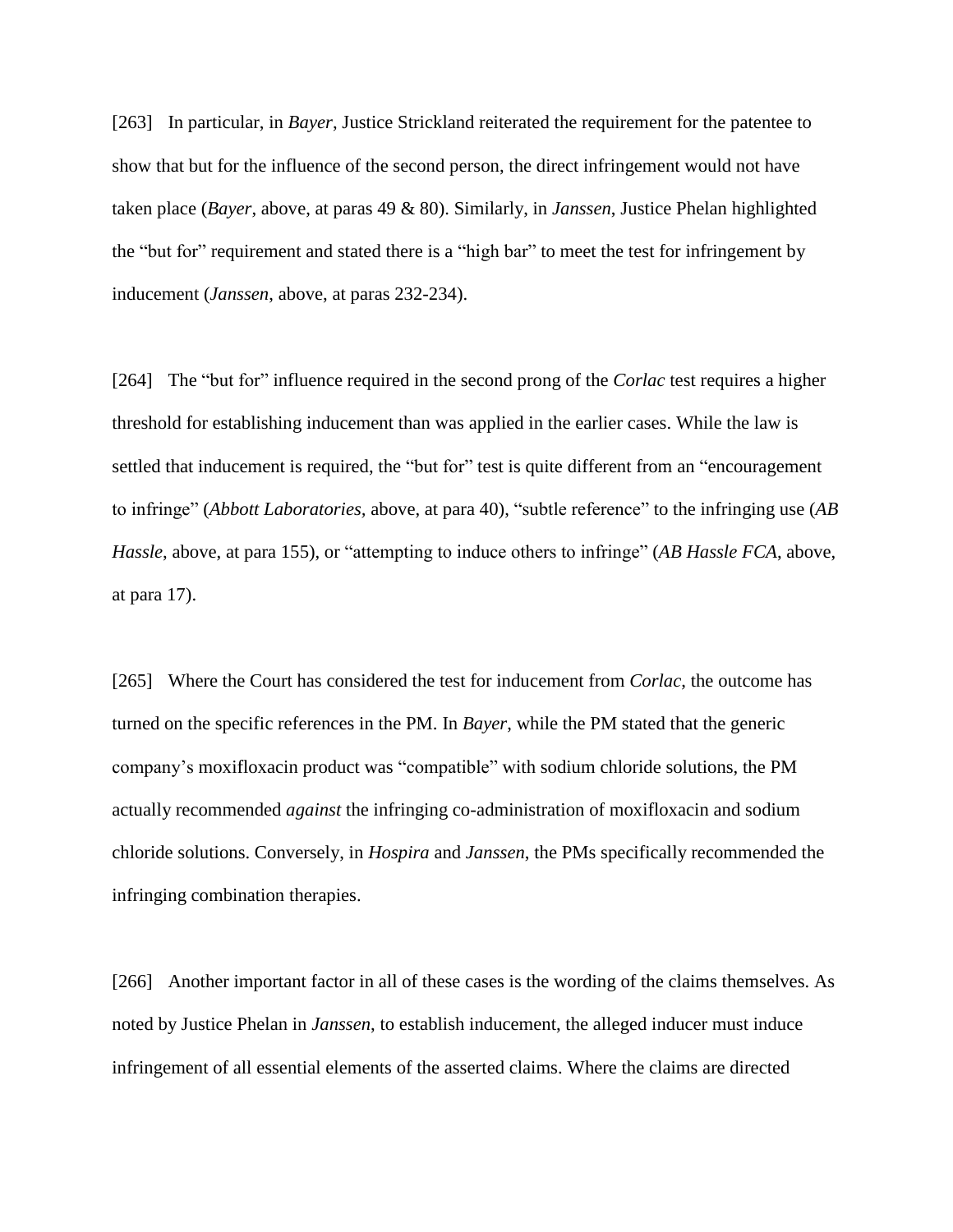[263] In particular, in *Bayer*, Justice Strickland reiterated the requirement for the patentee to show that but for the influence of the second person, the direct infringement would not have taken place (*Bayer*, above, at paras 49 & 80). Similarly, in *Janssen*, Justice Phelan highlighted the "but for" requirement and stated there is a "high bar" to meet the test for infringement by inducement (*Janssen*, above, at paras 232-234).

[264] The "but for" influence required in the second prong of the *Corlac* test requires a higher threshold for establishing inducement than was applied in the earlier cases. While the law is settled that inducement is required, the "but for" test is quite different from an "encouragement to infringe" (*Abbott Laboratories*, above, at para 40), "subtle reference" to the infringing use (*AB Hassle*, above, at para 155), or "attempting to induce others to infringe" (*AB Hassle FCA*, above, at para 17).

[265] Where the Court has considered the test for inducement from *Corlac*, the outcome has turned on the specific references in the PM. In *Bayer*, while the PM stated that the generic company's moxifloxacin product was "compatible" with sodium chloride solutions, the PM actually recommended *against* the infringing co-administration of moxifloxacin and sodium chloride solutions. Conversely, in *Hospira* and *Janssen*, the PMs specifically recommended the infringing combination therapies.

[266] Another important factor in all of these cases is the wording of the claims themselves. As noted by Justice Phelan in *Janssen*, to establish inducement, the alleged inducer must induce infringement of all essential elements of the asserted claims. Where the claims are directed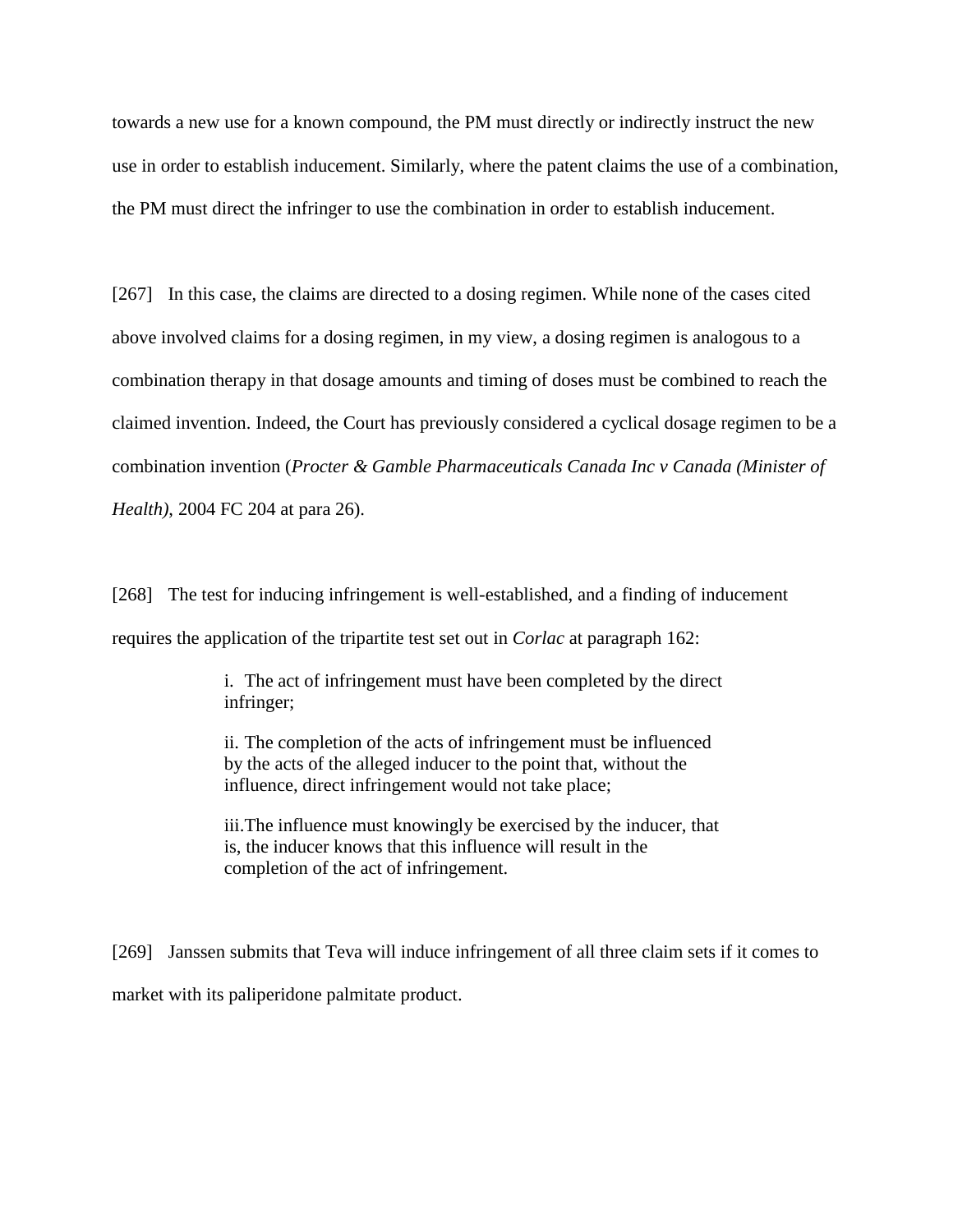towards a new use for a known compound, the PM must directly or indirectly instruct the new use in order to establish inducement. Similarly, where the patent claims the use of a combination, the PM must direct the infringer to use the combination in order to establish inducement.

[267] In this case, the claims are directed to a dosing regimen. While none of the cases cited above involved claims for a dosing regimen, in my view, a dosing regimen is analogous to a combination therapy in that dosage amounts and timing of doses must be combined to reach the claimed invention. Indeed, the Court has previously considered a cyclical dosage regimen to be a combination invention (*Procter & Gamble Pharmaceuticals Canada Inc v Canada (Minister of Health)*, 2004 FC 204 at para 26).

[268] The test for inducing infringement is well-established, and a finding of inducement requires the application of the tripartite test set out in *Corlac* at paragraph 162:

> i. The act of infringement must have been completed by the direct infringer;
>
> ii. The completion of the acts of infringement must be influenced by the acts of the alleged inducer to the point that, without the influence, direct infringement would not take place;
>
> iii.The influence must knowingly be exercised by the inducer, that is, the inducer knows that this influence will result in the completion of the act of infringement.

[269] Janssen submits that Teva will induce infringement of all three claim sets if it comes to market with its paliperidone palmitate product.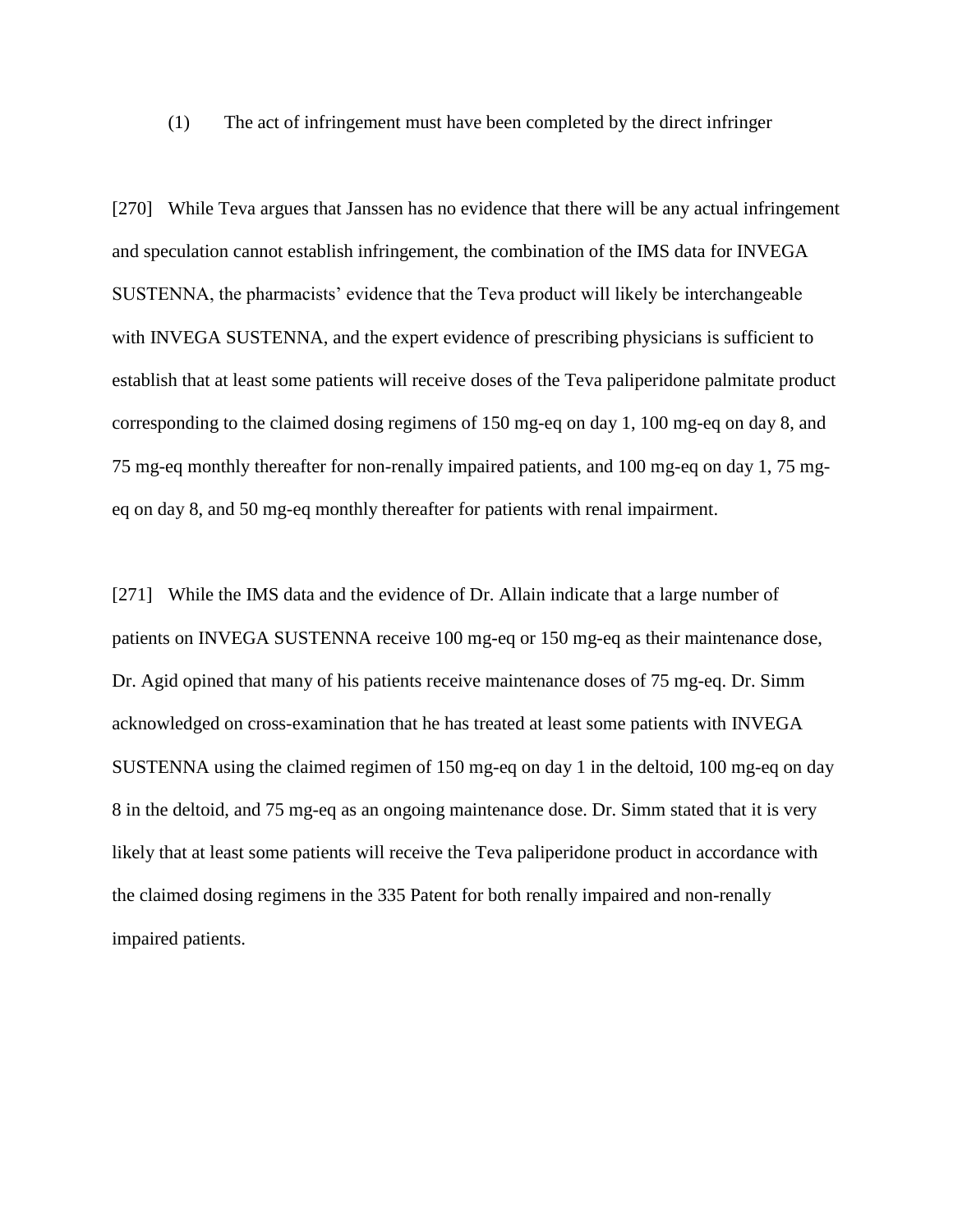(1) The act of infringement must have been completed by the direct infringer

[270] While Teva argues that Janssen has no evidence that there will be any actual infringement and speculation cannot establish infringement, the combination of the IMS data for INVEGA SUSTENNA, the pharmacists' evidence that the Teva product will likely be interchangeable with INVEGA SUSTENNA, and the expert evidence of prescribing physicians is sufficient to establish that at least some patients will receive doses of the Teva paliperidone palmitate product corresponding to the claimed dosing regimens of 150 mg-eq on day 1, 100 mg-eq on day 8, and 75 mg-eq monthly thereafter for non-renally impaired patients, and 100 mg-eq on day 1, 75 mg-eq on day 8, and 50 mg-eq monthly thereafter for patients with renal impairment.

[271] While the IMS data and the evidence of Dr. Allain indicate that a large number of patients on INVEGA SUSTENNA receive 100 mg-eq or 150 mg-eq as their maintenance dose, Dr. Agid opined that many of his patients receive maintenance doses of 75 mg-eq. Dr. Simm acknowledged on cross-examination that he has treated at least some patients with INVEGA SUSTENNA using the claimed regimen of 150 mg-eq on day 1 in the deltoid, 100 mg-eq on day 8 in the deltoid, and 75 mg-eq as an ongoing maintenance dose. Dr. Simm stated that it is very likely that at least some patients will receive the Teva paliperidone product in accordance with the claimed dosing regimens in the 335 Patent for both renally impaired and non-renally impaired patients.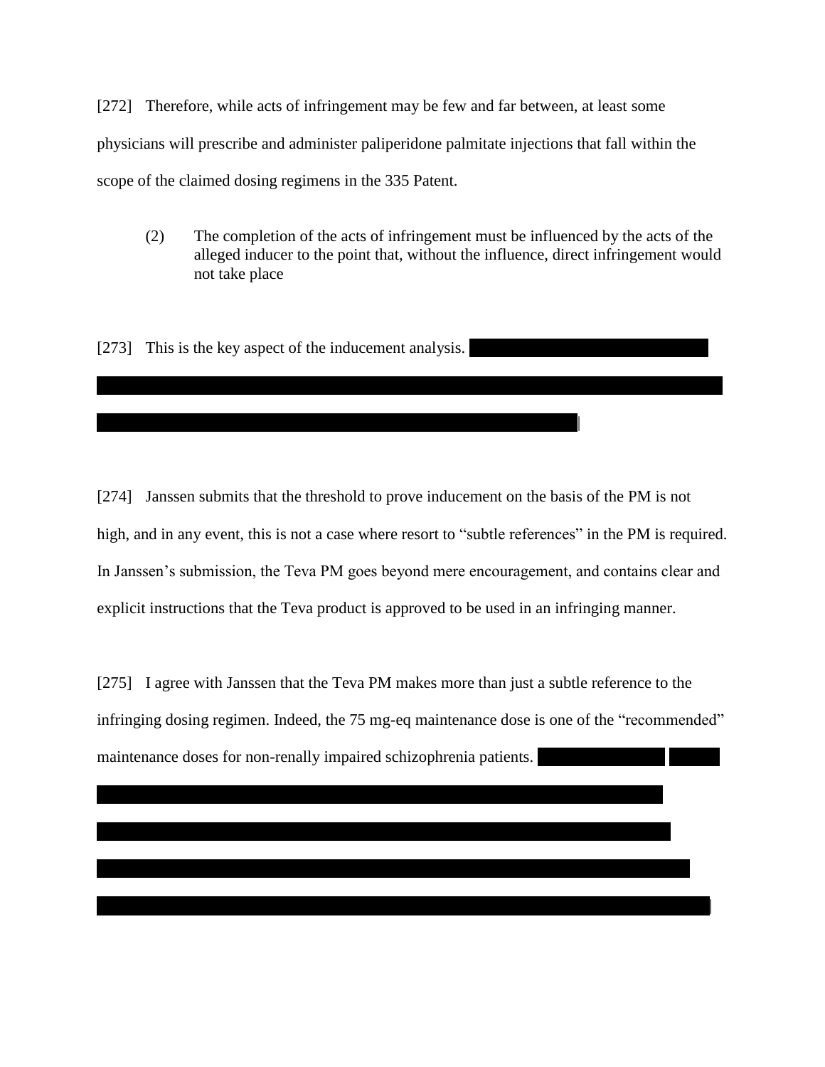[272] Therefore, while acts of infringement may be few and far between, at least some physicians will prescribe and administer paliperidone palmitate injections that fall within the scope of the claimed dosing regimens in the 335 Patent.

> (2) The completion of the acts of infringement must be influenced by the acts of the alleged inducer to the point that, without the influence, direct infringement would not take place

[273] This is the key aspect of the inducement analysis.

[274] Janssen submits that the threshold to prove inducement on the basis of the PM is not high, and in any event, this is not a case where resort to "subtle references" in the PM is required. In Janssen's submission, the Teva PM goes beyond mere encouragement, and contains clear and explicit instructions that the Teva product is approved to be used in an infringing manner.

[275] I agree with Janssen that the Teva PM makes more than just a subtle reference to the infringing dosing regimen. Indeed, the 75 mg-eq maintenance dose is one of the "recommended" maintenance doses for non-renally impaired schizophrenia patients.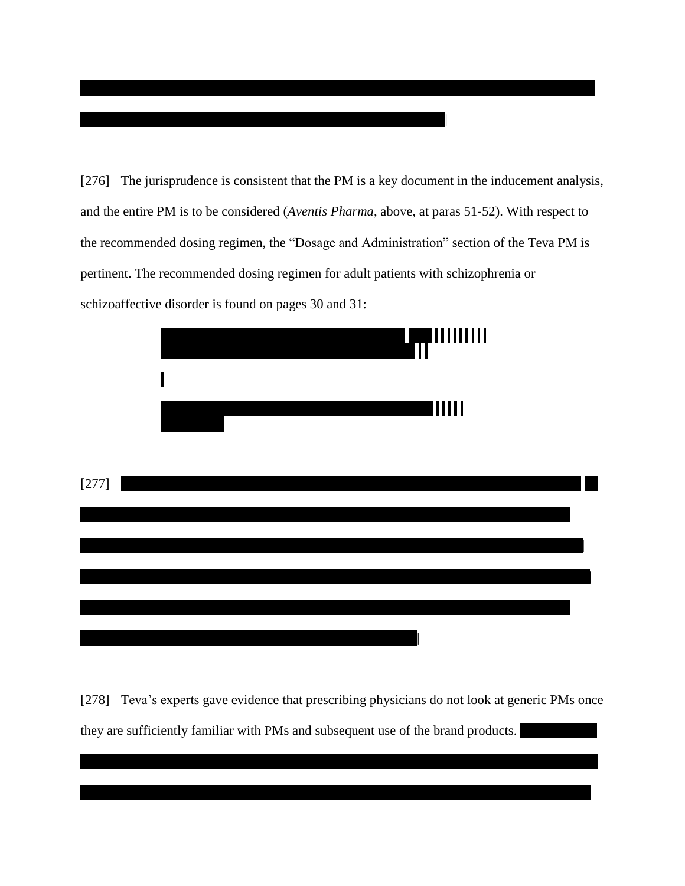[276] The jurisprudence is consistent that the PM is a key document in the inducement analysis, and the entire PM is to be considered (*Aventis Pharma*, above, at paras 51-52). With respect to the recommended dosing regimen, the "Dosage and Administration" section of the Teva PM is pertinent. The recommended dosing regimen for adult patients with schizophrenia or schizoaffective disorder is found on pages 30 and 31:

[277]

[278] Teva's experts gave evidence that prescribing physicians do not look at generic PMs once they are sufficiently familiar with PMs and subsequent use of the brand products.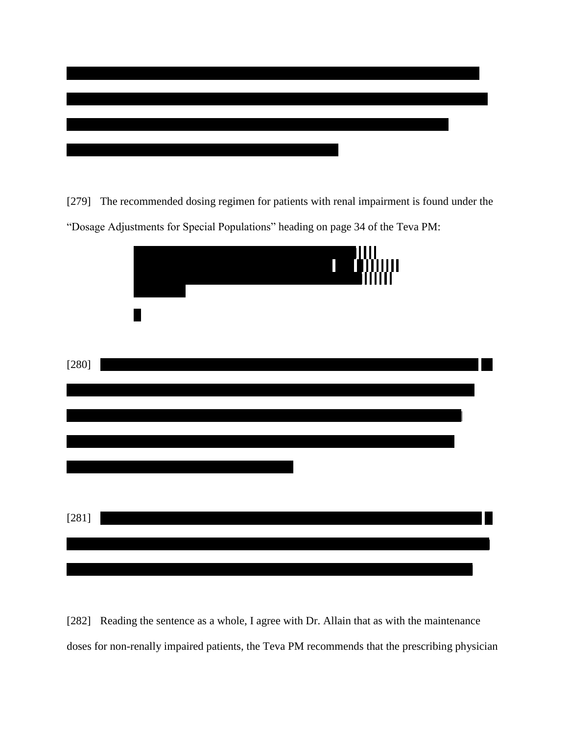[279] The recommended dosing regimen for patients with renal impairment is found under the "Dosage Adjustments for Special Populations" heading on page 34 of the Teva PM:

[280]

[281]

[282] Reading the sentence as a whole, I agree with Dr. Allain that as with the maintenance doses for non-renally impaired patients, the Teva PM recommends that the prescribing physician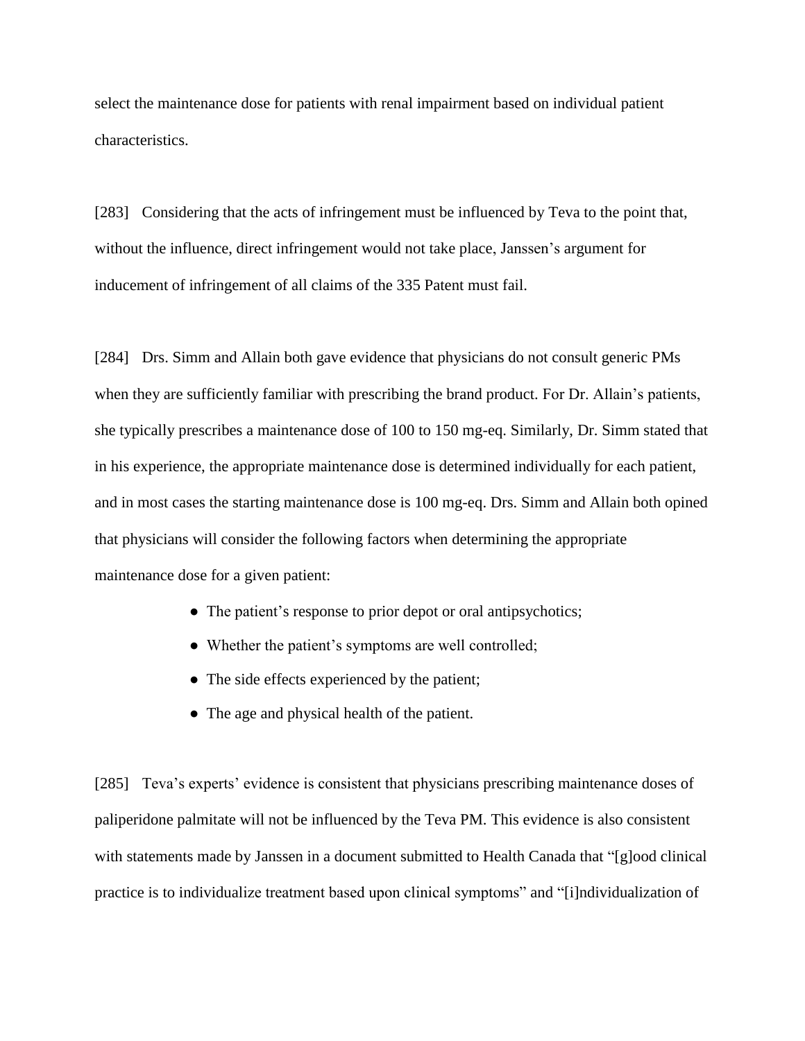select the maintenance dose for patients with renal impairment based on individual patient characteristics.

[283] Considering that the acts of infringement must be influenced by Teva to the point that, without the influence, direct infringement would not take place, Janssen's argument for inducement of infringement of all claims of the 335 Patent must fail.

[284] Drs. Simm and Allain both gave evidence that physicians do not consult generic PMs when they are sufficiently familiar with prescribing the brand product. For Dr. Allain's patients, she typically prescribes a maintenance dose of 100 to 150 mg-eq. Similarly, Dr. Simm stated that in his experience, the appropriate maintenance dose is determined individually for each patient, and in most cases the starting maintenance dose is 100 mg-eq. Drs. Simm and Allain both opined that physicians will consider the following factors when determining the appropriate maintenance dose for a given patient:

- The patient's response to prior depot or oral antipsychotics;
- Whether the patient's symptoms are well controlled;
- The side effects experienced by the patient;
- The age and physical health of the patient.

[285] Teva's experts' evidence is consistent that physicians prescribing maintenance doses of paliperidone palmitate will not be influenced by the Teva PM. This evidence is also consistent with statements made by Janssen in a document submitted to Health Canada that "[g]ood clinical practice is to individualize treatment based upon clinical symptoms" and "[i]ndividualization of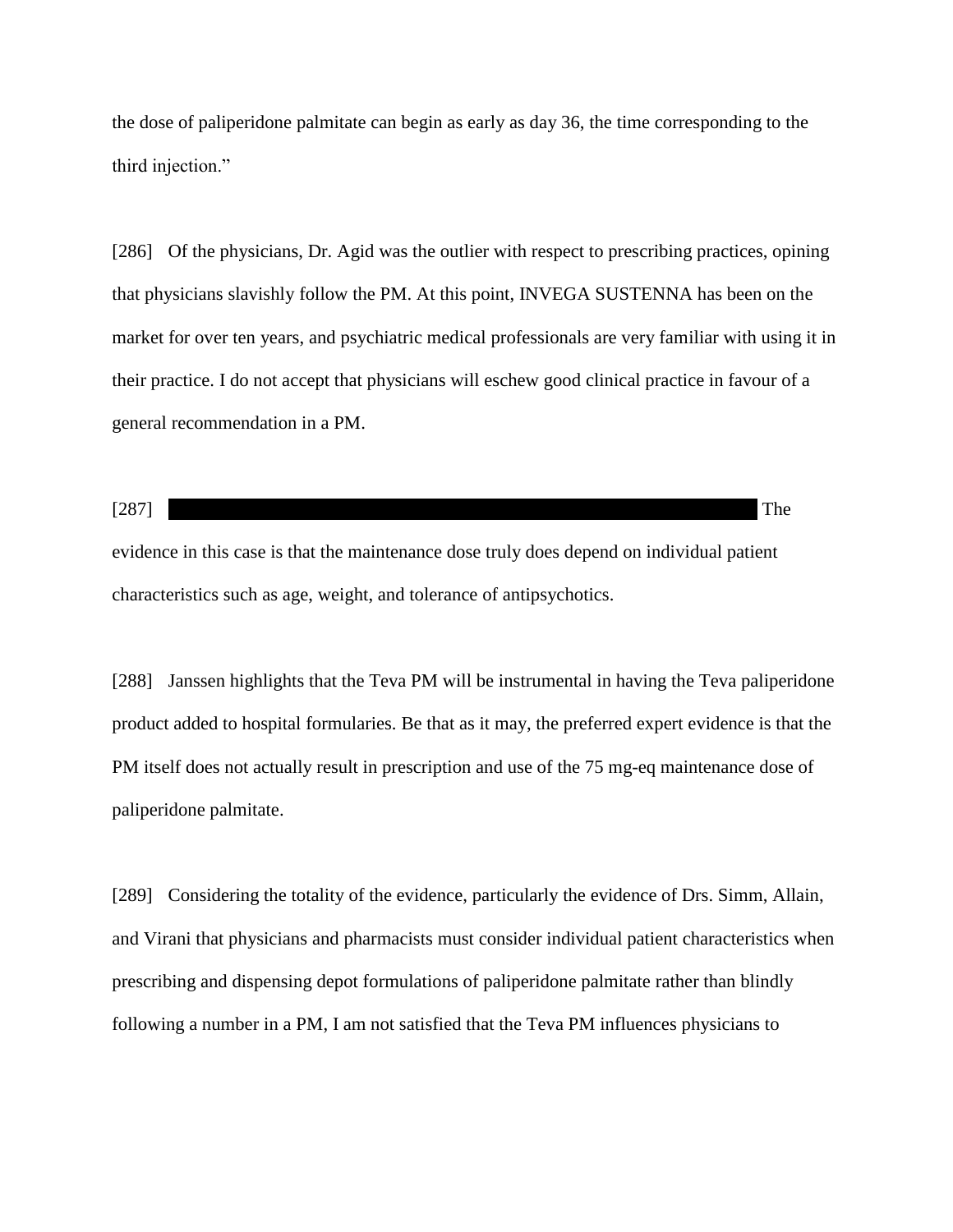the dose of paliperidone palmitate can begin as early as day 36, the time corresponding to the third injection."

[286] Of the physicians, Dr. Agid was the outlier with respect to prescribing practices, opining that physicians slavishly follow the PM. At this point, INVEGA SUSTENNA has been on the market for over ten years, and psychiatric medical professionals are very familiar with using it in their practice. I do not accept that physicians will eschew good clinical practice in favour of a general recommendation in a PM.

[287] The evidence in this case is that the maintenance dose truly does depend on individual patient characteristics such as age, weight, and tolerance of antipsychotics.

[288] Janssen highlights that the Teva PM will be instrumental in having the Teva paliperidone product added to hospital formularies. Be that as it may, the preferred expert evidence is that the PM itself does not actually result in prescription and use of the 75 mg-eq maintenance dose of paliperidone palmitate.

[289] Considering the totality of the evidence, particularly the evidence of Drs. Simm, Allain, and Virani that physicians and pharmacists must consider individual patient characteristics when prescribing and dispensing depot formulations of paliperidone palmitate rather than blindly following a number in a PM, I am not satisfied that the Teva PM influences physicians to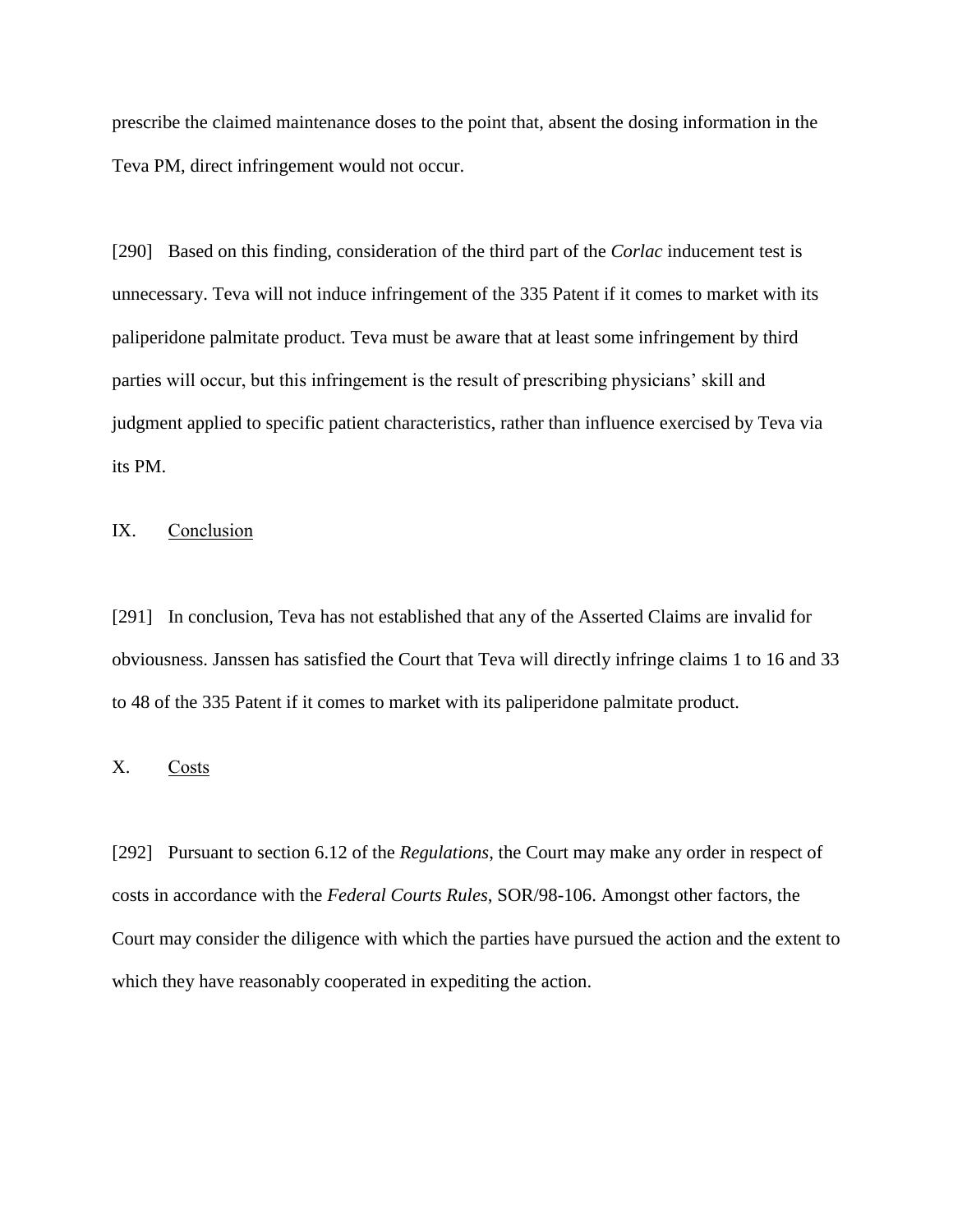prescribe the claimed maintenance doses to the point that, absent the dosing information in the Teva PM, direct infringement would not occur.

[290] Based on this finding, consideration of the third part of the *Corlac* inducement test is unnecessary. Teva will not induce infringement of the 335 Patent if it comes to market with its paliperidone palmitate product. Teva must be aware that at least some infringement by third parties will occur, but this infringement is the result of prescribing physicians' skill and judgment applied to specific patient characteristics, rather than influence exercised by Teva via its PM.

## IX. Conclusion

[291] In conclusion, Teva has not established that any of the Asserted Claims are invalid for obviousness. Janssen has satisfied the Court that Teva will directly infringe claims 1 to 16 and 33 to 48 of the 335 Patent if it comes to market with its paliperidone palmitate product.

## X. Costs

[292] Pursuant to section 6.12 of the *Regulations*, the Court may make any order in respect of costs in accordance with the *Federal Courts Rules*, SOR/98-106. Amongst other factors, the Court may consider the diligence with which the parties have pursued the action and the extent to which they have reasonably cooperated in expediting the action.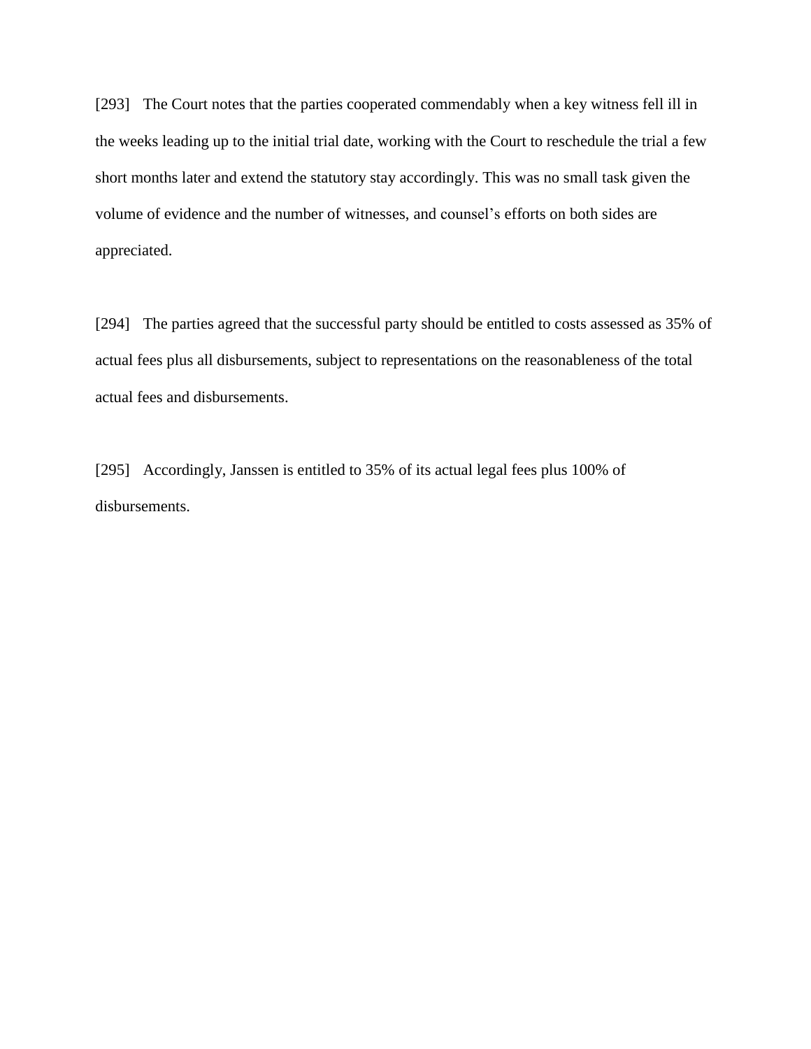[293] The Court notes that the parties cooperated commendably when a key witness fell ill in the weeks leading up to the initial trial date, working with the Court to reschedule the trial a few short months later and extend the statutory stay accordingly. This was no small task given the volume of evidence and the number of witnesses, and counsel's efforts on both sides are appreciated.

[294] The parties agreed that the successful party should be entitled to costs assessed as 35% of actual fees plus all disbursements, subject to representations on the reasonableness of the total actual fees and disbursements.

[295] Accordingly, Janssen is entitled to 35% of its actual legal fees plus 100% of disbursements.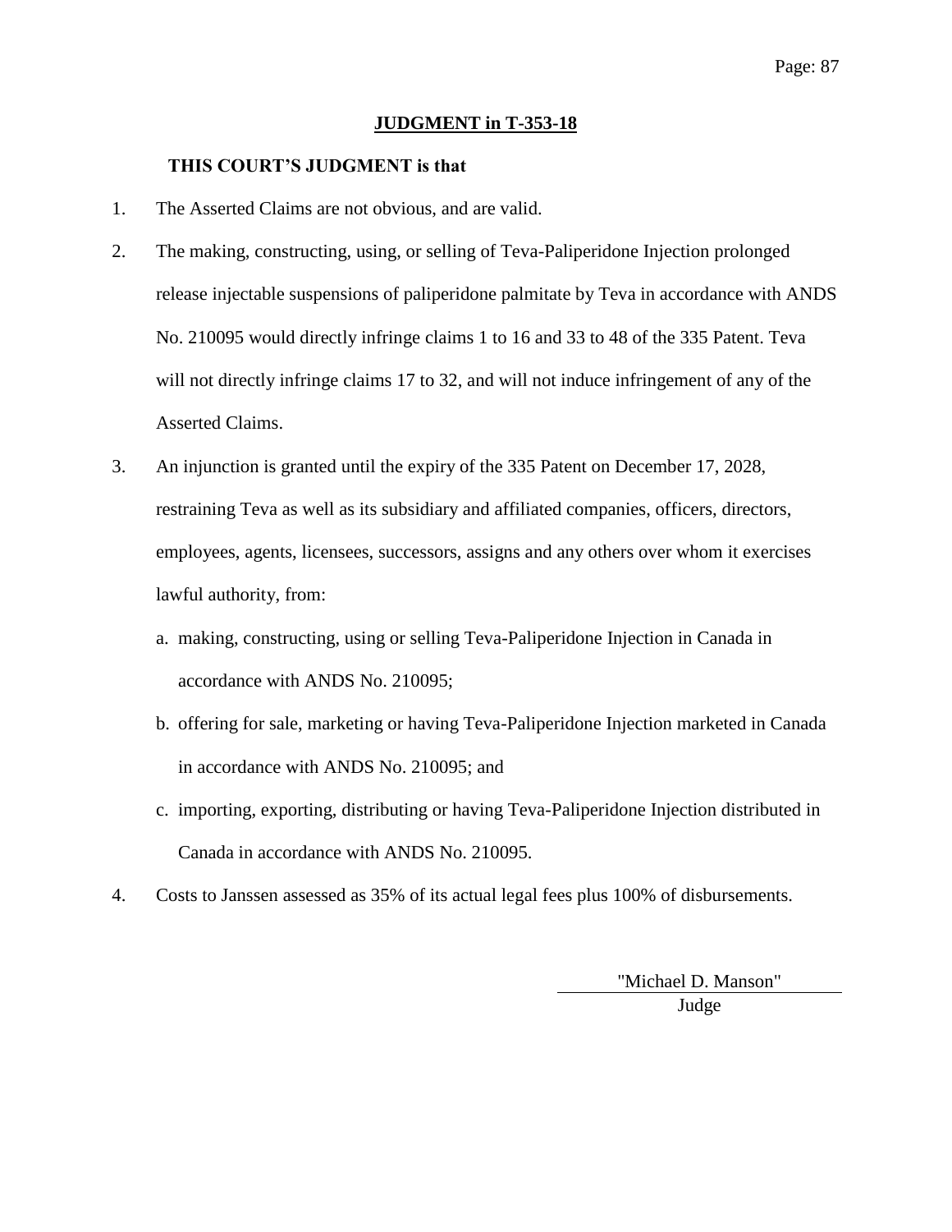## JUDGMENT in T-353-18

**THIS COURT'S JUDGMENT is that**

1. The Asserted Claims are not obvious, and are valid.

2. The making, constructing, using, or selling of Teva-Paliperidone Injection prolonged release injectable suspensions of paliperidone palmitate by Teva in accordance with ANDS No. 210095 would directly infringe claims 1 to 16 and 33 to 48 of the 335 Patent. Teva will not directly infringe claims 17 to 32, and will not induce infringement of any of the Asserted Claims.

3. An injunction is granted until the expiry of the 335 Patent on December 17, 2028, restraining Teva as well as its subsidiary and affiliated companies, officers, directors, employees, agents, licensees, successors, assigns and any others over whom it exercises lawful authority, from:

   a. making, constructing, using or selling Teva-Paliperidone Injection in Canada in accordance with ANDS No. 210095;

   b. offering for sale, marketing or having Teva-Paliperidone Injection marketed in Canada in accordance with ANDS No. 210095; and

   c. importing, exporting, distributing or having Teva-Paliperidone Injection distributed in Canada in accordance with ANDS No. 210095.

4. Costs to Janssen assessed as 35% of its actual legal fees plus 100% of disbursements.

"Michael D. Manson"

Judge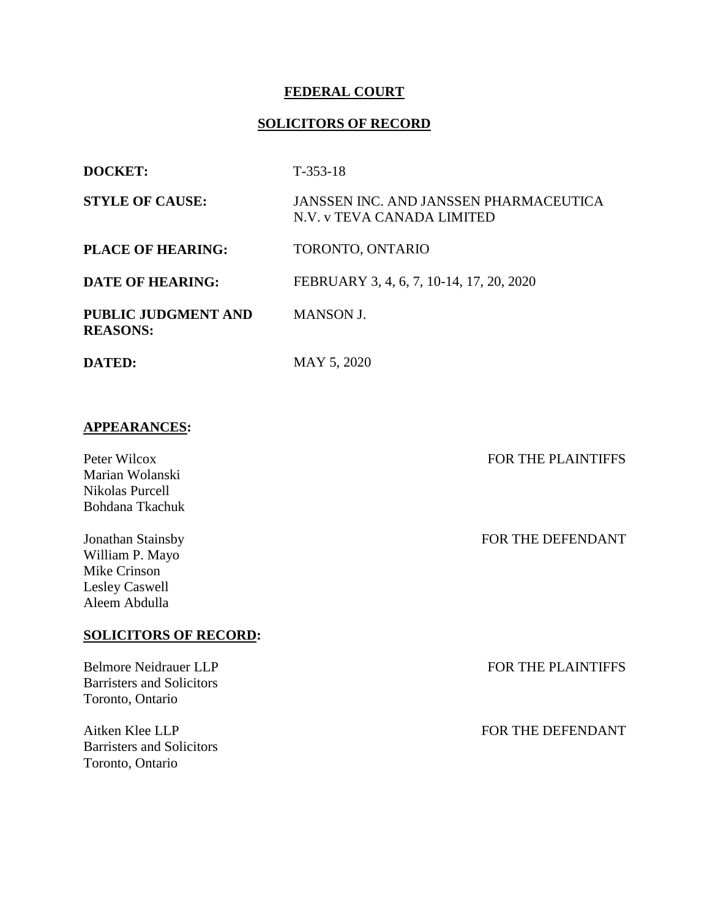**FEDERAL COURT**

**SOLICITORS OF RECORD**

| | |
|---|---|
| **DOCKET:** | T-353-18 |
| **STYLE OF CAUSE:** | JANSSEN INC. AND JANSSEN PHARMACEUTICA N.V. v TEVA CANADA LIMITED |
| **PLACE OF HEARING:** | TORONTO, ONTARIO |
| **DATE OF HEARING:** | FEBRUARY 3, 4, 6, 7, 10-14, 17, 20, 2020 |
| **PUBLIC JUDGMENT AND REASONS:** | MANSON J. |
| **DATED:** | MAY 5, 2020 |

**APPEARANCES:**

| | |
|---|---|
| Peter Wilcox<br>Marian Wolanski<br>Nikolas Purcell<br>Bohdana Tkachuk | FOR THE PLAINTIFFS |
| Jonathan Stainsby<br>William P. Mayo<br>Mike Crinson<br>Lesley Caswell<br>Aleem Abdulla | FOR THE DEFENDANT |

**SOLICITORS OF RECORD:**

| | |
|---|---|
| Belmore Neidrauer LLP<br>Barristers and Solicitors<br>Toronto, Ontario | FOR THE PLAINTIFFS |
| Aitken Klee LLP<br>Barristers and Solicitors<br>Toronto, Ontario | FOR THE DEFENDANT |